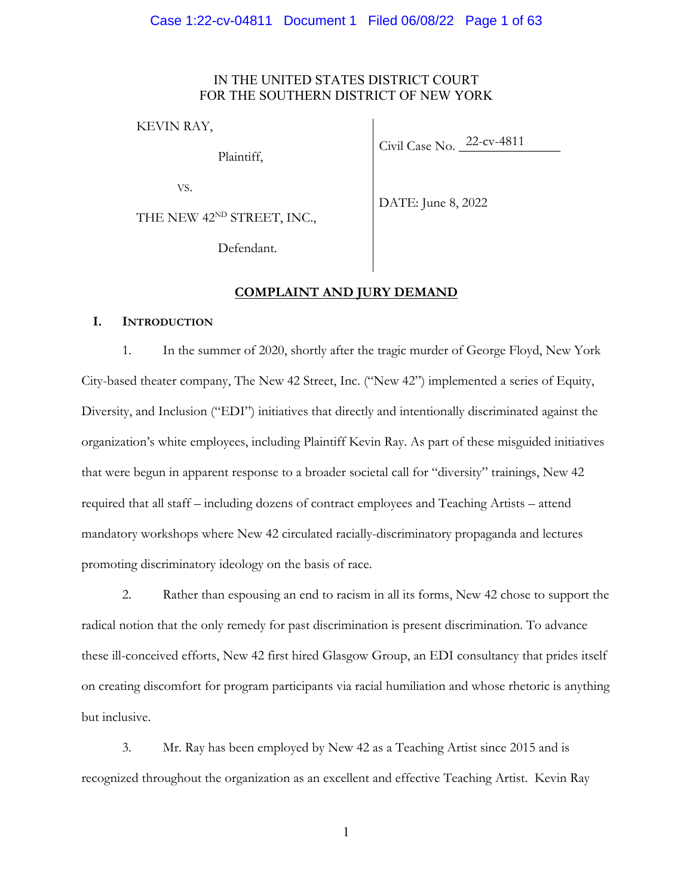IN THE UNITED STATES DISTRICT COURT
FOR THE SOUTHERN DISTRICT OF NEW YORK

| | |
|---|---|
| KEVIN RAY,<br><br>Plaintiff,<br><br>vs.<br><br>THE NEW 42ND STREET, INC.,<br><br>Defendant. | Civil Case No. 22-cv-4811<br><br>DATE: June 8, 2022 |

**COMPLAINT AND JURY DEMAND**

## I. INTRODUCTION

1. In the summer of 2020, shortly after the tragic murder of George Floyd, New York City-based theater company, The New 42 Street, Inc. ("New 42") implemented a series of Equity, Diversity, and Inclusion ("EDI") initiatives that directly and intentionally discriminated against the organization's white employees, including Plaintiff Kevin Ray. As part of these misguided initiatives that were begun in apparent response to a broader societal call for "diversity" trainings, New 42 required that all staff – including dozens of contract employees and Teaching Artists – attend mandatory workshops where New 42 circulated racially-discriminatory propaganda and lectures promoting discriminatory ideology on the basis of race.

2. Rather than espousing an end to racism in all its forms, New 42 chose to support the radical notion that the only remedy for past discrimination is present discrimination. To advance these ill-conceived efforts, New 42 first hired Glasgow Group, an EDI consultancy that prides itself on creating discomfort for program participants via racial humiliation and whose rhetoric is anything but inclusive.

3. Mr. Ray has been employed by New 42 as a Teaching Artist since 2015 and is recognized throughout the organization as an excellent and effective Teaching Artist. Kevin Ray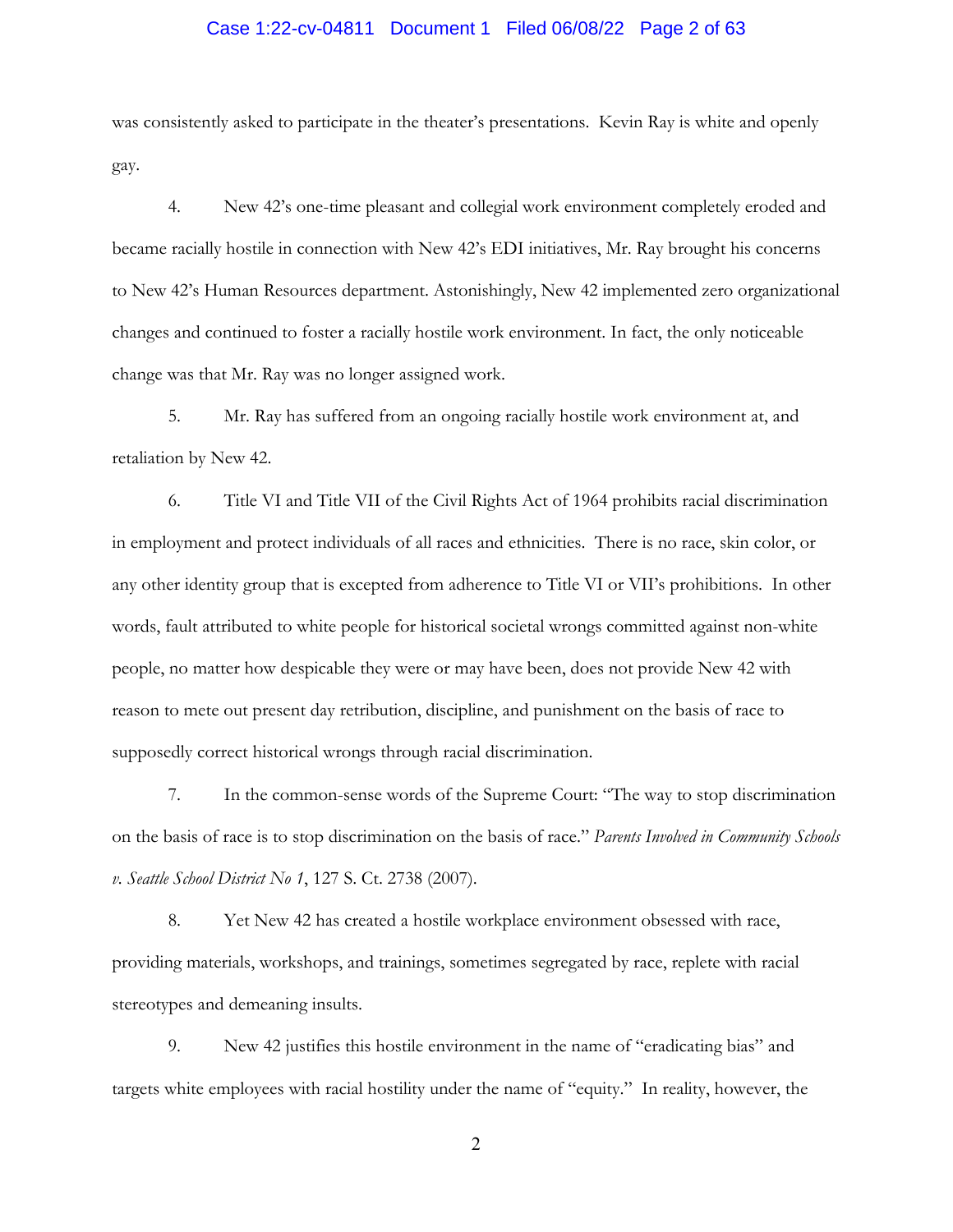was consistently asked to participate in the theater's presentations. Kevin Ray is white and openly gay.

4. New 42's one-time pleasant and collegial work environment completely eroded and became racially hostile in connection with New 42's EDI initiatives, Mr. Ray brought his concerns to New 42's Human Resources department. Astonishingly, New 42 implemented zero organizational changes and continued to foster a racially hostile work environment. In fact, the only noticeable change was that Mr. Ray was no longer assigned work.

5. Mr. Ray has suffered from an ongoing racially hostile work environment at, and retaliation by New 42.

6. Title VI and Title VII of the Civil Rights Act of 1964 prohibits racial discrimination in employment and protect individuals of all races and ethnicities. There is no race, skin color, or any other identity group that is excepted from adherence to Title VI or VII's prohibitions. In other words, fault attributed to white people for historical societal wrongs committed against non-white people, no matter how despicable they were or may have been, does not provide New 42 with reason to mete out present day retribution, discipline, and punishment on the basis of race to supposedly correct historical wrongs through racial discrimination.

7. In the common-sense words of the Supreme Court: "The way to stop discrimination on the basis of race is to stop discrimination on the basis of race." *Parents Involved in Community Schools v. Seattle School District No 1*, 127 S. Ct. 2738 (2007).

8. Yet New 42 has created a hostile workplace environment obsessed with race, providing materials, workshops, and trainings, sometimes segregated by race, replete with racial stereotypes and demeaning insults.

9. New 42 justifies this hostile environment in the name of "eradicating bias" and targets white employees with racial hostility under the name of "equity." In reality, however, the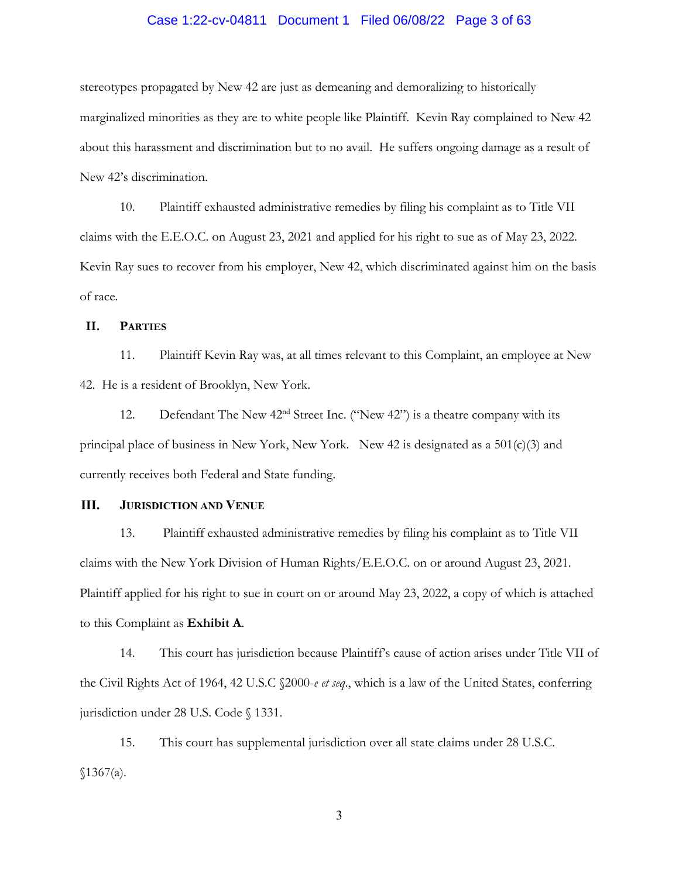stereotypes propagated by New 42 are just as demeaning and demoralizing to historically marginalized minorities as they are to white people like Plaintiff. Kevin Ray complained to New 42 about this harassment and discrimination but to no avail. He suffers ongoing damage as a result of New 42's discrimination.

10. Plaintiff exhausted administrative remedies by filing his complaint as to Title VII claims with the E.E.O.C. on August 23, 2021 and applied for his right to sue as of May 23, 2022. Kevin Ray sues to recover from his employer, New 42, which discriminated against him on the basis of race.

## II. Parties

11. Plaintiff Kevin Ray was, at all times relevant to this Complaint, an employee at New 42. He is a resident of Brooklyn, New York.

12. Defendant The New 42nd Street Inc. ("New 42") is a theatre company with its principal place of business in New York, New York. New 42 is designated as a 501(c)(3) and currently receives both Federal and State funding.

## III. Jurisdiction and Venue

13. Plaintiff exhausted administrative remedies by filing his complaint as to Title VII claims with the New York Division of Human Rights/E.E.O.C. on or around August 23, 2021. Plaintiff applied for his right to sue in court on or around May 23, 2022, a copy of which is attached to this Complaint as **Exhibit A**.

14. This court has jurisdiction because Plaintiff's cause of action arises under Title VII of the Civil Rights Act of 1964, 42 U.S.C §2000-*e et seq*., which is a law of the United States, conferring jurisdiction under 28 U.S. Code § 1331.

15. This court has supplemental jurisdiction over all state claims under 28 U.S.C. §1367(a).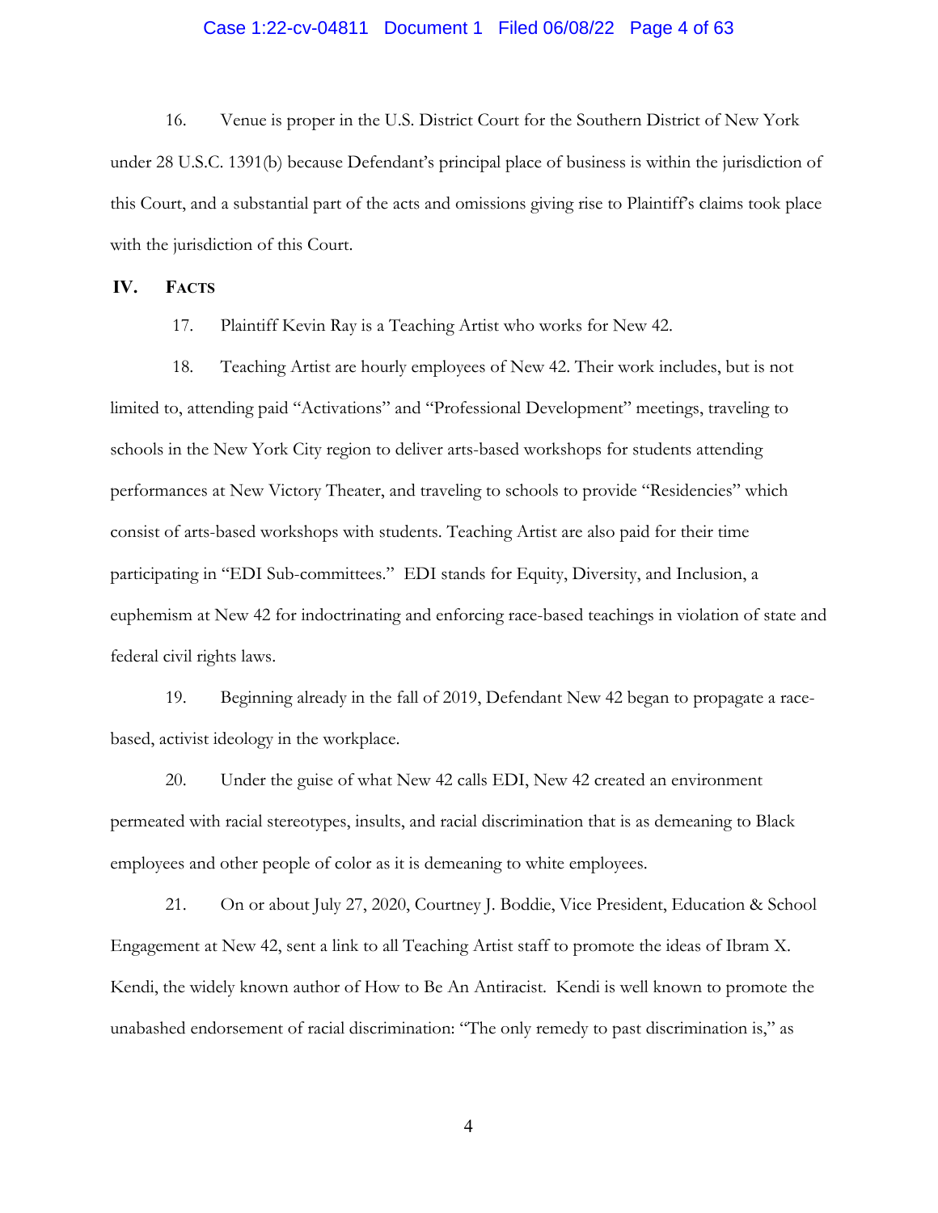16. Venue is proper in the U.S. District Court for the Southern District of New York under 28 U.S.C. 1391(b) because Defendant's principal place of business is within the jurisdiction of this Court, and a substantial part of the acts and omissions giving rise to Plaintiff's claims took place with the jurisdiction of this Court.

## IV. FACTS

17. Plaintiff Kevin Ray is a Teaching Artist who works for New 42.

18. Teaching Artist are hourly employees of New 42. Their work includes, but is not limited to, attending paid "Activations" and "Professional Development" meetings, traveling to schools in the New York City region to deliver arts-based workshops for students attending performances at New Victory Theater, and traveling to schools to provide "Residencies" which consist of arts-based workshops with students. Teaching Artist are also paid for their time participating in "EDI Sub-committees." EDI stands for Equity, Diversity, and Inclusion, a euphemism at New 42 for indoctrinating and enforcing race-based teachings in violation of state and federal civil rights laws.

19. Beginning already in the fall of 2019, Defendant New 42 began to propagate a race-based, activist ideology in the workplace.

20. Under the guise of what New 42 calls EDI, New 42 created an environment permeated with racial stereotypes, insults, and racial discrimination that is as demeaning to Black employees and other people of color as it is demeaning to white employees.

21. On or about July 27, 2020, Courtney J. Boddie, Vice President, Education & School Engagement at New 42, sent a link to all Teaching Artist staff to promote the ideas of Ibram X. Kendi, the widely known author of How to Be An Antiracist. Kendi is well known to promote the unabashed endorsement of racial discrimination: "The only remedy to past discrimination is," as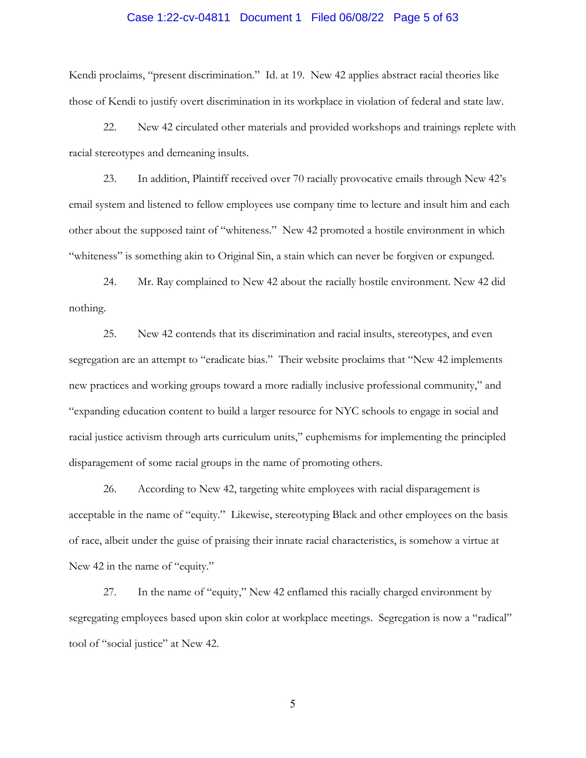Kendi proclaims, "present discrimination." Id. at 19. New 42 applies abstract racial theories like those of Kendi to justify overt discrimination in its workplace in violation of federal and state law.

22. New 42 circulated other materials and provided workshops and trainings replete with racial stereotypes and demeaning insults.

23. In addition, Plaintiff received over 70 racially provocative emails through New 42's email system and listened to fellow employees use company time to lecture and insult him and each other about the supposed taint of "whiteness." New 42 promoted a hostile environment in which "whiteness" is something akin to Original Sin, a stain which can never be forgiven or expunged.

24. Mr. Ray complained to New 42 about the racially hostile environment. New 42 did nothing.

25. New 42 contends that its discrimination and racial insults, stereotypes, and even segregation are an attempt to "eradicate bias." Their website proclaims that "New 42 implements new practices and working groups toward a more radially inclusive professional community," and "expanding education content to build a larger resource for NYC schools to engage in social and racial justice activism through arts curriculum units," euphemisms for implementing the principled disparagement of some racial groups in the name of promoting others.

26. According to New 42, targeting white employees with racial disparagement is acceptable in the name of "equity." Likewise, stereotyping Black and other employees on the basis of race, albeit under the guise of praising their innate racial characteristics, is somehow a virtue at New 42 in the name of "equity."

27. In the name of "equity," New 42 enflamed this racially charged environment by segregating employees based upon skin color at workplace meetings. Segregation is now a "radical" tool of "social justice" at New 42.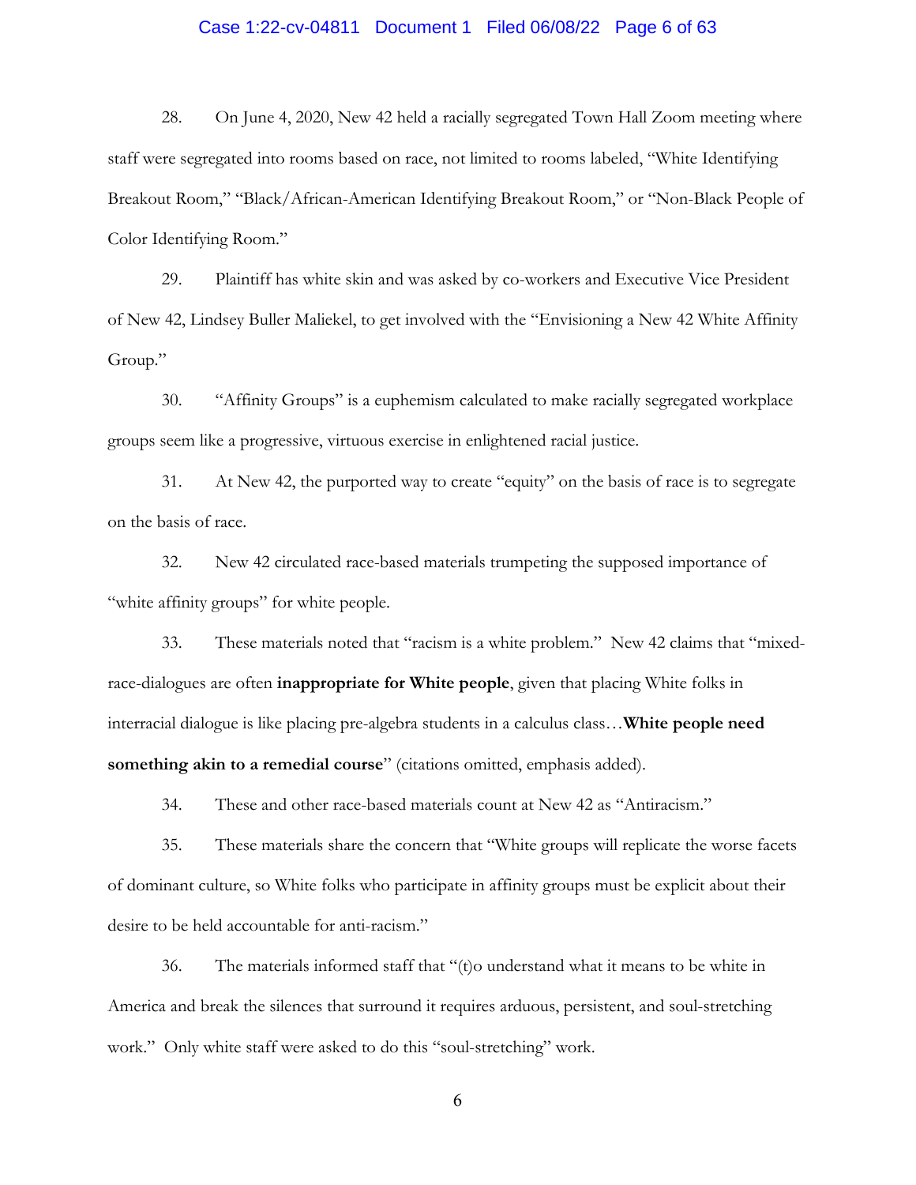28. On June 4, 2020, New 42 held a racially segregated Town Hall Zoom meeting where staff were segregated into rooms based on race, not limited to rooms labeled, "White Identifying Breakout Room," "Black/African-American Identifying Breakout Room," or "Non-Black People of Color Identifying Room."

29. Plaintiff has white skin and was asked by co-workers and Executive Vice President of New 42, Lindsey Buller Maliekel, to get involved with the "Envisioning a New 42 White Affinity Group."

30. "Affinity Groups" is a euphemism calculated to make racially segregated workplace groups seem like a progressive, virtuous exercise in enlightened racial justice.

31. At New 42, the purported way to create "equity" on the basis of race is to segregate on the basis of race.

32. New 42 circulated race-based materials trumpeting the supposed importance of "white affinity groups" for white people.

33. These materials noted that "racism is a white problem." New 42 claims that "mixed-race-dialogues are often **inappropriate for White people**, given that placing White folks in interracial dialogue is like placing pre-algebra students in a calculus class…**White people need something akin to a remedial course**" (citations omitted, emphasis added).

34. These and other race-based materials count at New 42 as "Antiracism."

35. These materials share the concern that "White groups will replicate the worse facets of dominant culture, so White folks who participate in affinity groups must be explicit about their desire to be held accountable for anti-racism."

36. The materials informed staff that "(t)o understand what it means to be white in America and break the silences that surround it requires arduous, persistent, and soul-stretching work." Only white staff were asked to do this "soul-stretching" work.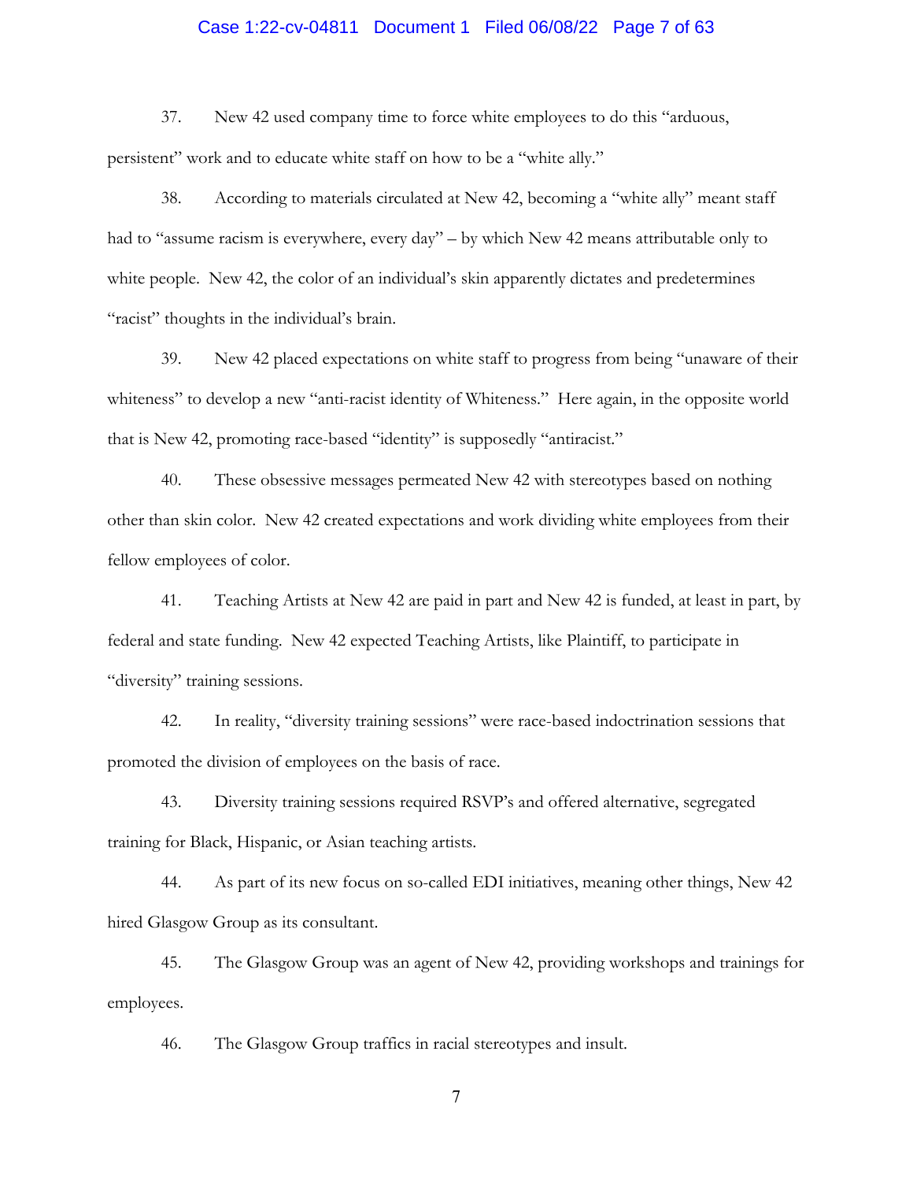37. New 42 used company time to force white employees to do this "arduous, persistent" work and to educate white staff on how to be a "white ally."

38. According to materials circulated at New 42, becoming a "white ally" meant staff had to "assume racism is everywhere, every day" – by which New 42 means attributable only to white people. New 42, the color of an individual's skin apparently dictates and predetermines "racist" thoughts in the individual's brain.

39. New 42 placed expectations on white staff to progress from being "unaware of their whiteness" to develop a new "anti-racist identity of Whiteness." Here again, in the opposite world that is New 42, promoting race-based "identity" is supposedly "antiracist."

40. These obsessive messages permeated New 42 with stereotypes based on nothing other than skin color. New 42 created expectations and work dividing white employees from their fellow employees of color.

41. Teaching Artists at New 42 are paid in part and New 42 is funded, at least in part, by federal and state funding. New 42 expected Teaching Artists, like Plaintiff, to participate in "diversity" training sessions.

42. In reality, "diversity training sessions" were race-based indoctrination sessions that promoted the division of employees on the basis of race.

43. Diversity training sessions required RSVP's and offered alternative, segregated training for Black, Hispanic, or Asian teaching artists.

44. As part of its new focus on so-called EDI initiatives, meaning other things, New 42 hired Glasgow Group as its consultant.

45. The Glasgow Group was an agent of New 42, providing workshops and trainings for employees.

46. The Glasgow Group traffics in racial stereotypes and insult.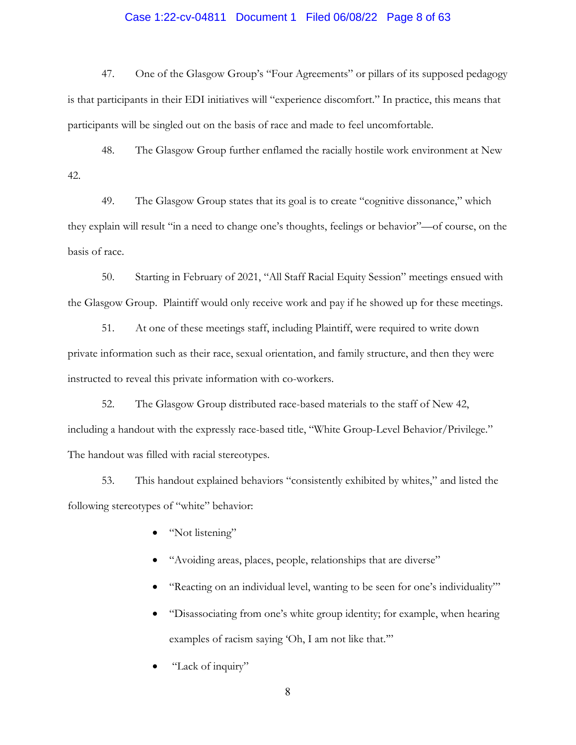47. One of the Glasgow Group's "Four Agreements" or pillars of its supposed pedagogy is that participants in their EDI initiatives will "experience discomfort." In practice, this means that participants will be singled out on the basis of race and made to feel uncomfortable.

48. The Glasgow Group further enflamed the racially hostile work environment at New 42.

49. The Glasgow Group states that its goal is to create "cognitive dissonance," which they explain will result "in a need to change one's thoughts, feelings or behavior"—of course, on the basis of race.

50. Starting in February of 2021, "All Staff Racial Equity Session" meetings ensued with the Glasgow Group. Plaintiff would only receive work and pay if he showed up for these meetings.

51. At one of these meetings staff, including Plaintiff, were required to write down private information such as their race, sexual orientation, and family structure, and then they were instructed to reveal this private information with co-workers.

52. The Glasgow Group distributed race-based materials to the staff of New 42, including a handout with the expressly race-based title, "White Group-Level Behavior/Privilege." The handout was filled with racial stereotypes.

53. This handout explained behaviors "consistently exhibited by whites," and listed the following stereotypes of "white" behavior:

- "Not listening"
- "Avoiding areas, places, people, relationships that are diverse"
- "Reacting on an individual level, wanting to be seen for one's individuality'"
- "Disassociating from one's white group identity; for example, when hearing examples of racism saying 'Oh, I am not like that.'"
- "Lack of inquiry"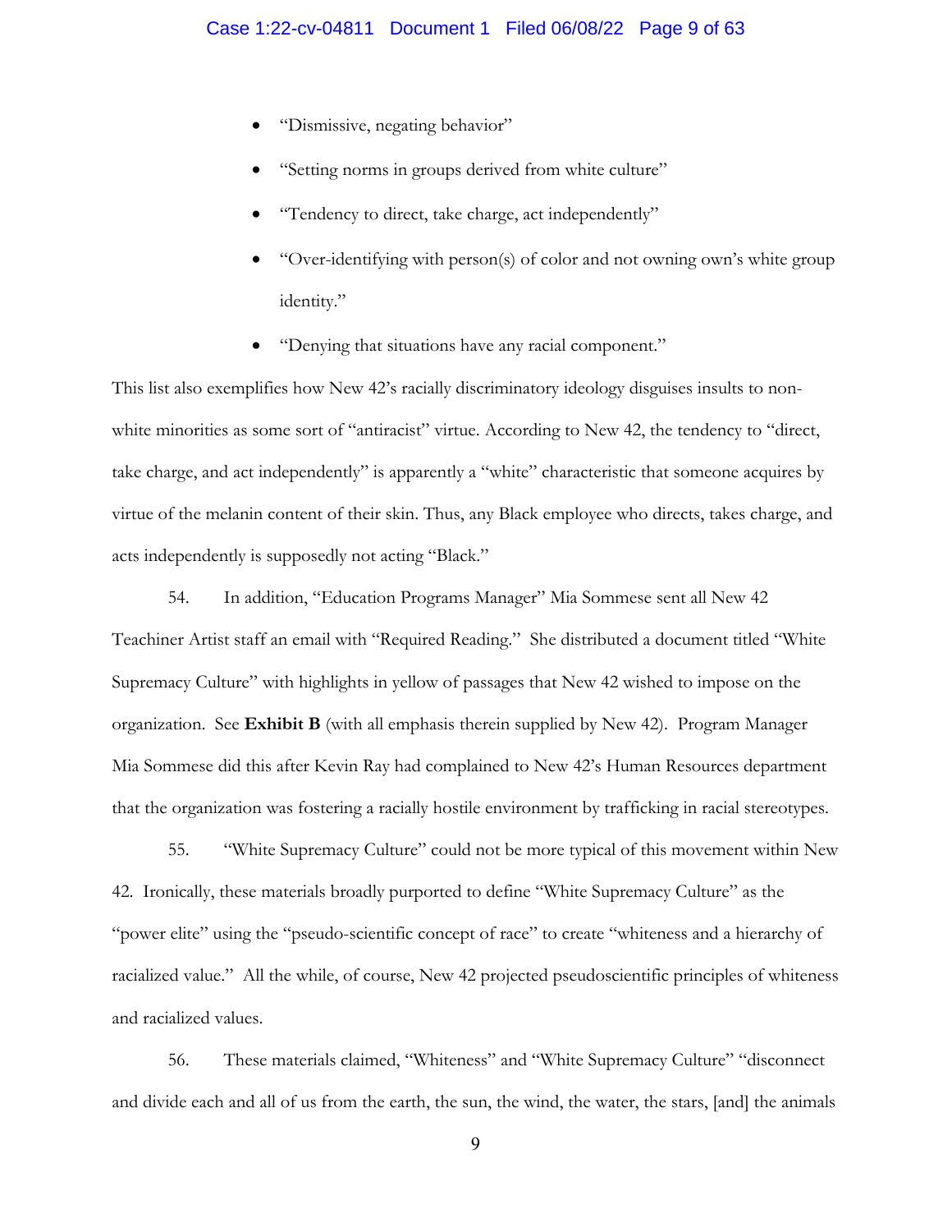- "Dismissive, negating behavior"
- "Setting norms in groups derived from white culture"
- "Tendency to direct, take charge, act independently"
- "Over-identifying with person(s) of color and not owning own's white group identity."
- "Denying that situations have any racial component."

This list also exemplifies how New 42's racially discriminatory ideology disguises insults to non-white minorities as some sort of "antiracist" virtue. According to New 42, the tendency to "direct, take charge, and act independently" is apparently a "white" characteristic that someone acquires by virtue of the melanin content of their skin. Thus, any Black employee who directs, takes charge, and acts independently is supposedly not acting "Black."

54. In addition, "Education Programs Manager" Mia Sommese sent all New 42 Teachiner Artist staff an email with "Required Reading." She distributed a document titled "White Supremacy Culture" with highlights in yellow of passages that New 42 wished to impose on the organization. See **Exhibit B** (with all emphasis therein supplied by New 42). Program Manager Mia Sommese did this after Kevin Ray had complained to New 42's Human Resources department that the organization was fostering a racially hostile environment by trafficking in racial stereotypes.

55. "White Supremacy Culture" could not be more typical of this movement within New 42. Ironically, these materials broadly purported to define "White Supremacy Culture" as the "power elite" using the "pseudo-scientific concept of race" to create "whiteness and a hierarchy of racialized value." All the while, of course, New 42 projected pseudoscientific principles of whiteness and racialized values.

56. These materials claimed, "Whiteness" and "White Supremacy Culture" "disconnect and divide each and all of us from the earth, the sun, the wind, the water, the stars, [and] the animals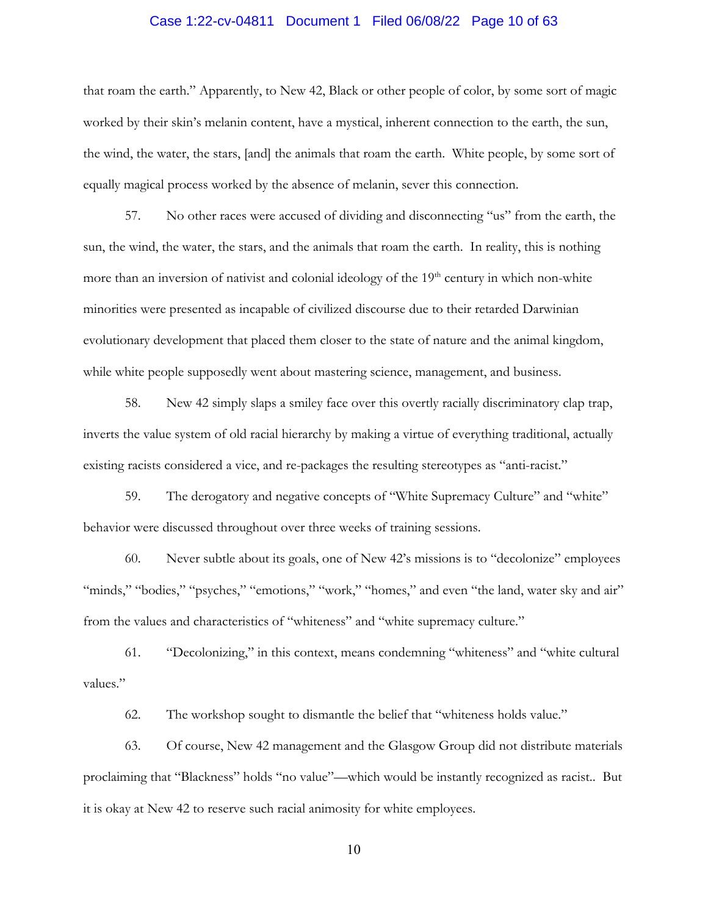that roam the earth." Apparently, to New 42, Black or other people of color, by some sort of magic worked by their skin's melanin content, have a mystical, inherent connection to the earth, the sun, the wind, the water, the stars, [and] the animals that roam the earth. White people, by some sort of equally magical process worked by the absence of melanin, sever this connection.

57. No other races were accused of dividing and disconnecting "us" from the earth, the sun, the wind, the water, the stars, and the animals that roam the earth. In reality, this is nothing more than an inversion of nativist and colonial ideology of the 19th century in which non-white minorities were presented as incapable of civilized discourse due to their retarded Darwinian evolutionary development that placed them closer to the state of nature and the animal kingdom, while white people supposedly went about mastering science, management, and business.

58. New 42 simply slaps a smiley face over this overtly racially discriminatory clap trap, inverts the value system of old racial hierarchy by making a virtue of everything traditional, actually existing racists considered a vice, and re-packages the resulting stereotypes as "anti-racist."

59. The derogatory and negative concepts of "White Supremacy Culture" and "white" behavior were discussed throughout over three weeks of training sessions.

60. Never subtle about its goals, one of New 42's missions is to "decolonize" employees "minds," "bodies," "psyches," "emotions," "work," "homes," and even "the land, water sky and air" from the values and characteristics of "whiteness" and "white supremacy culture."

61. "Decolonizing," in this context, means condemning "whiteness" and "white cultural values."

62. The workshop sought to dismantle the belief that "whiteness holds value."

63. Of course, New 42 management and the Glasgow Group did not distribute materials proclaiming that "Blackness" holds "no value"—which would be instantly recognized as racist.. But it is okay at New 42 to reserve such racial animosity for white employees.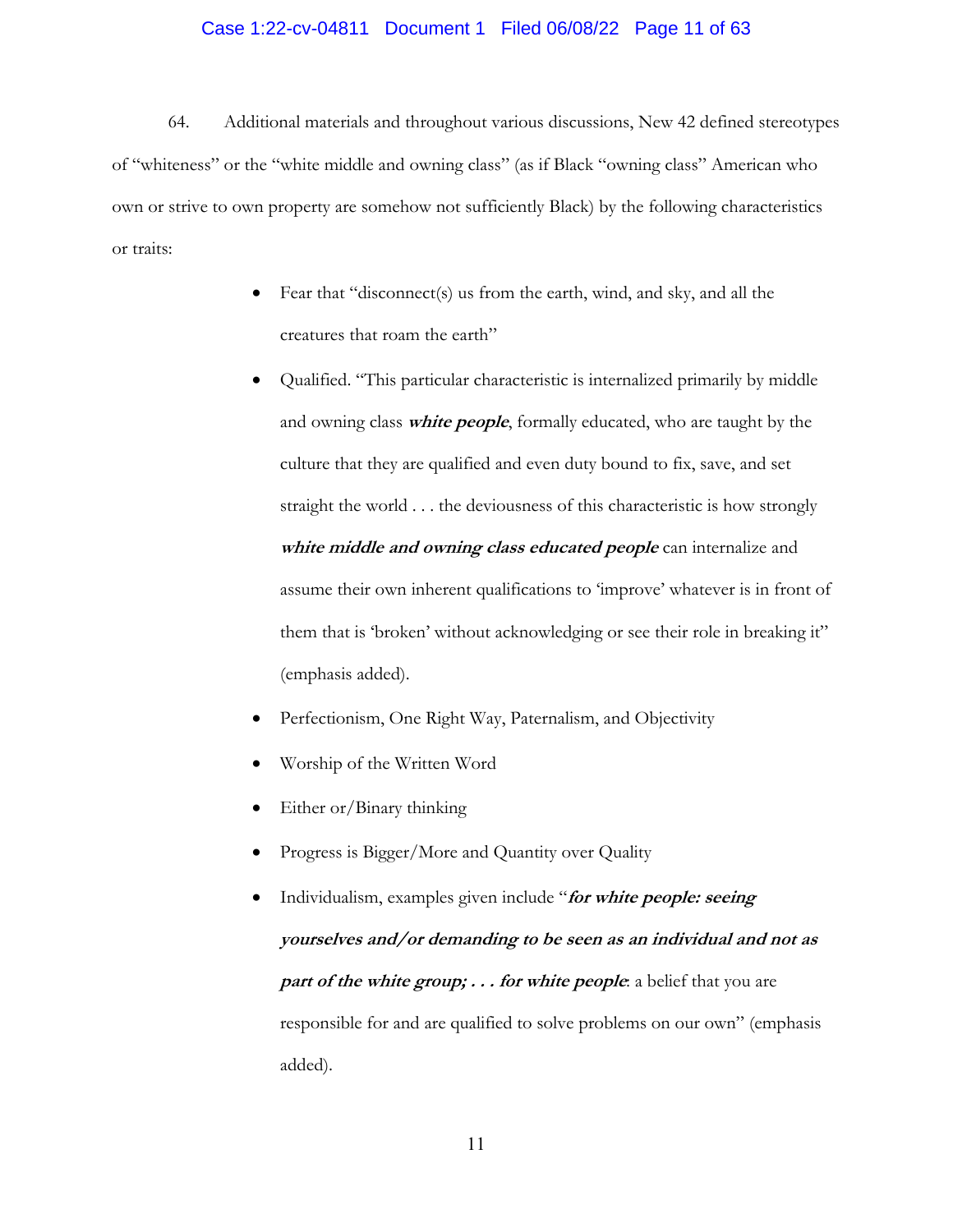64. Additional materials and throughout various discussions, New 42 defined stereotypes of "whiteness" or the "white middle and owning class" (as if Black "owning class" American who own or strive to own property are somehow not sufficiently Black) by the following characteristics or traits:

- Fear that "disconnect(s) us from the earth, wind, and sky, and all the creatures that roam the earth"
- Qualified. "This particular characteristic is internalized primarily by middle and owning class ***white people***, formally educated, who are taught by the culture that they are qualified and even duty bound to fix, save, and set straight the world . . . the deviousness of this characteristic is how strongly ***white middle and owning class educated people*** can internalize and assume their own inherent qualifications to 'improve' whatever is in front of them that is 'broken' without acknowledging or see their role in breaking it" (emphasis added).
- Perfectionism, One Right Way, Paternalism, and Objectivity
- Worship of the Written Word
- Either or/Binary thinking
- Progress is Bigger/More and Quantity over Quality
- Individualism, examples given include "***for white people: seeing yourselves and/or demanding to be seen as an individual and not as part of the white group; . . . for white people***: a belief that you are responsible for and are qualified to solve problems on our own" (emphasis added).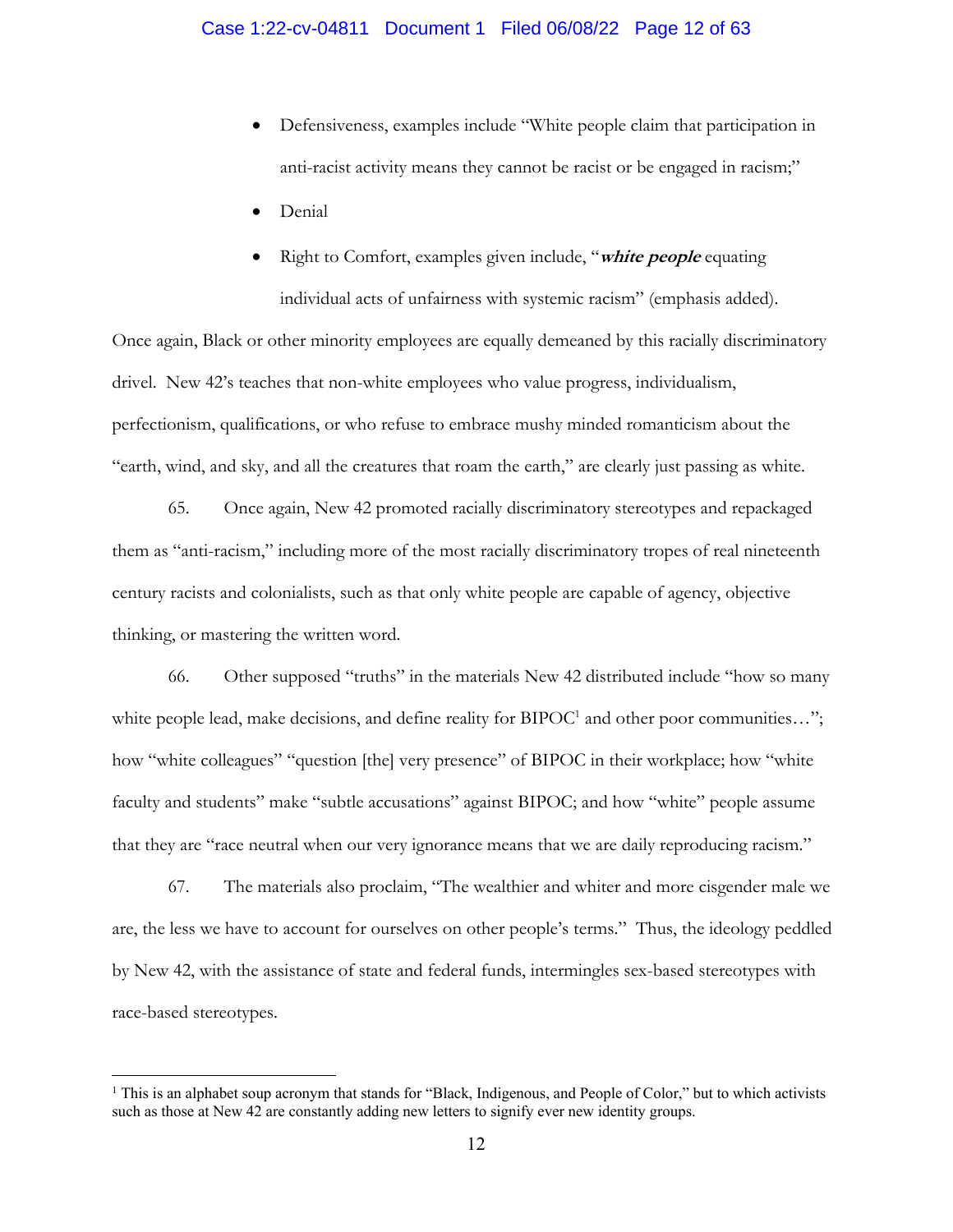- Defensiveness, examples include "White people claim that participation in anti-racist activity means they cannot be racist or be engaged in racism;"
- Denial
- Right to Comfort, examples given include, "***white people*** equating individual acts of unfairness with systemic racism" (emphasis added).

Once again, Black or other minority employees are equally demeaned by this racially discriminatory drivel. New 42's teaches that non-white employees who value progress, individualism, perfectionism, qualifications, or who refuse to embrace mushy minded romanticism about the "earth, wind, and sky, and all the creatures that roam the earth," are clearly just passing as white.

65. Once again, New 42 promoted racially discriminatory stereotypes and repackaged them as "anti-racism," including more of the most racially discriminatory tropes of real nineteenth century racists and colonialists, such as that only white people are capable of agency, objective thinking, or mastering the written word.

66. Other supposed "truths" in the materials New 42 distributed include "how so many white people lead, make decisions, and define reality for BIPOC[1] and other poor communities…"; how "white colleagues" "question [the] very presence" of BIPOC in their workplace; how "white faculty and students" make "subtle accusations" against BIPOC; and how "white" people assume that they are "race neutral when our very ignorance means that we are daily reproducing racism."

67. The materials also proclaim, "The wealthier and whiter and more cisgender male we are, the less we have to account for ourselves on other people's terms." Thus, the ideology peddled by New 42, with the assistance of state and federal funds, intermingles sex-based stereotypes with race-based stereotypes.

---

[1] This is an alphabet soup acronym that stands for "Black, Indigenous, and People of Color," but to which activists such as those at New 42 are constantly adding new letters to signify ever new identity groups.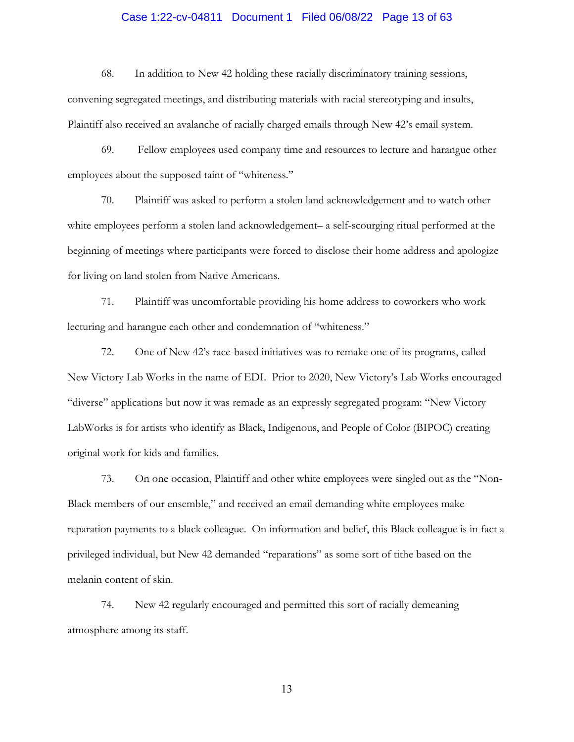68. In addition to New 42 holding these racially discriminatory training sessions, convening segregated meetings, and distributing materials with racial stereotyping and insults, Plaintiff also received an avalanche of racially charged emails through New 42's email system.

69. Fellow employees used company time and resources to lecture and harangue other employees about the supposed taint of "whiteness."

70. Plaintiff was asked to perform a stolen land acknowledgement and to watch other white employees perform a stolen land acknowledgement– a self-scourging ritual performed at the beginning of meetings where participants were forced to disclose their home address and apologize for living on land stolen from Native Americans.

71. Plaintiff was uncomfortable providing his home address to coworkers who work lecturing and harangue each other and condemnation of "whiteness."

72. One of New 42's race-based initiatives was to remake one of its programs, called New Victory Lab Works in the name of EDI. Prior to 2020, New Victory's Lab Works encouraged "diverse" applications but now it was remade as an expressly segregated program: "New Victory LabWorks is for artists who identify as Black, Indigenous, and People of Color (BIPOC) creating original work for kids and families.

73. On one occasion, Plaintiff and other white employees were singled out as the "Non-Black members of our ensemble," and received an email demanding white employees make reparation payments to a black colleague. On information and belief, this Black colleague is in fact a privileged individual, but New 42 demanded "reparations" as some sort of tithe based on the melanin content of skin.

74. New 42 regularly encouraged and permitted this sort of racially demeaning atmosphere among its staff.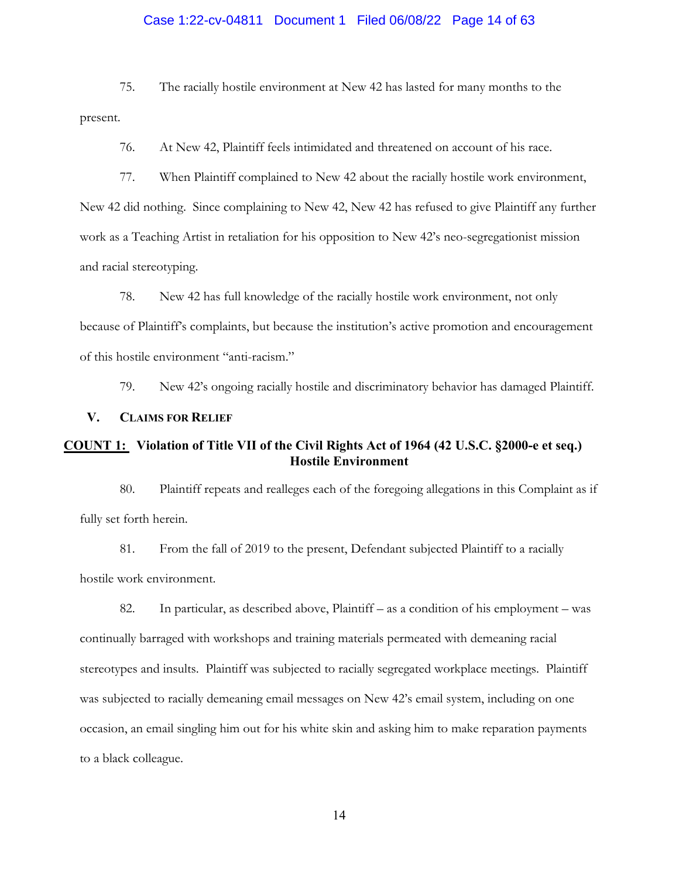75. The racially hostile environment at New 42 has lasted for many months to the present.

76. At New 42, Plaintiff feels intimidated and threatened on account of his race.

77. When Plaintiff complained to New 42 about the racially hostile work environment, New 42 did nothing. Since complaining to New 42, New 42 has refused to give Plaintiff any further work as a Teaching Artist in retaliation for his opposition to New 42's neo-segregationist mission and racial stereotyping.

78. New 42 has full knowledge of the racially hostile work environment, not only because of Plaintiff's complaints, but because the institution's active promotion and encouragement of this hostile environment "anti-racism."

79. New 42's ongoing racially hostile and discriminatory behavior has damaged Plaintiff.

## V. Claims for Relief

### <u>COUNT 1:</u> Violation of Title VII of the Civil Rights Act of 1964 (42 U.S.C. §2000-e et seq.) Hostile Environment

80. Plaintiff repeats and realleges each of the foregoing allegations in this Complaint as if fully set forth herein.

81. From the fall of 2019 to the present, Defendant subjected Plaintiff to a racially hostile work environment.

82. In particular, as described above, Plaintiff – as a condition of his employment – was continually barraged with workshops and training materials permeated with demeaning racial stereotypes and insults. Plaintiff was subjected to racially segregated workplace meetings. Plaintiff was subjected to racially demeaning email messages on New 42's email system, including on one occasion, an email singling him out for his white skin and asking him to make reparation payments to a black colleague.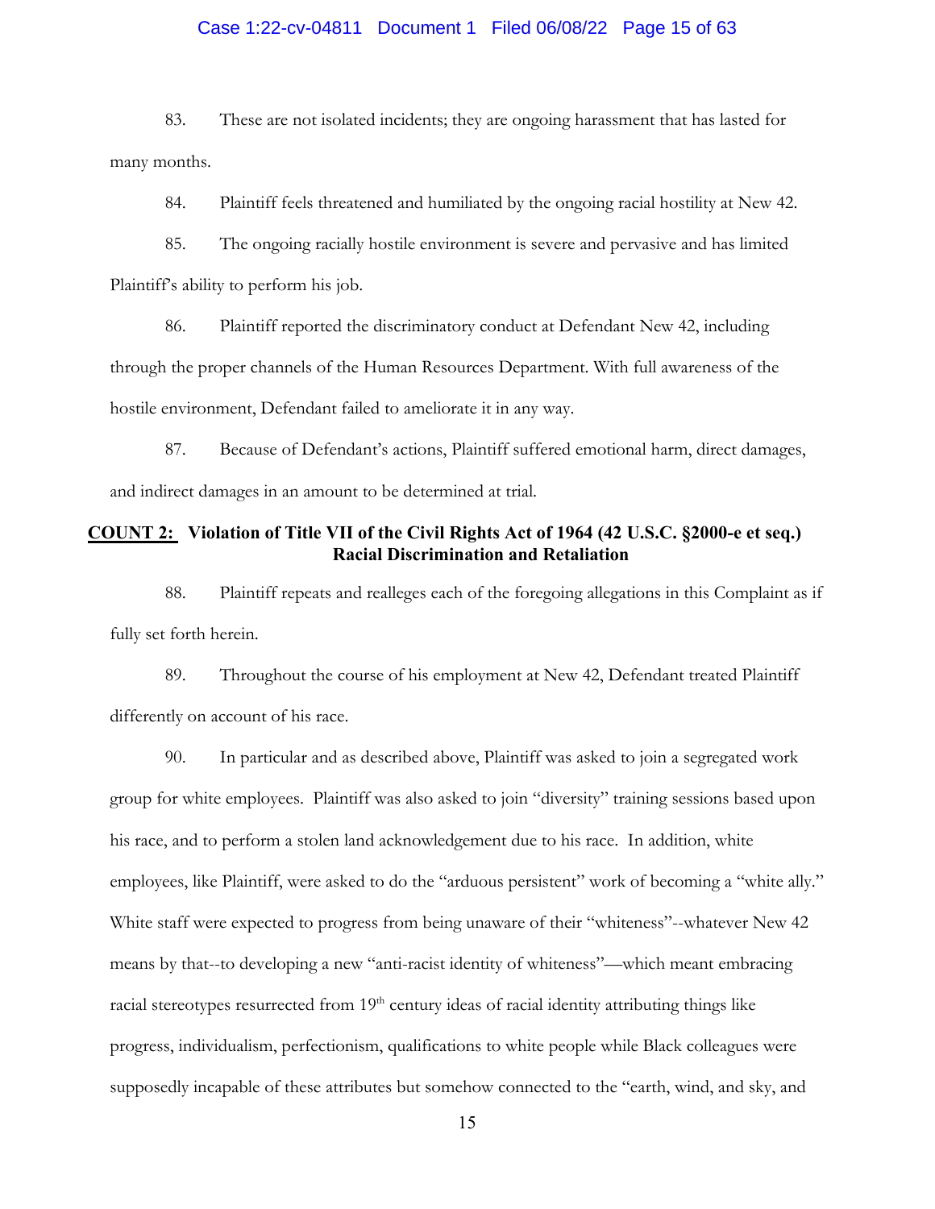83. These are not isolated incidents; they are ongoing harassment that has lasted for many months.

84. Plaintiff feels threatened and humiliated by the ongoing racial hostility at New 42.

85. The ongoing racially hostile environment is severe and pervasive and has limited Plaintiff's ability to perform his job.

86. Plaintiff reported the discriminatory conduct at Defendant New 42, including through the proper channels of the Human Resources Department. With full awareness of the hostile environment, Defendant failed to ameliorate it in any way.

87. Because of Defendant's actions, Plaintiff suffered emotional harm, direct damages, and indirect damages in an amount to be determined at trial.

## <u>COUNT 2:</u> Violation of Title VII of the Civil Rights Act of 1964 (42 U.S.C. §2000-e et seq.) Racial Discrimination and Retaliation

88. Plaintiff repeats and realleges each of the foregoing allegations in this Complaint as if fully set forth herein.

89. Throughout the course of his employment at New 42, Defendant treated Plaintiff differently on account of his race.

90. In particular and as described above, Plaintiff was asked to join a segregated work group for white employees. Plaintiff was also asked to join "diversity" training sessions based upon his race, and to perform a stolen land acknowledgement due to his race. In addition, white employees, like Plaintiff, were asked to do the "arduous persistent" work of becoming a "white ally." White staff were expected to progress from being unaware of their "whiteness"--whatever New 42 means by that--to developing a new "anti-racist identity of whiteness"—which meant embracing racial stereotypes resurrected from 19th century ideas of racial identity attributing things like progress, individualism, perfectionism, qualifications to white people while Black colleagues were supposedly incapable of these attributes but somehow connected to the "earth, wind, and sky, and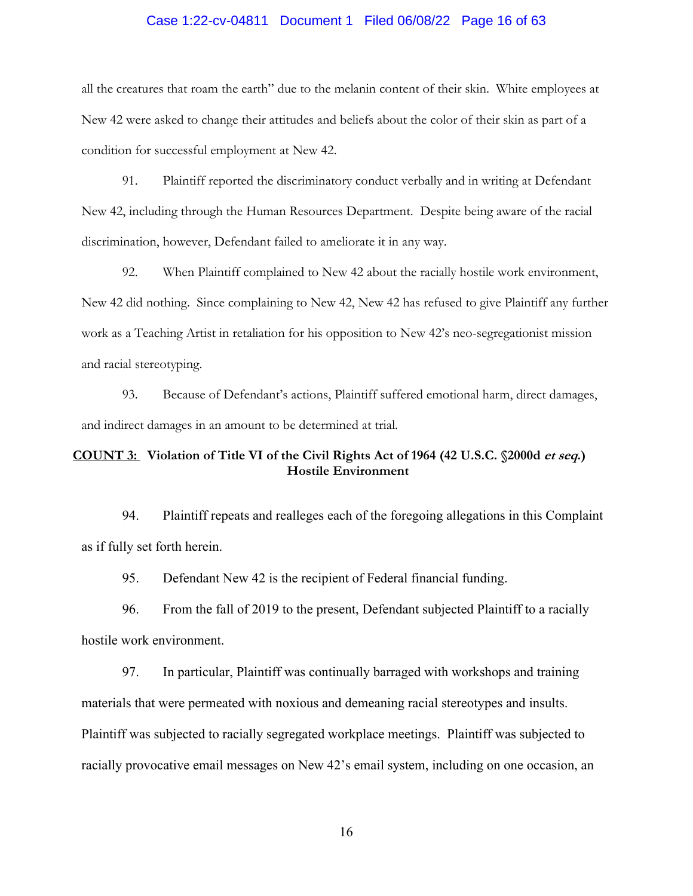all the creatures that roam the earth" due to the melanin content of their skin. White employees at New 42 were asked to change their attitudes and beliefs about the color of their skin as part of a condition for successful employment at New 42.

91. Plaintiff reported the discriminatory conduct verbally and in writing at Defendant New 42, including through the Human Resources Department. Despite being aware of the racial discrimination, however, Defendant failed to ameliorate it in any way.

92. When Plaintiff complained to New 42 about the racially hostile work environment, New 42 did nothing. Since complaining to New 42, New 42 has refused to give Plaintiff any further work as a Teaching Artist in retaliation for his opposition to New 42's neo-segregationist mission and racial stereotyping.

93. Because of Defendant's actions, Plaintiff suffered emotional harm, direct damages, and indirect damages in an amount to be determined at trial.

**<u>COUNT 3:</u> Violation of Title VI of the Civil Rights Act of 1964 (42 U.S.C. §2000d *et seq.*) Hostile Environment**

94. Plaintiff repeats and realleges each of the foregoing allegations in this Complaint as if fully set forth herein.

95. Defendant New 42 is the recipient of Federal financial funding.

96. From the fall of 2019 to the present, Defendant subjected Plaintiff to a racially hostile work environment.

97. In particular, Plaintiff was continually barraged with workshops and training materials that were permeated with noxious and demeaning racial stereotypes and insults. Plaintiff was subjected to racially segregated workplace meetings. Plaintiff was subjected to racially provocative email messages on New 42's email system, including on one occasion, an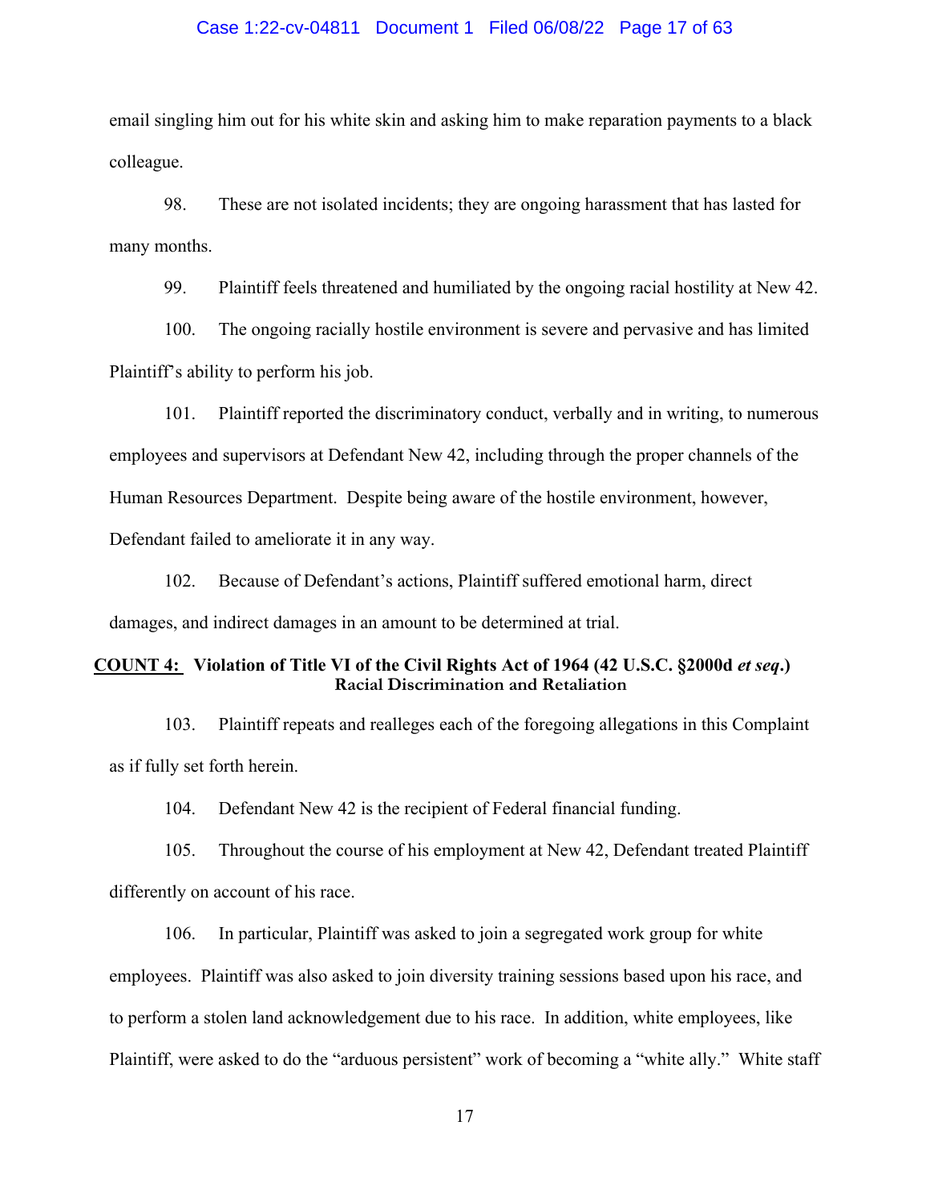email singling him out for his white skin and asking him to make reparation payments to a black colleague.

98. These are not isolated incidents; they are ongoing harassment that has lasted for many months.

99. Plaintiff feels threatened and humiliated by the ongoing racial hostility at New 42.

100. The ongoing racially hostile environment is severe and pervasive and has limited Plaintiff's ability to perform his job.

101. Plaintiff reported the discriminatory conduct, verbally and in writing, to numerous employees and supervisors at Defendant New 42, including through the proper channels of the Human Resources Department. Despite being aware of the hostile environment, however, Defendant failed to ameliorate it in any way.

102. Because of Defendant's actions, Plaintiff suffered emotional harm, direct damages, and indirect damages in an amount to be determined at trial.

**COUNT 4: Violation of Title VI of the Civil Rights Act of 1964 (42 U.S.C. §2000d *et seq*.) Racial Discrimination and Retaliation**

103. Plaintiff repeats and realleges each of the foregoing allegations in this Complaint as if fully set forth herein.

104. Defendant New 42 is the recipient of Federal financial funding.

105. Throughout the course of his employment at New 42, Defendant treated Plaintiff differently on account of his race.

106. In particular, Plaintiff was asked to join a segregated work group for white employees. Plaintiff was also asked to join diversity training sessions based upon his race, and to perform a stolen land acknowledgement due to his race. In addition, white employees, like Plaintiff, were asked to do the "arduous persistent" work of becoming a "white ally." White staff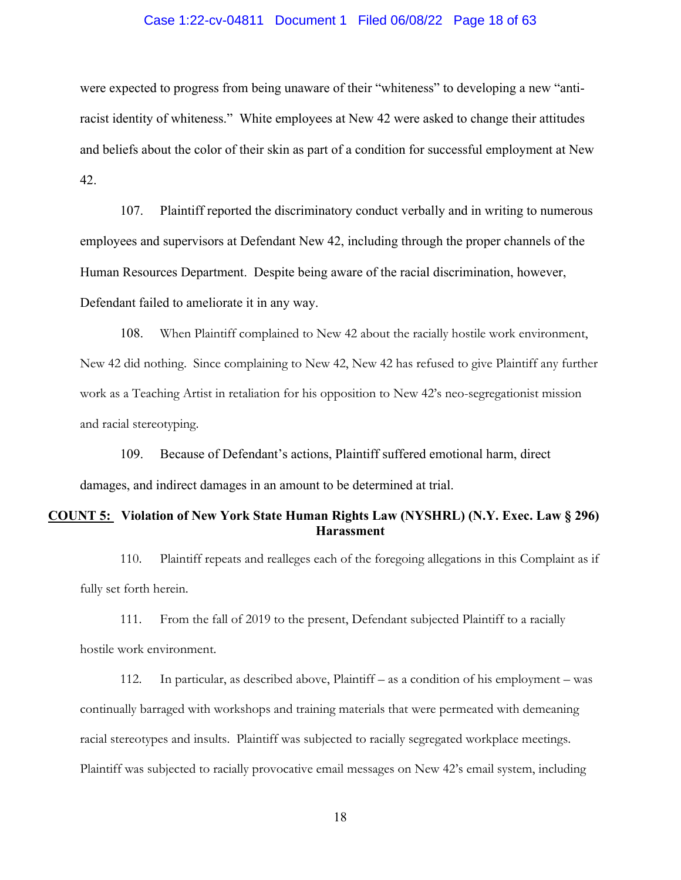were expected to progress from being unaware of their "whiteness" to developing a new "anti-racist identity of whiteness." White employees at New 42 were asked to change their attitudes and beliefs about the color of their skin as part of a condition for successful employment at New 42.

107. Plaintiff reported the discriminatory conduct verbally and in writing to numerous employees and supervisors at Defendant New 42, including through the proper channels of the Human Resources Department. Despite being aware of the racial discrimination, however, Defendant failed to ameliorate it in any way.

108. When Plaintiff complained to New 42 about the racially hostile work environment, New 42 did nothing. Since complaining to New 42, New 42 has refused to give Plaintiff any further work as a Teaching Artist in retaliation for his opposition to New 42's neo-segregationist mission and racial stereotyping.

109. Because of Defendant's actions, Plaintiff suffered emotional harm, direct damages, and indirect damages in an amount to be determined at trial.

## COUNT 5: Violation of New York State Human Rights Law (NYSHRL) (N.Y. Exec. Law § 296) Harassment

110. Plaintiff repeats and realleges each of the foregoing allegations in this Complaint as if fully set forth herein.

111. From the fall of 2019 to the present, Defendant subjected Plaintiff to a racially hostile work environment.

112. In particular, as described above, Plaintiff – as a condition of his employment – was continually barraged with workshops and training materials that were permeated with demeaning racial stereotypes and insults. Plaintiff was subjected to racially segregated workplace meetings. Plaintiff was subjected to racially provocative email messages on New 42's email system, including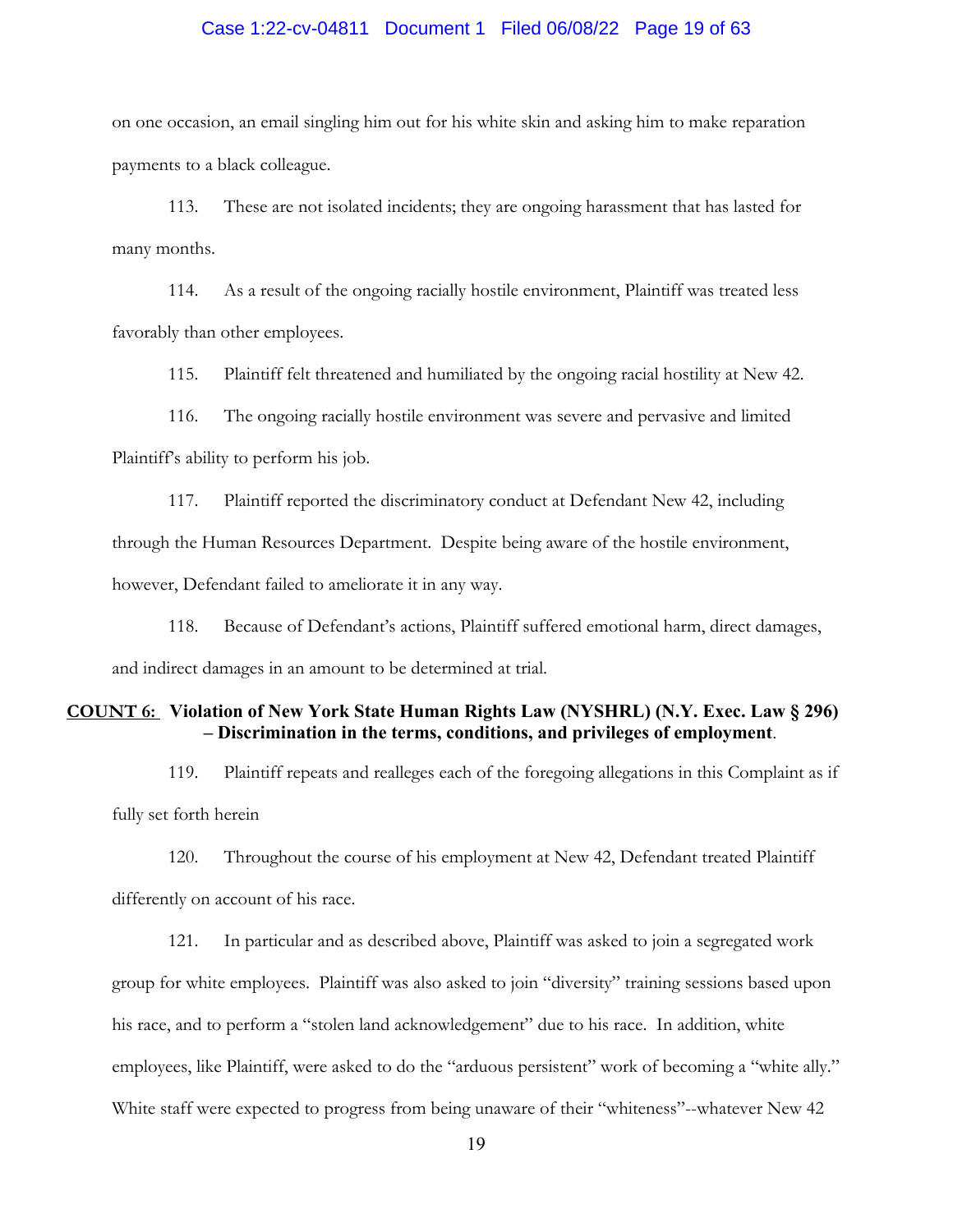on one occasion, an email singling him out for his white skin and asking him to make reparation payments to a black colleague.

113. These are not isolated incidents; they are ongoing harassment that has lasted for many months.

114. As a result of the ongoing racially hostile environment, Plaintiff was treated less favorably than other employees.

115. Plaintiff felt threatened and humiliated by the ongoing racial hostility at New 42.

116. The ongoing racially hostile environment was severe and pervasive and limited Plaintiff's ability to perform his job.

117. Plaintiff reported the discriminatory conduct at Defendant New 42, including through the Human Resources Department. Despite being aware of the hostile environment, however, Defendant failed to ameliorate it in any way.

118. Because of Defendant's actions, Plaintiff suffered emotional harm, direct damages, and indirect damages in an amount to be determined at trial.

**COUNT 6: Violation of New York State Human Rights Law (NYSHRL) (N.Y. Exec. Law § 296) – Discrimination in the terms, conditions, and privileges of employment**.

119. Plaintiff repeats and realleges each of the foregoing allegations in this Complaint as if fully set forth herein

120. Throughout the course of his employment at New 42, Defendant treated Plaintiff differently on account of his race.

121. In particular and as described above, Plaintiff was asked to join a segregated work group for white employees. Plaintiff was also asked to join "diversity" training sessions based upon his race, and to perform a "stolen land acknowledgement" due to his race. In addition, white employees, like Plaintiff, were asked to do the "arduous persistent" work of becoming a "white ally." White staff were expected to progress from being unaware of their "whiteness"--whatever New 42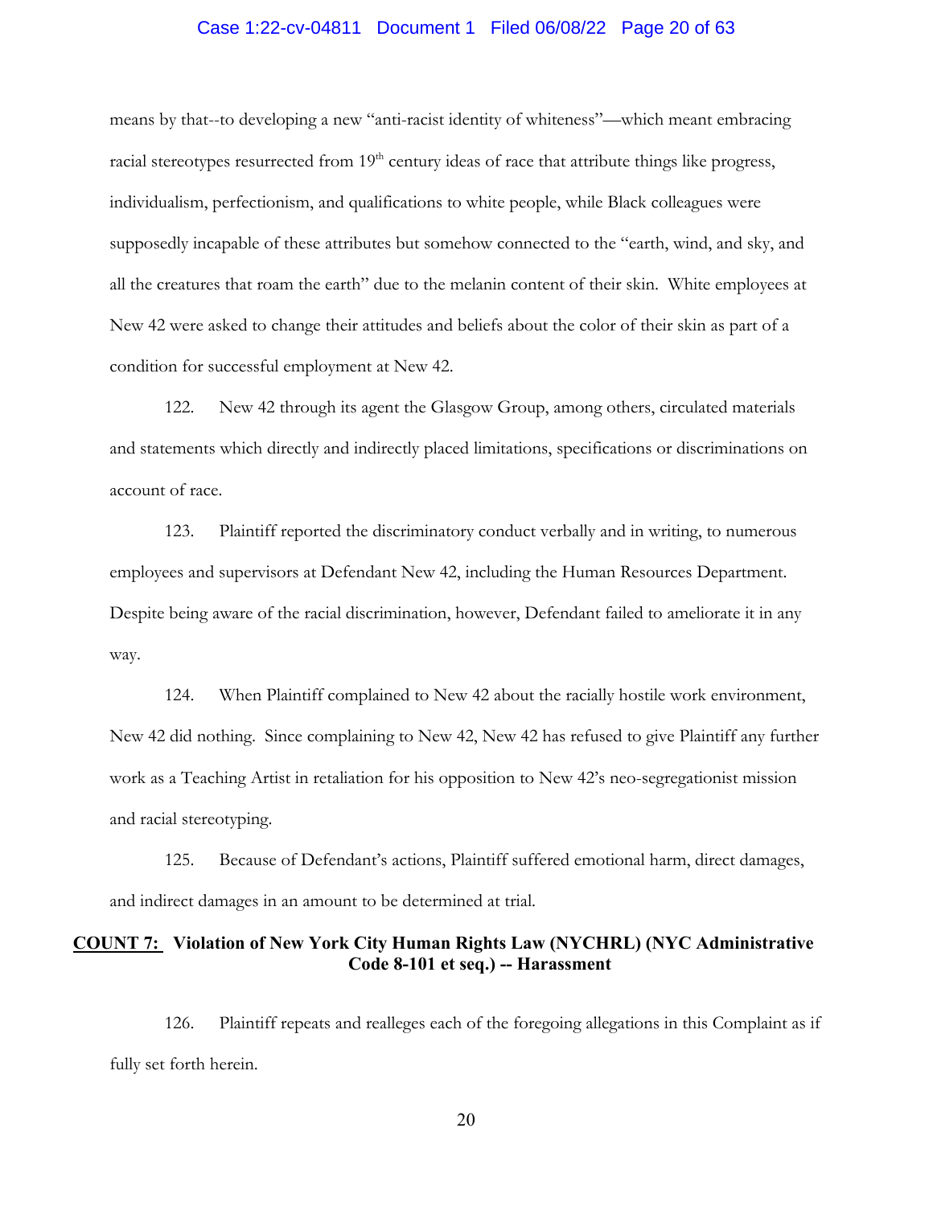means by that--to developing a new "anti-racist identity of whiteness"—which meant embracing racial stereotypes resurrected from 19th century ideas of race that attribute things like progress, individualism, perfectionism, and qualifications to white people, while Black colleagues were supposedly incapable of these attributes but somehow connected to the "earth, wind, and sky, and all the creatures that roam the earth" due to the melanin content of their skin. White employees at New 42 were asked to change their attitudes and beliefs about the color of their skin as part of a condition for successful employment at New 42.

122. New 42 through its agent the Glasgow Group, among others, circulated materials and statements which directly and indirectly placed limitations, specifications or discriminations on account of race.

123. Plaintiff reported the discriminatory conduct verbally and in writing, to numerous employees and supervisors at Defendant New 42, including the Human Resources Department. Despite being aware of the racial discrimination, however, Defendant failed to ameliorate it in any way.

124. When Plaintiff complained to New 42 about the racially hostile work environment, New 42 did nothing. Since complaining to New 42, New 42 has refused to give Plaintiff any further work as a Teaching Artist in retaliation for his opposition to New 42's neo-segregationist mission and racial stereotyping.

125. Because of Defendant's actions, Plaintiff suffered emotional harm, direct damages, and indirect damages in an amount to be determined at trial.

## <u>COUNT 7:</u> Violation of New York City Human Rights Law (NYCHRL) (NYC Administrative Code 8-101 et seq.) -- Harassment

126. Plaintiff repeats and realleges each of the foregoing allegations in this Complaint as if fully set forth herein.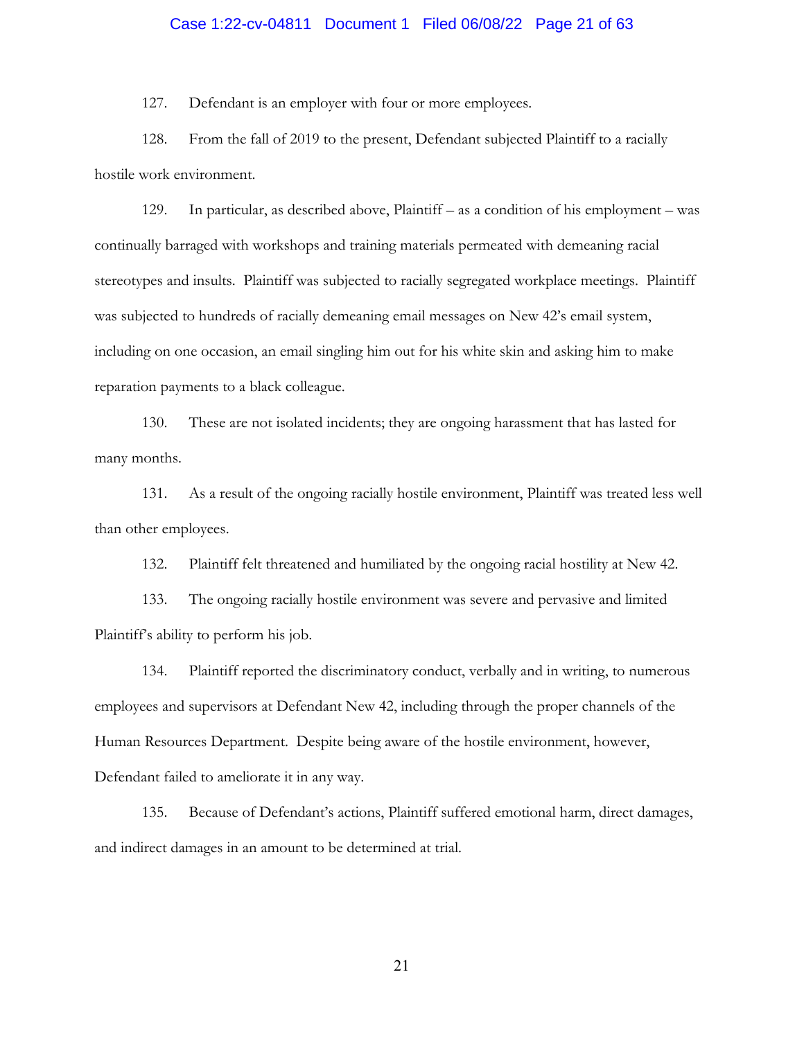127. Defendant is an employer with four or more employees.

128. From the fall of 2019 to the present, Defendant subjected Plaintiff to a racially hostile work environment.

129. In particular, as described above, Plaintiff – as a condition of his employment – was continually barraged with workshops and training materials permeated with demeaning racial stereotypes and insults. Plaintiff was subjected to racially segregated workplace meetings. Plaintiff was subjected to hundreds of racially demeaning email messages on New 42's email system, including on one occasion, an email singling him out for his white skin and asking him to make reparation payments to a black colleague.

130. These are not isolated incidents; they are ongoing harassment that has lasted for many months.

131. As a result of the ongoing racially hostile environment, Plaintiff was treated less well than other employees.

132. Plaintiff felt threatened and humiliated by the ongoing racial hostility at New 42.

133. The ongoing racially hostile environment was severe and pervasive and limited Plaintiff's ability to perform his job.

134. Plaintiff reported the discriminatory conduct, verbally and in writing, to numerous employees and supervisors at Defendant New 42, including through the proper channels of the Human Resources Department. Despite being aware of the hostile environment, however, Defendant failed to ameliorate it in any way.

135. Because of Defendant's actions, Plaintiff suffered emotional harm, direct damages, and indirect damages in an amount to be determined at trial.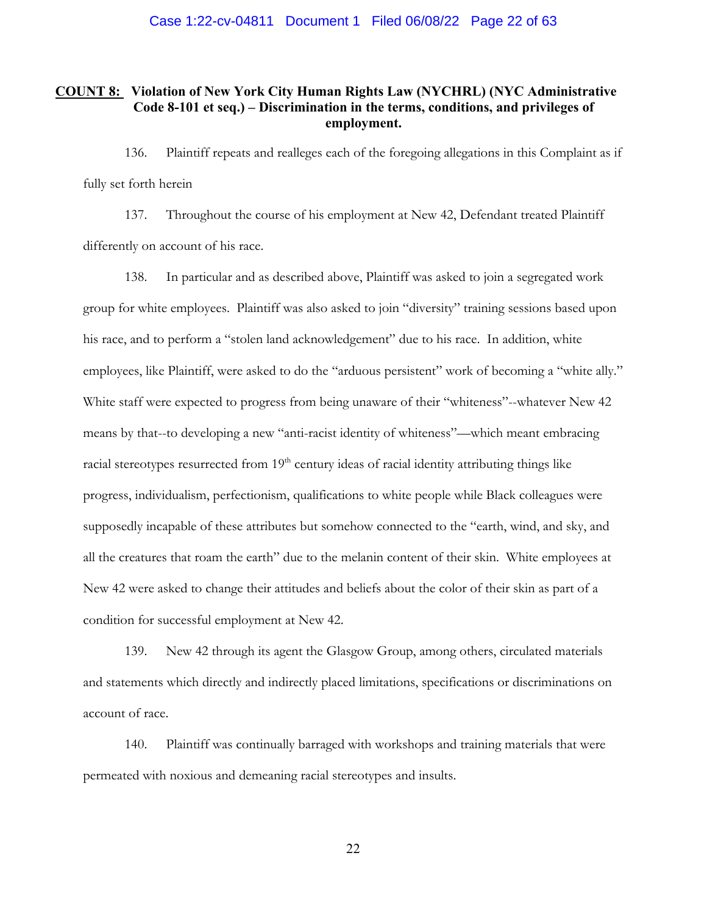**COUNT 8: Violation of New York City Human Rights Law (NYCHRL) (NYC Administrative Code 8-101 et seq.) – Discrimination in the terms, conditions, and privileges of employment.**

136. Plaintiff repeats and realleges each of the foregoing allegations in this Complaint as if fully set forth herein

137. Throughout the course of his employment at New 42, Defendant treated Plaintiff differently on account of his race.

138. In particular and as described above, Plaintiff was asked to join a segregated work group for white employees. Plaintiff was also asked to join "diversity" training sessions based upon his race, and to perform a "stolen land acknowledgement" due to his race. In addition, white employees, like Plaintiff, were asked to do the "arduous persistent" work of becoming a "white ally." White staff were expected to progress from being unaware of their "whiteness"--whatever New 42 means by that--to developing a new "anti-racist identity of whiteness"—which meant embracing racial stereotypes resurrected from 19th century ideas of racial identity attributing things like progress, individualism, perfectionism, qualifications to white people while Black colleagues were supposedly incapable of these attributes but somehow connected to the "earth, wind, and sky, and all the creatures that roam the earth" due to the melanin content of their skin. White employees at New 42 were asked to change their attitudes and beliefs about the color of their skin as part of a condition for successful employment at New 42.

139. New 42 through its agent the Glasgow Group, among others, circulated materials and statements which directly and indirectly placed limitations, specifications or discriminations on account of race.

140. Plaintiff was continually barraged with workshops and training materials that were permeated with noxious and demeaning racial stereotypes and insults.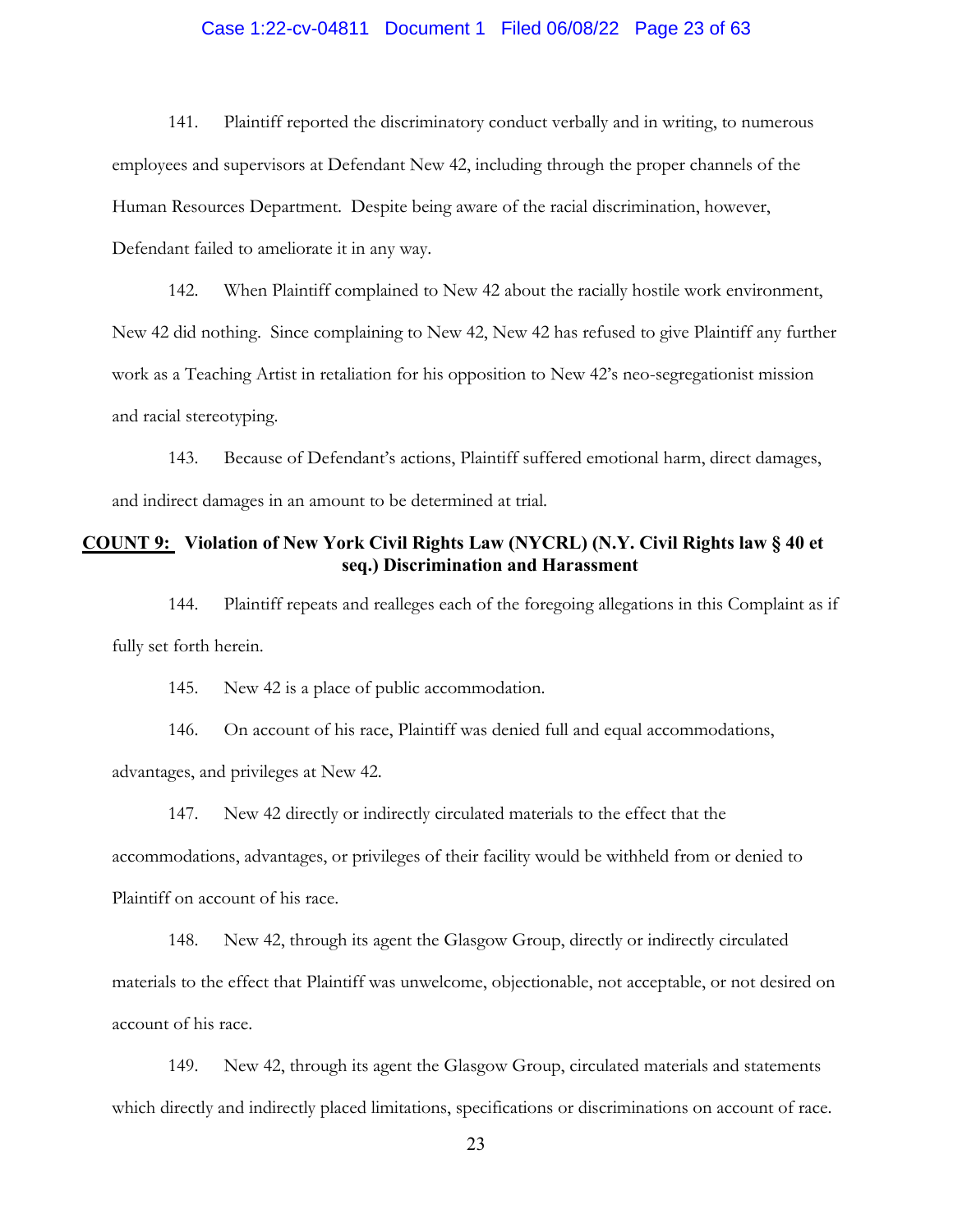141. Plaintiff reported the discriminatory conduct verbally and in writing, to numerous employees and supervisors at Defendant New 42, including through the proper channels of the Human Resources Department. Despite being aware of the racial discrimination, however, Defendant failed to ameliorate it in any way.

142. When Plaintiff complained to New 42 about the racially hostile work environment, New 42 did nothing. Since complaining to New 42, New 42 has refused to give Plaintiff any further work as a Teaching Artist in retaliation for his opposition to New 42's neo-segregationist mission and racial stereotyping.

143. Because of Defendant's actions, Plaintiff suffered emotional harm, direct damages, and indirect damages in an amount to be determined at trial.

## **COUNT 9: Violation of New York Civil Rights Law (NYCRL) (N.Y. Civil Rights law § 40 et seq.) Discrimination and Harassment**

144. Plaintiff repeats and realleges each of the foregoing allegations in this Complaint as if fully set forth herein.

145. New 42 is a place of public accommodation.

146. On account of his race, Plaintiff was denied full and equal accommodations, advantages, and privileges at New 42.

147. New 42 directly or indirectly circulated materials to the effect that the accommodations, advantages, or privileges of their facility would be withheld from or denied to Plaintiff on account of his race.

148. New 42, through its agent the Glasgow Group, directly or indirectly circulated materials to the effect that Plaintiff was unwelcome, objectionable, not acceptable, or not desired on account of his race.

149. New 42, through its agent the Glasgow Group, circulated materials and statements which directly and indirectly placed limitations, specifications or discriminations on account of race.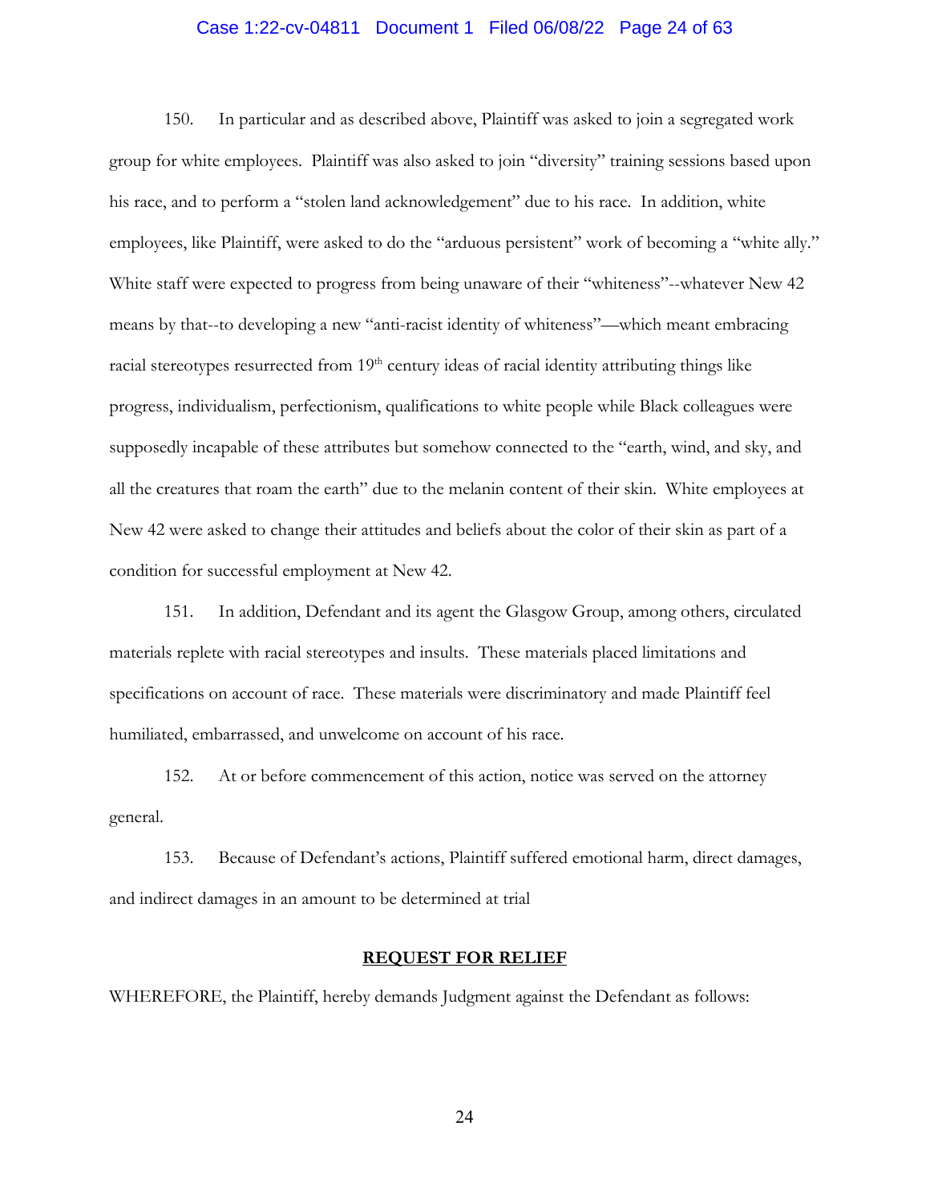150. In particular and as described above, Plaintiff was asked to join a segregated work group for white employees. Plaintiff was also asked to join "diversity" training sessions based upon his race, and to perform a "stolen land acknowledgement" due to his race. In addition, white employees, like Plaintiff, were asked to do the "arduous persistent" work of becoming a "white ally." White staff were expected to progress from being unaware of their "whiteness"--whatever New 42 means by that--to developing a new "anti-racist identity of whiteness"—which meant embracing racial stereotypes resurrected from 19th century ideas of racial identity attributing things like progress, individualism, perfectionism, qualifications to white people while Black colleagues were supposedly incapable of these attributes but somehow connected to the "earth, wind, and sky, and all the creatures that roam the earth" due to the melanin content of their skin. White employees at New 42 were asked to change their attitudes and beliefs about the color of their skin as part of a condition for successful employment at New 42.

151. In addition, Defendant and its agent the Glasgow Group, among others, circulated materials replete with racial stereotypes and insults. These materials placed limitations and specifications on account of race. These materials were discriminatory and made Plaintiff feel humiliated, embarrassed, and unwelcome on account of his race.

152. At or before commencement of this action, notice was served on the attorney general.

153. Because of Defendant's actions, Plaintiff suffered emotional harm, direct damages, and indirect damages in an amount to be determined at trial

**REQUEST FOR RELIEF**

WHEREFORE, the Plaintiff, hereby demands Judgment against the Defendant as follows: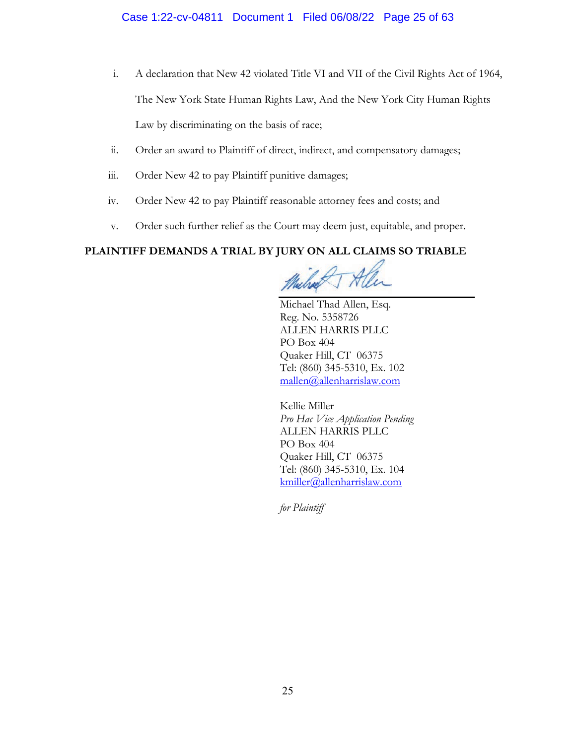i. A declaration that New 42 violated Title VI and VII of the Civil Rights Act of 1964, The New York State Human Rights Law, And the New York City Human Rights Law by discriminating on the basis of race;

ii. Order an award to Plaintiff of direct, indirect, and compensatory damages;

iii. Order New 42 to pay Plaintiff punitive damages;

iv. Order New 42 to pay Plaintiff reasonable attorney fees and costs; and

v. Order such further relief as the Court may deem just, equitable, and proper.

**PLAINTIFF DEMANDS A TRIAL BY JURY ON ALL CLAIMS SO TRIABLE**

Michael Thad Allen, Esq.
Reg. No. 5358726
ALLEN HARRIS PLLC
PO Box 404
Quaker Hill, CT 06375
Tel: (860) 345-5310, Ex. 102
mallen@allenharrislaw.com

Kellie Miller
*Pro Hac Vice Application Pending*
ALLEN HARRIS PLLC
PO Box 404
Quaker Hill, CT 06375
Tel: (860) 345-5310, Ex. 104
kmiller@allenharrislaw.com

*for Plaintiff*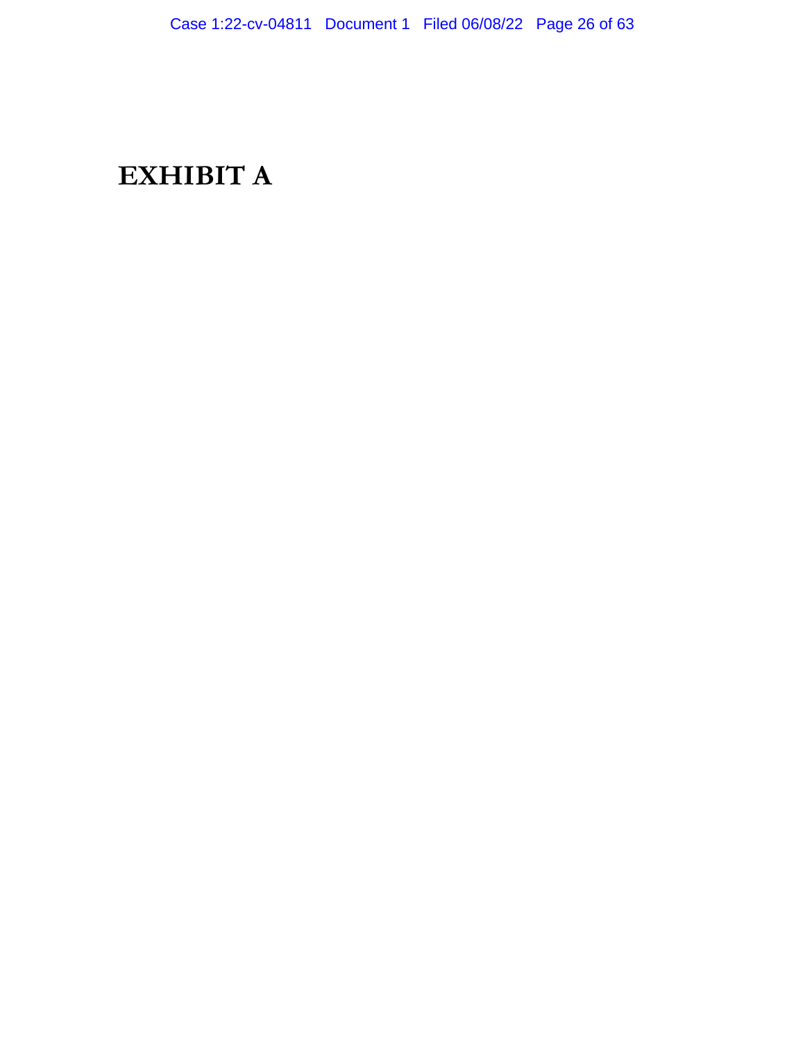# EXHIBIT A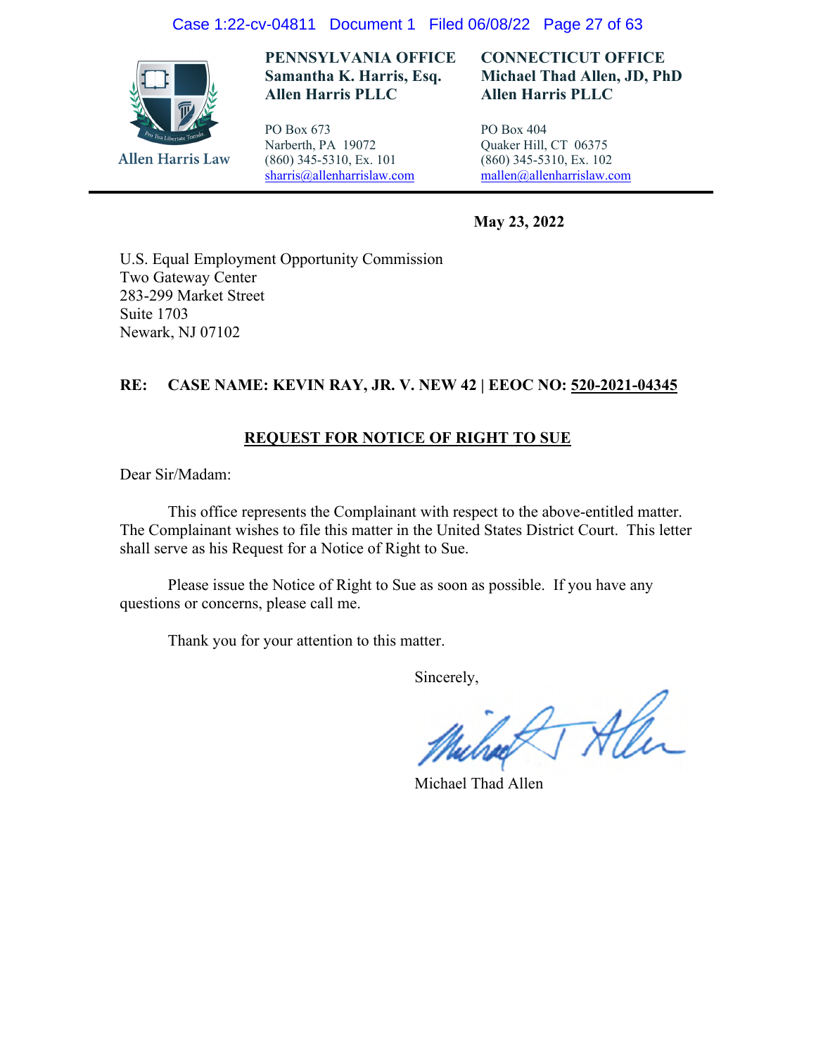Allen Harris Law

**PENNSYLVANIA OFFICE**
**Samantha K. Harris, Esq.**
**Allen Harris PLLC**

PO Box 673
Narberth, PA 19072
(860) 345-5310, Ex. 101
sharris@allenharrislaw.com

**CONNECTICUT OFFICE**
**Michael Thad Allen, JD, PhD**
**Allen Harris PLLC**

PO Box 404
Quaker Hill, CT 06375
(860) 345-5310, Ex. 102
mallen@allenharrislaw.com

---

**May 23, 2022**

U.S. Equal Employment Opportunity Commission
Two Gateway Center
283-299 Market Street
Suite 1703
Newark, NJ 07102

**RE: CASE NAME: KEVIN RAY, JR. V. NEW 42 | EEOC NO: 520-2021-04345**

**REQUEST FOR NOTICE OF RIGHT TO SUE**

Dear Sir/Madam:

This office represents the Complainant with respect to the above-entitled matter. The Complainant wishes to file this matter in the United States District Court. This letter shall serve as his Request for a Notice of Right to Sue.

Please issue the Notice of Right to Sue as soon as possible. If you have any questions or concerns, please call me.

Thank you for your attention to this matter.

Sincerely,

Michael Thad Allen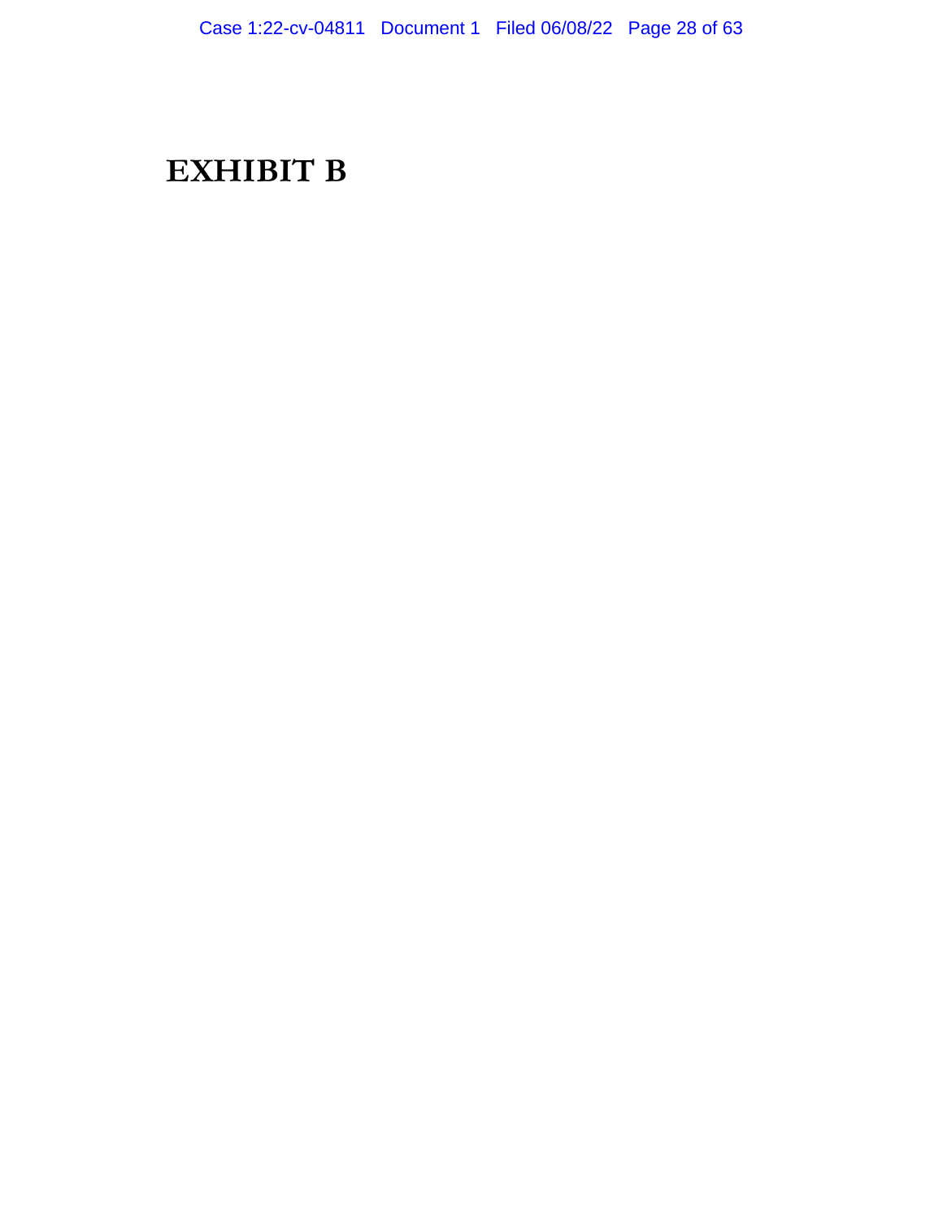# EXHIBIT B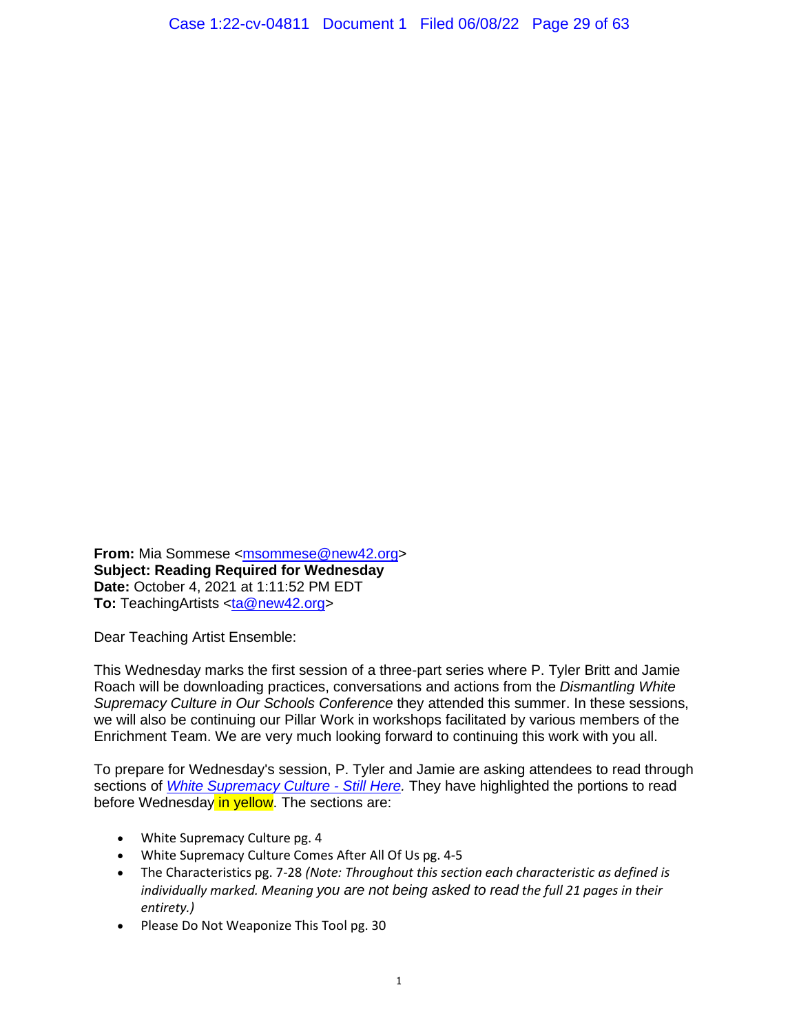**From:** Mia Sommese <msommese@new42.org>
**Subject: Reading Required for Wednesday**
**Date:** October 4, 2021 at 1:11:52 PM EDT
**To:** TeachingArtists <ta@new42.org>

Dear Teaching Artist Ensemble:

This Wednesday marks the first session of a three-part series where P. Tyler Britt and Jamie Roach will be downloading practices, conversations and actions from the *Dismantling White Supremacy Culture in Our Schools Conference* they attended this summer. In these sessions, we will also be continuing our Pillar Work in workshops facilitated by various members of the Enrichment Team. We are very much looking forward to continuing this work with you all.

To prepare for Wednesday's session, P. Tyler and Jamie are asking attendees to read through sections of *White Supremacy Culture - Still Here*. They have highlighted the portions to read before Wednesday in yellow. The sections are:

- White Supremacy Culture pg. 4
- White Supremacy Culture Comes After All Of Us pg. 4-5
- The Characteristics pg. 7-28 *(Note: Throughout this section each characteristic as defined is individually marked. Meaning you are not being asked to read the full 21 pages in their entirety.)*
- Please Do Not Weaponize This Tool pg. 30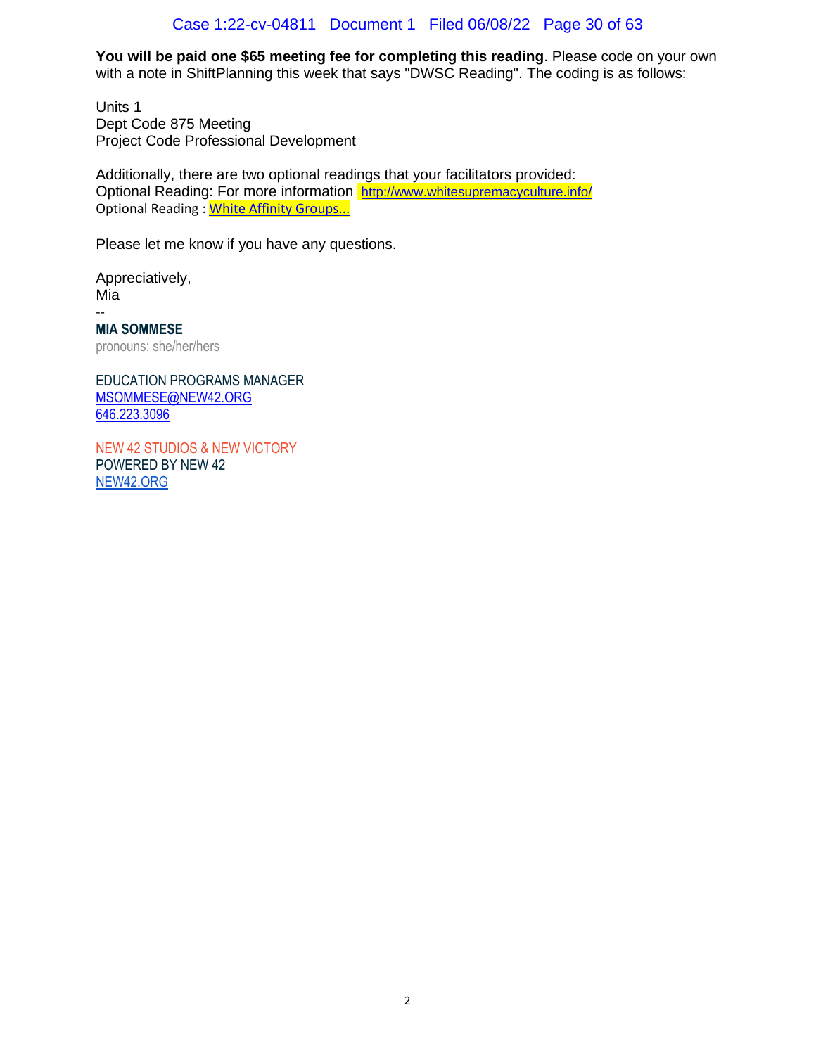**You will be paid one $65 meeting fee for completing this reading**. Please code on your own with a note in ShiftPlanning this week that says "DWSC Reading". The coding is as follows:

Units 1
Dept Code 875 Meeting
Project Code Professional Development

Additionally, there are two optional readings that your facilitators provided:
Optional Reading: For more information http://www.whitesupremacyculture.info/
Optional Reading : White Affinity Groups...

Please let me know if you have any questions.

Appreciatively,
Mia
--
**MIA SOMMESE**
pronouns: she/her/hers

EDUCATION PROGRAMS MANAGER
MSOMMESE@NEW42.ORG
646.223.3096

NEW 42 STUDIOS & NEW VICTORY
POWERED BY NEW 42
NEW42.ORG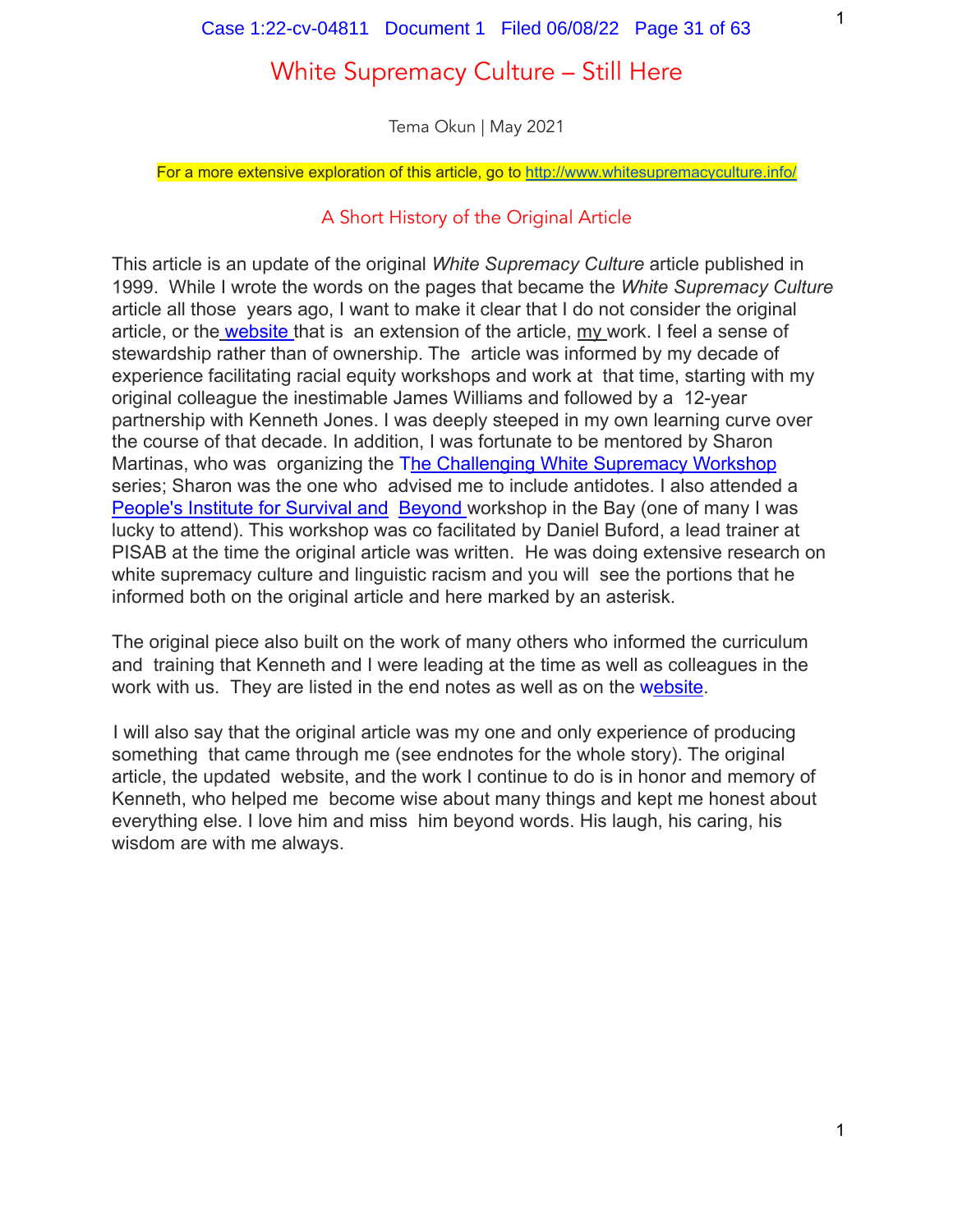# White Supremacy Culture – Still Here

Tema Okun | May 2021

For a more extensive exploration of this article, go to http://www.whitesupremacyculture.info/

## A Short History of the Original Article

This article is an update of the original *White Supremacy Culture* article published in 1999. While I wrote the words on the pages that became the *White Supremacy Culture* article all those years ago, I want to make it clear that I do not consider the original article, or the website that is an extension of the article, my work. I feel a sense of stewardship rather than of ownership. The article was informed by my decade of experience facilitating racial equity workshops and work at that time, starting with my original colleague the inestimable James Williams and followed by a 12-year partnership with Kenneth Jones. I was deeply steeped in my own learning curve over the course of that decade. In addition, I was fortunate to be mentored by Sharon Martinas, who was organizing the The Challenging White Supremacy Workshop series; Sharon was the one who advised me to include antidotes. I also attended a People's Institute for Survival and Beyond workshop in the Bay (one of many I was lucky to attend). This workshop was co facilitated by Daniel Buford, a lead trainer at PISAB at the time the original article was written. He was doing extensive research on white supremacy culture and linguistic racism and you will see the portions that he informed both on the original article and here marked by an asterisk.

The original piece also built on the work of many others who informed the curriculum and training that Kenneth and I were leading at the time as well as colleagues in the work with us. They are listed in the end notes as well as on the website.

I will also say that the original article was my one and only experience of producing something that came through me (see endnotes for the whole story). The original article, the updated website, and the work I continue to do is in honor and memory of Kenneth, who helped me become wise about many things and kept me honest about everything else. I love him and miss him beyond words. His laugh, his caring, his wisdom are with me always.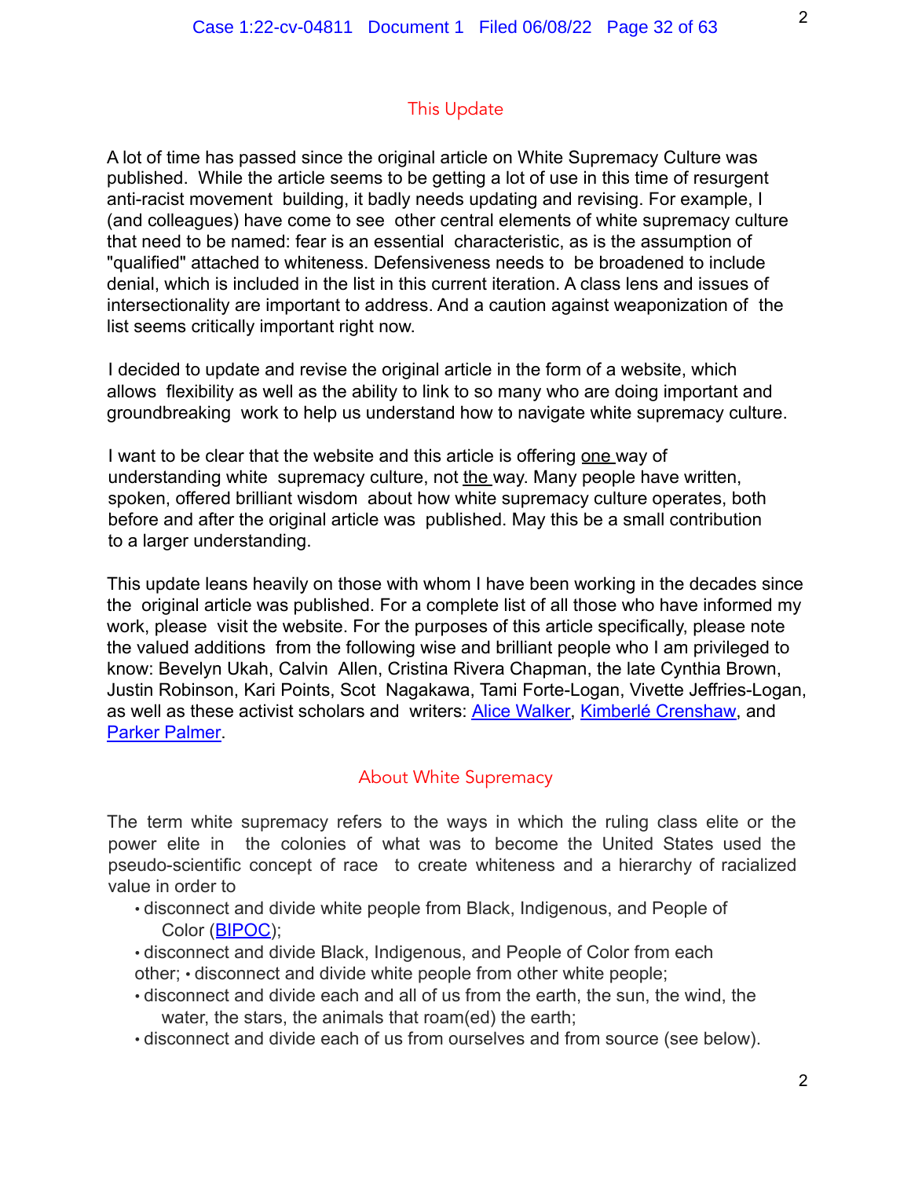## This Update

A lot of time has passed since the original article on White Supremacy Culture was published. While the article seems to be getting a lot of use in this time of resurgent anti-racist movement building, it badly needs updating and revising. For example, I (and colleagues) have come to see other central elements of white supremacy culture that need to be named: fear is an essential characteristic, as is the assumption of "qualified" attached to whiteness. Defensiveness needs to be broadened to include denial, which is included in the list in this current iteration. A class lens and issues of intersectionality are important to address. And a caution against weaponization of the list seems critically important right now.

I decided to update and revise the original article in the form of a website, which allows flexibility as well as the ability to link to so many who are doing important and groundbreaking work to help us understand how to navigate white supremacy culture.

I want to be clear that the website and this article is offering <u>one</u> way of understanding white supremacy culture, not <u>the</u> way. Many people have written, spoken, offered brilliant wisdom about how white supremacy culture operates, both before and after the original article was published. May this be a small contribution to a larger understanding.

This update leans heavily on those with whom I have been working in the decades since the original article was published. For a complete list of all those who have informed my work, please visit the website. For the purposes of this article specifically, please note the valued additions from the following wise and brilliant people who I am privileged to know: Bevelyn Ukah, Calvin Allen, Cristina Rivera Chapman, the late Cynthia Brown, Justin Robinson, Kari Points, Scot Nagakawa, Tami Forte-Logan, Vivette Jeffries-Logan, as well as these activist scholars and writers: Alice Walker, Kimberlé Crenshaw, and Parker Palmer.

## About White Supremacy

The term white supremacy refers to the ways in which the ruling class elite or the power elite in the colonies of what was to become the United States used the pseudo-scientific concept of race to create whiteness and a hierarchy of racialized value in order to

- disconnect and divide white people from Black, Indigenous, and People of Color (BIPOC);
- disconnect and divide Black, Indigenous, and People of Color from each other;
- disconnect and divide white people from other white people;
- disconnect and divide each and all of us from the earth, the sun, the wind, the water, the stars, the animals that roam(ed) the earth;
- disconnect and divide each of us from ourselves and from source (see below).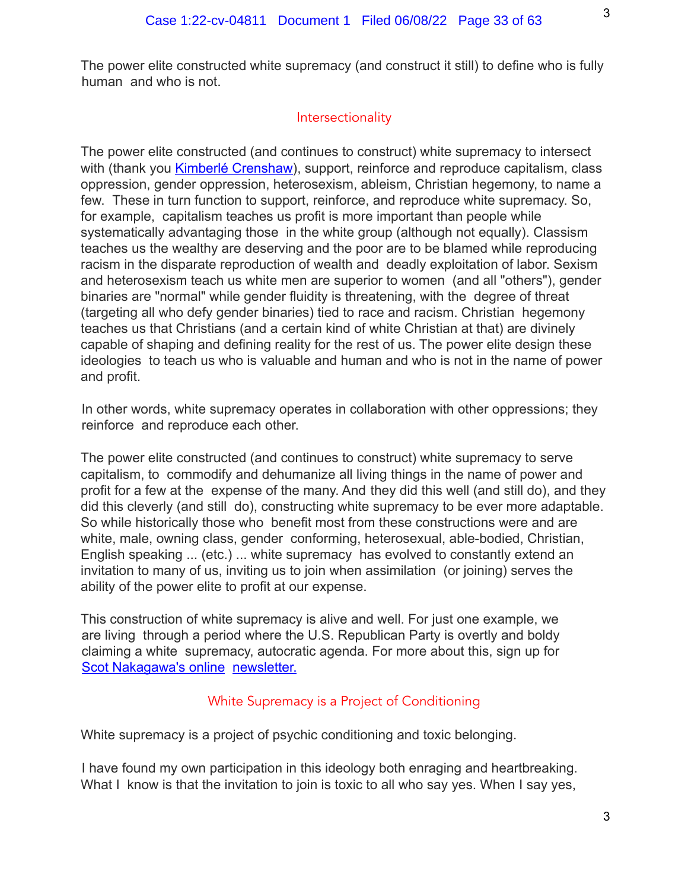The power elite constructed white supremacy (and construct it still) to define who is fully human and who is not.

## Intersectionality

The power elite constructed (and continues to construct) white supremacy to intersect with (thank you [Kimberlé Crenshaw]), support, reinforce and reproduce capitalism, class oppression, gender oppression, heterosexism, ableism, Christian hegemony, to name a few. These in turn function to support, reinforce, and reproduce white supremacy. So, for example, capitalism teaches us profit is more important than people while systematically advantaging those in the white group (although not equally). Classism teaches us the wealthy are deserving and the poor are to be blamed while reproducing racism in the disparate reproduction of wealth and deadly exploitation of labor. Sexism and heterosexism teach us white men are superior to women (and all "others"), gender binaries are "normal" while gender fluidity is threatening, with the degree of threat (targeting all who defy gender binaries) tied to race and racism. Christian hegemony teaches us that Christians (and a certain kind of white Christian at that) are divinely capable of shaping and defining reality for the rest of us. The power elite design these ideologies to teach us who is valuable and human and who is not in the name of power and profit.

In other words, white supremacy operates in collaboration with other oppressions; they reinforce and reproduce each other.

The power elite constructed (and continues to construct) white supremacy to serve capitalism, to commodify and dehumanize all living things in the name of power and profit for a few at the expense of the many. And they did this well (and still do), and they did this cleverly (and still do), constructing white supremacy to be ever more adaptable. So while historically those who benefit most from these constructions were and are white, male, owning class, gender conforming, heterosexual, able-bodied, Christian, English speaking ... (etc.) ... white supremacy has evolved to constantly extend an invitation to many of us, inviting us to join when assimilation (or joining) serves the ability of the power elite to profit at our expense.

This construction of white supremacy is alive and well. For just one example, we are living through a period where the U.S. Republican Party is overtly and boldy claiming a white supremacy, autocratic agenda. For more about this, sign up for [Scot Nakagawa's online newsletter.]

## White Supremacy is a Project of Conditioning

White supremacy is a project of psychic conditioning and toxic belonging.

I have found my own participation in this ideology both enraging and heartbreaking. What I know is that the invitation to join is toxic to all who say yes. When I say yes,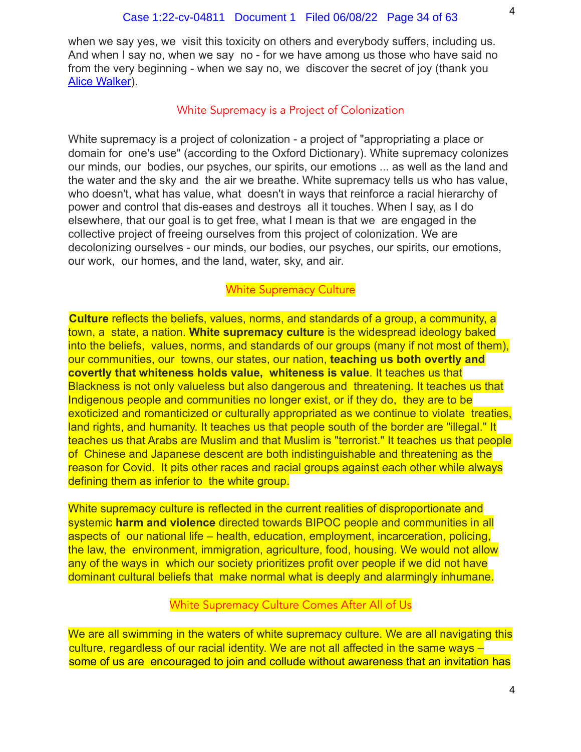when we say yes, we visit this toxicity on others and everybody suffers, including us. And when I say no, when we say no - for we have among us those who have said no from the very beginning - when we say no, we discover the secret of joy (thank you Alice Walker).

## White Supremacy is a Project of Colonization

White supremacy is a project of colonization - a project of "appropriating a place or domain for one's use" (according to the Oxford Dictionary). White supremacy colonizes our minds, our bodies, our psyches, our spirits, our emotions ... as well as the land and the water and the sky and the air we breathe. White supremacy tells us who has value, who doesn't, what has value, what doesn't in ways that reinforce a racial hierarchy of power and control that dis-eases and destroys all it touches. When I say, as I do elsewhere, that our goal is to get free, what I mean is that we are engaged in the collective project of freeing ourselves from this project of colonization. We are decolonizing ourselves - our minds, our bodies, our psyches, our spirits, our emotions, our work, our homes, and the land, water, sky, and air.

## White Supremacy Culture

**Culture** reflects the beliefs, values, norms, and standards of a group, a community, a town, a state, a nation. **White supremacy culture** is the widespread ideology baked into the beliefs, values, norms, and standards of our groups (many if not most of them), our communities, our towns, our states, our nation, **teaching us both overtly and covertly that whiteness holds value, whiteness is value**. It teaches us that Blackness is not only valueless but also dangerous and threatening. It teaches us that Indigenous people and communities no longer exist, or if they do, they are to be exoticized and romanticized or culturally appropriated as we continue to violate treaties, land rights, and humanity. It teaches us that people south of the border are "illegal." It teaches us that Arabs are Muslim and that Muslim is "terrorist." It teaches us that people of Chinese and Japanese descent are both indistinguishable and threatening as the reason for Covid. It pits other races and racial groups against each other while always defining them as inferior to the white group.

White supremacy culture is reflected in the current realities of disproportionate and systemic **harm and violence** directed towards BIPOC people and communities in all aspects of our national life – health, education, employment, incarceration, policing, the law, the environment, immigration, agriculture, food, housing. We would not allow any of the ways in which our society prioritizes profit over people if we did not have dominant cultural beliefs that make normal what is deeply and alarmingly inhumane.

## White Supremacy Culture Comes After All of Us

We are all swimming in the waters of white supremacy culture. We are all navigating this culture, regardless of our racial identity. We are not all affected in the same ways – some of us are encouraged to join and collude without awareness that an invitation has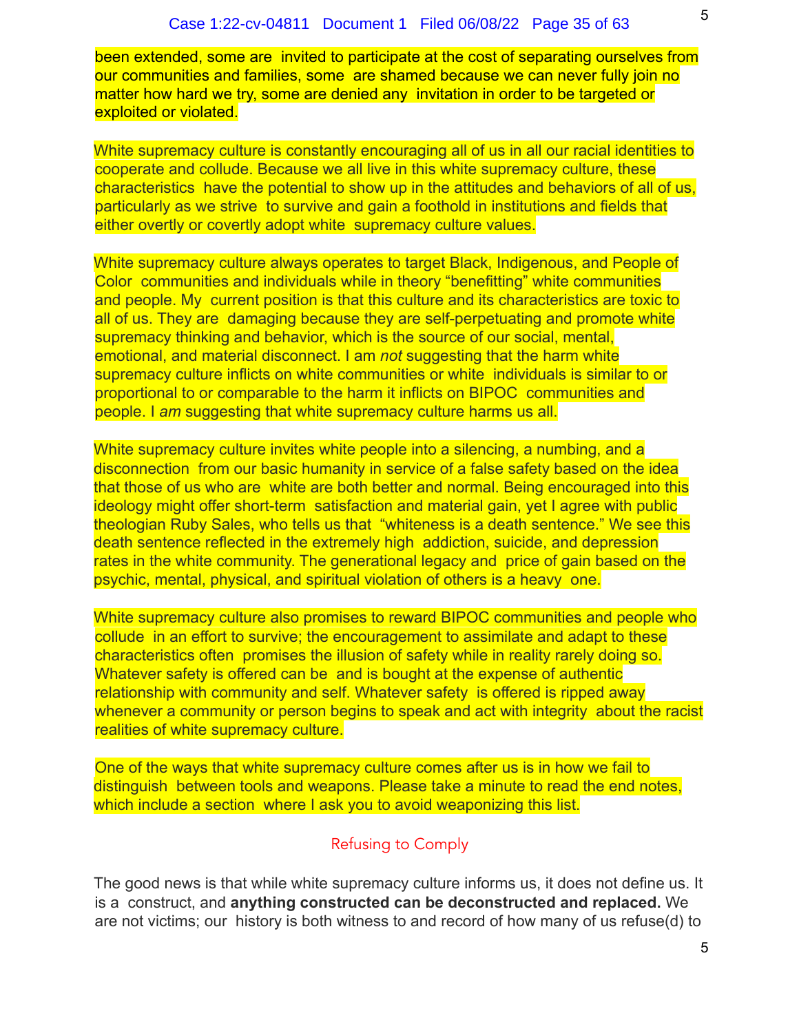been extended, some are invited to participate at the cost of separating ourselves from our communities and families, some are shamed because we can never fully join no matter how hard we try, some are denied any invitation in order to be targeted or exploited or violated.

White supremacy culture is constantly encouraging all of us in all our racial identities to cooperate and collude. Because we all live in this white supremacy culture, these characteristics have the potential to show up in the attitudes and behaviors of all of us, particularly as we strive to survive and gain a foothold in institutions and fields that either overtly or covertly adopt white supremacy culture values.

White supremacy culture always operates to target Black, Indigenous, and People of Color communities and individuals while in theory "benefitting" white communities and people. My current position is that this culture and its characteristics are toxic to all of us. They are damaging because they are self-perpetuating and promote white supremacy thinking and behavior, which is the source of our social, mental, emotional, and material disconnect. I am *not* suggesting that the harm white supremacy culture inflicts on white communities or white individuals is similar to or proportional to or comparable to the harm it inflicts on BIPOC communities and people. I *am* suggesting that white supremacy culture harms us all.

White supremacy culture invites white people into a silencing, a numbing, and a disconnection from our basic humanity in service of a false safety based on the idea that those of us who are white are both better and normal. Being encouraged into this ideology might offer short-term satisfaction and material gain, yet I agree with public theologian Ruby Sales, who tells us that "whiteness is a death sentence." We see this death sentence reflected in the extremely high addiction, suicide, and depression rates in the white community. The generational legacy and price of gain based on the psychic, mental, physical, and spiritual violation of others is a heavy one.

White supremacy culture also promises to reward BIPOC communities and people who collude in an effort to survive; the encouragement to assimilate and adapt to these characteristics often promises the illusion of safety while in reality rarely doing so. Whatever safety is offered can be and is bought at the expense of authentic relationship with community and self. Whatever safety is offered is ripped away whenever a community or person begins to speak and act with integrity about the racist realities of white supremacy culture.

One of the ways that white supremacy culture comes after us is in how we fail to distinguish between tools and weapons. Please take a minute to read the end notes, which include a section where I ask you to avoid weaponizing this list.

## Refusing to Comply

The good news is that while white supremacy culture informs us, it does not define us. It is a construct, and **anything constructed can be deconstructed and replaced.** We are not victims; our history is both witness to and record of how many of us refuse(d) to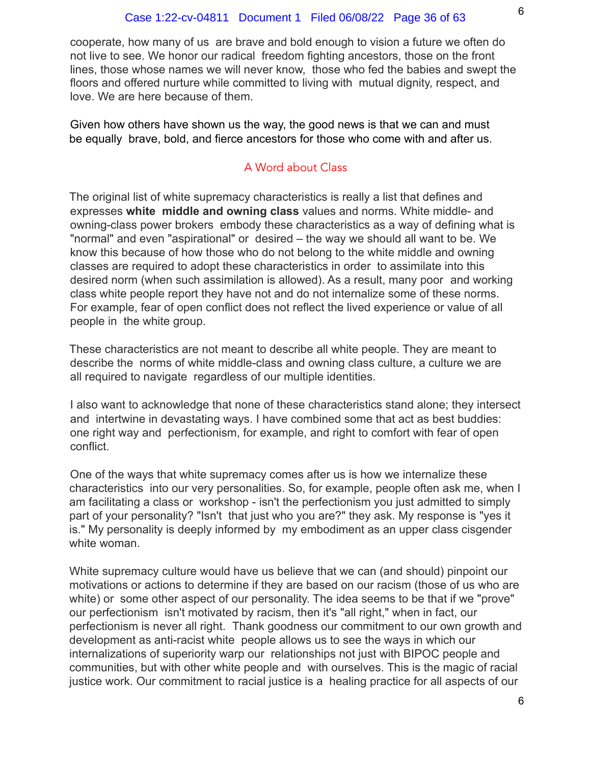cooperate, how many of us are brave and bold enough to vision a future we often do not live to see. We honor our radical freedom fighting ancestors, those on the front lines, those whose names we will never know, those who fed the babies and swept the floors and offered nurture while committed to living with mutual dignity, respect, and love. We are here because of them.

Given how others have shown us the way, the good news is that we can and must be equally brave, bold, and fierce ancestors for those who come with and after us.

## A Word about Class

The original list of white supremacy characteristics is really a list that defines and expresses **white middle and owning class** values and norms. White middle- and owning-class power brokers embody these characteristics as a way of defining what is "normal" and even "aspirational" or desired – the way we should all want to be. We know this because of how those who do not belong to the white middle and owning classes are required to adopt these characteristics in order to assimilate into this desired norm (when such assimilation is allowed). As a result, many poor and working class white people report they have not and do not internalize some of these norms. For example, fear of open conflict does not reflect the lived experience or value of all people in the white group.

These characteristics are not meant to describe all white people. They are meant to describe the norms of white middle-class and owning class culture, a culture we are all required to navigate regardless of our multiple identities.

I also want to acknowledge that none of these characteristics stand alone; they intersect and intertwine in devastating ways. I have combined some that act as best buddies: one right way and perfectionism, for example, and right to comfort with fear of open conflict.

One of the ways that white supremacy comes after us is how we internalize these characteristics into our very personalities. So, for example, people often ask me, when I am facilitating a class or workshop - isn't the perfectionism you just admitted to simply part of your personality? "Isn't that just who you are?" they ask. My response is "yes it is." My personality is deeply informed by my embodiment as an upper class cisgender white woman.

White supremacy culture would have us believe that we can (and should) pinpoint our motivations or actions to determine if they are based on our racism (those of us who are white) or some other aspect of our personality. The idea seems to be that if we "prove" our perfectionism isn't motivated by racism, then it's "all right," when in fact, our perfectionism is never all right. Thank goodness our commitment to our own growth and development as anti-racist white people allows us to see the ways in which our internalizations of superiority warp our relationships not just with BIPOC people and communities, but with other white people and with ourselves. This is the magic of racial justice work. Our commitment to racial justice is a healing practice for all aspects of our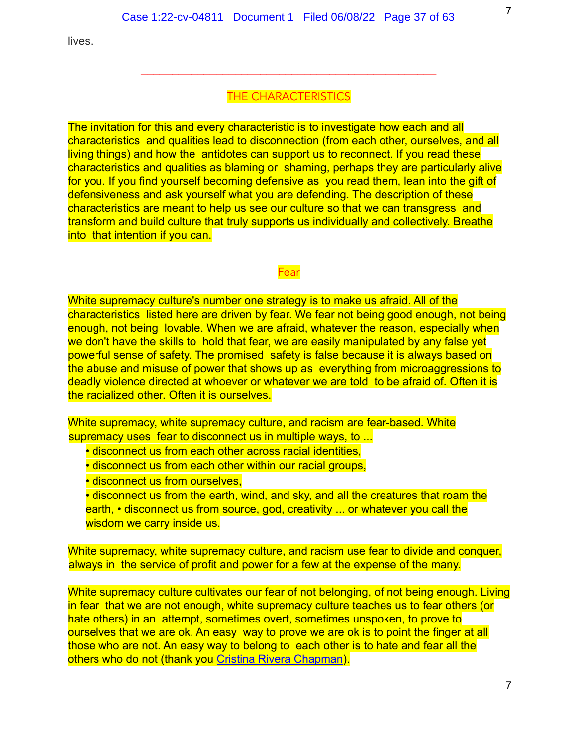lives.

---

## THE CHARACTERISTICS

The invitation for this and every characteristic is to investigate how each and all characteristics and qualities lead to disconnection (from each other, ourselves, and all living things) and how the antidotes can support us to reconnect. If you read these characteristics and qualities as blaming or shaming, perhaps they are particularly alive for you. If you find yourself becoming defensive as you read them, lean into the gift of defensiveness and ask yourself what you are defending. The description of these characteristics are meant to help us see our culture so that we can transgress and transform and build culture that truly supports us individually and collectively. Breathe into that intention if you can.

### Fear

White supremacy culture's number one strategy is to make us afraid. All of the characteristics listed here are driven by fear. We fear not being good enough, not being enough, not being lovable. When we are afraid, whatever the reason, especially when we don't have the skills to hold that fear, we are easily manipulated by any false yet powerful sense of safety. The promised safety is false because it is always based on the abuse and misuse of power that shows up as everything from microaggressions to deadly violence directed at whoever or whatever we are told to be afraid of. Often it is the racialized other. Often it is ourselves.

White supremacy, white supremacy culture, and racism are fear-based. White supremacy uses fear to disconnect us in multiple ways, to ...

- disconnect us from each other across racial identities,
- disconnect us from each other within our racial groups,
- disconnect us from ourselves,
- disconnect us from the earth, wind, and sky, and all the creatures that roam the earth,
- disconnect us from source, god, creativity ... or whatever you call the wisdom we carry inside us.

White supremacy, white supremacy culture, and racism use fear to divide and conquer, always in the service of profit and power for a few at the expense of the many.

White supremacy culture cultivates our fear of not belonging, of not being enough. Living in fear that we are not enough, white supremacy culture teaches us to fear others (or hate others) in an attempt, sometimes overt, sometimes unspoken, to prove to ourselves that we are ok. An easy way to prove we are ok is to point the finger at all those who are not. An easy way to belong to each other is to hate and fear all the others who do not (thank you Cristina Rivera Chapman).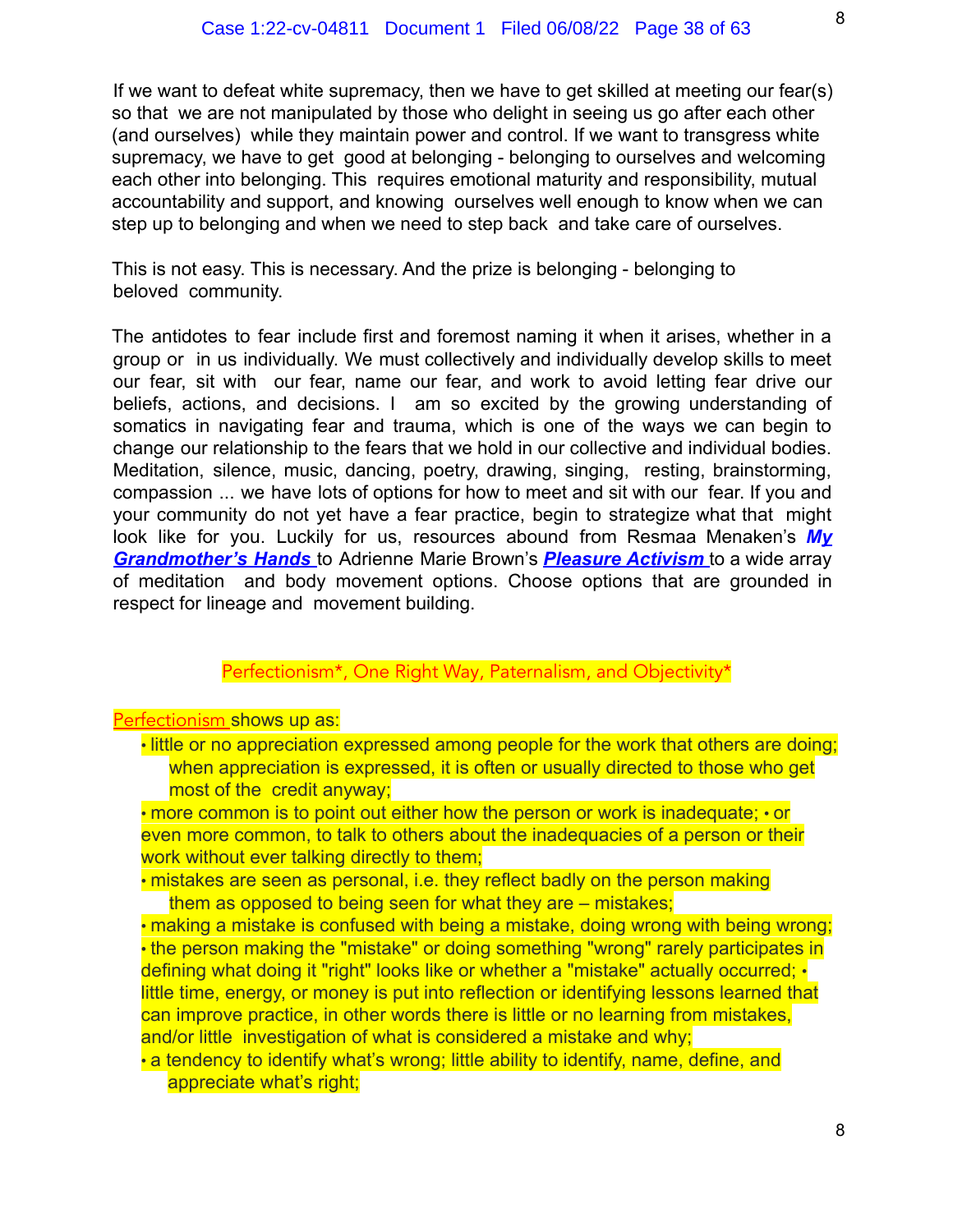If we want to defeat white supremacy, then we have to get skilled at meeting our fear(s) so that we are not manipulated by those who delight in seeing us go after each other (and ourselves) while they maintain power and control. If we want to transgress white supremacy, we have to get good at belonging - belonging to ourselves and welcoming each other into belonging. This requires emotional maturity and responsibility, mutual accountability and support, and knowing ourselves well enough to know when we can step up to belonging and when we need to step back and take care of ourselves.

This is not easy. This is necessary. And the prize is belonging - belonging to beloved community.

The antidotes to fear include first and foremost naming it when it arises, whether in a group or in us individually. We must collectively and individually develop skills to meet our fear, sit with our fear, name our fear, and work to avoid letting fear drive our beliefs, actions, and decisions. I am so excited by the growing understanding of somatics in navigating fear and trauma, which is one of the ways we can begin to change our relationship to the fears that we hold in our collective and individual bodies. Meditation, silence, music, dancing, poetry, drawing, singing, resting, brainstorming, compassion ... we have lots of options for how to meet and sit with our fear. If you and your community do not yet have a fear practice, begin to strategize what that might look like for you. Luckily for us, resources abound from Resmaa Menaken's ***My Grandmother's Hands*** to Adrienne Marie Brown's ***Pleasure Activism*** to a wide array of meditation and body movement options. Choose options that are grounded in respect for lineage and movement building.

## Perfectionism*, One Right Way, Paternalism, and Objectivity*

Perfectionism shows up as:

- little or no appreciation expressed among people for the work that others are doing; when appreciation is expressed, it is often or usually directed to those who get most of the credit anyway;
- more common is to point out either how the person or work is inadequate; • or even more common, to talk to others about the inadequacies of a person or their work without ever talking directly to them;
- mistakes are seen as personal, i.e. they reflect badly on the person making them as opposed to being seen for what they are – mistakes;
- making a mistake is confused with being a mistake, doing wrong with being wrong;
- the person making the "mistake" or doing something "wrong" rarely participates in defining what doing it "right" looks like or whether a "mistake" actually occurred; • little time, energy, or money is put into reflection or identifying lessons learned that can improve practice, in other words there is little or no learning from mistakes, and/or little investigation of what is considered a mistake and why;
- a tendency to identify what's wrong; little ability to identify, name, define, and appreciate what's right;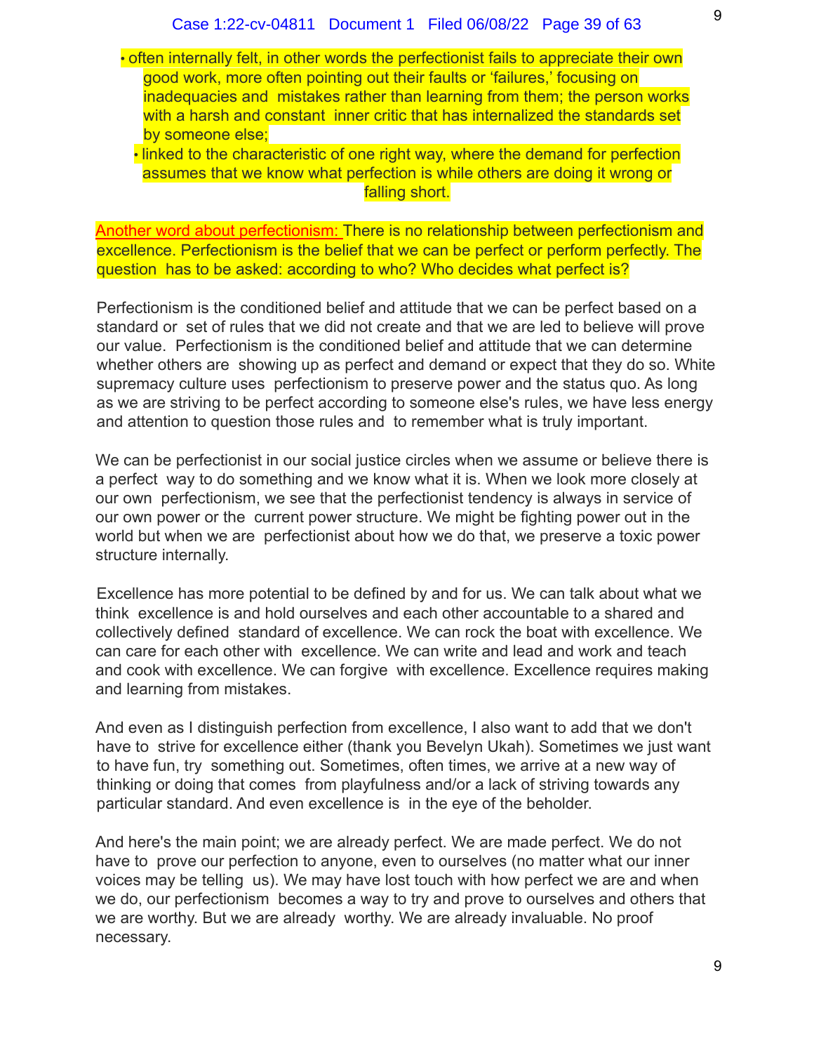- often internally felt, in other words the perfectionist fails to appreciate their own good work, more often pointing out their faults or 'failures,' focusing on inadequacies and mistakes rather than learning from them; the person works with a harsh and constant inner critic that has internalized the standards set by someone else;
- linked to the characteristic of one right way, where the demand for perfection assumes that we know what perfection is while others are doing it wrong or falling short.

Another word about perfectionism: There is no relationship between perfectionism and excellence. Perfectionism is the belief that we can be perfect or perform perfectly. The question has to be asked: according to who? Who decides what perfect is?

Perfectionism is the conditioned belief and attitude that we can be perfect based on a standard or set of rules that we did not create and that we are led to believe will prove our value. Perfectionism is the conditioned belief and attitude that we can determine whether others are showing up as perfect and demand or expect that they do so. White supremacy culture uses perfectionism to preserve power and the status quo. As long as we are striving to be perfect according to someone else's rules, we have less energy and attention to question those rules and to remember what is truly important.

We can be perfectionist in our social justice circles when we assume or believe there is a perfect way to do something and we know what it is. When we look more closely at our own perfectionism, we see that the perfectionist tendency is always in service of our own power or the current power structure. We might be fighting power out in the world but when we are perfectionist about how we do that, we preserve a toxic power structure internally.

Excellence has more potential to be defined by and for us. We can talk about what we think excellence is and hold ourselves and each other accountable to a shared and collectively defined standard of excellence. We can rock the boat with excellence. We can care for each other with excellence. We can write and lead and work and teach and cook with excellence. We can forgive with excellence. Excellence requires making and learning from mistakes.

And even as I distinguish perfection from excellence, I also want to add that we don't have to strive for excellence either (thank you Bevelyn Ukah). Sometimes we just want to have fun, try something out. Sometimes, often times, we arrive at a new way of thinking or doing that comes from playfulness and/or a lack of striving towards any particular standard. And even excellence is in the eye of the beholder.

And here's the main point; we are already perfect. We are made perfect. We do not have to prove our perfection to anyone, even to ourselves (no matter what our inner voices may be telling us). We may have lost touch with how perfect we are and when we do, our perfectionism becomes a way to try and prove to ourselves and others that we are worthy. But we are already worthy. We are already invaluable. No proof necessary.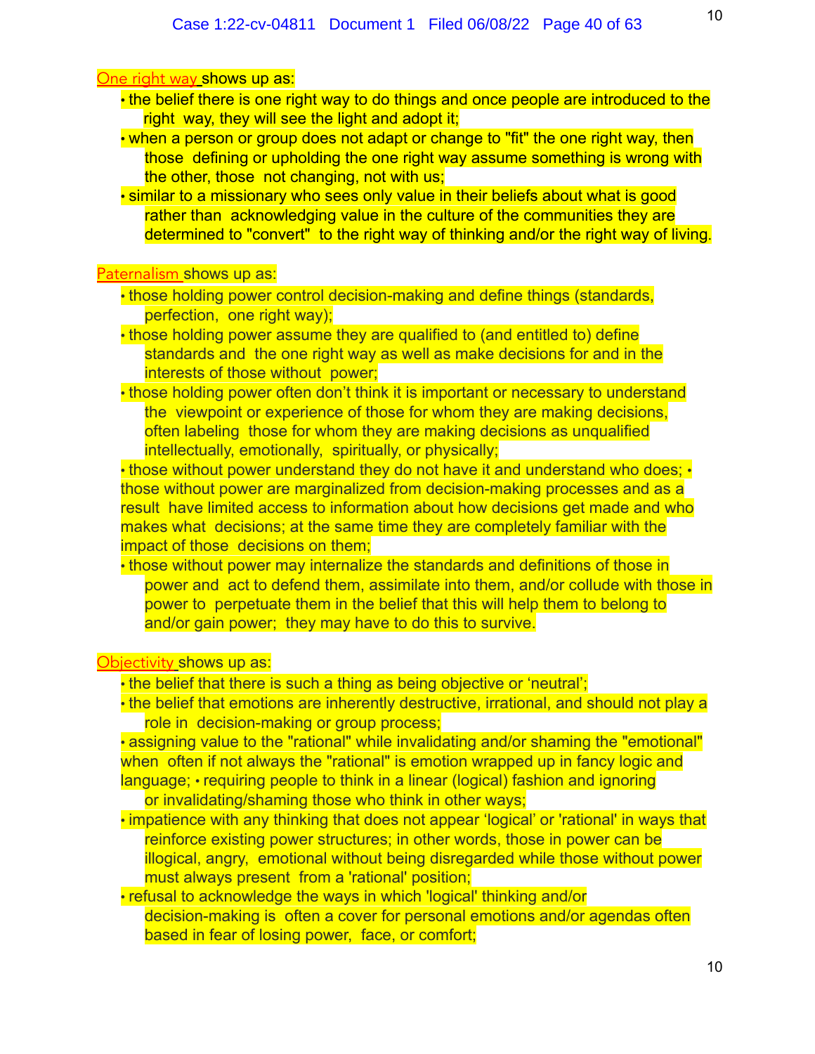One right way shows up as:

- the belief there is one right way to do things and once people are introduced to the right way, they will see the light and adopt it;
- when a person or group does not adapt or change to "fit" the one right way, then those defining or upholding the one right way assume something is wrong with the other, those not changing, not with us;
- similar to a missionary who sees only value in their beliefs about what is good rather than acknowledging value in the culture of the communities they are determined to "convert" to the right way of thinking and/or the right way of living.

Paternalism shows up as:

- those holding power control decision-making and define things (standards, perfection, one right way);
- those holding power assume they are qualified to (and entitled to) define standards and the one right way as well as make decisions for and in the interests of those without power;
- those holding power often don't think it is important or necessary to understand the viewpoint or experience of those for whom they are making decisions, often labeling those for whom they are making decisions as unqualified intellectually, emotionally, spiritually, or physically;
- those without power understand they do not have it and understand who does;
- those without power are marginalized from decision-making processes and as a result have limited access to information about how decisions get made and who makes what decisions; at the same time they are completely familiar with the impact of those decisions on them;
- those without power may internalize the standards and definitions of those in power and act to defend them, assimilate into them, and/or collude with those in power to perpetuate them in the belief that this will help them to belong to and/or gain power; they may have to do this to survive.

Objectivity shows up as:

- the belief that there is such a thing as being objective or 'neutral';
- the belief that emotions are inherently destructive, irrational, and should not play a role in decision-making or group process;
- assigning value to the "rational" while invalidating and/or shaming the "emotional" when often if not always the "rational" is emotion wrapped up in fancy logic and language;
- requiring people to think in a linear (logical) fashion and ignoring or invalidating/shaming those who think in other ways;
- impatience with any thinking that does not appear 'logical' or 'rational' in ways that reinforce existing power structures; in other words, those in power can be illogical, angry, emotional without being disregarded while those without power must always present from a 'rational' position;
- refusal to acknowledge the ways in which 'logical' thinking and/or decision-making is often a cover for personal emotions and/or agendas often based in fear of losing power, face, or comfort;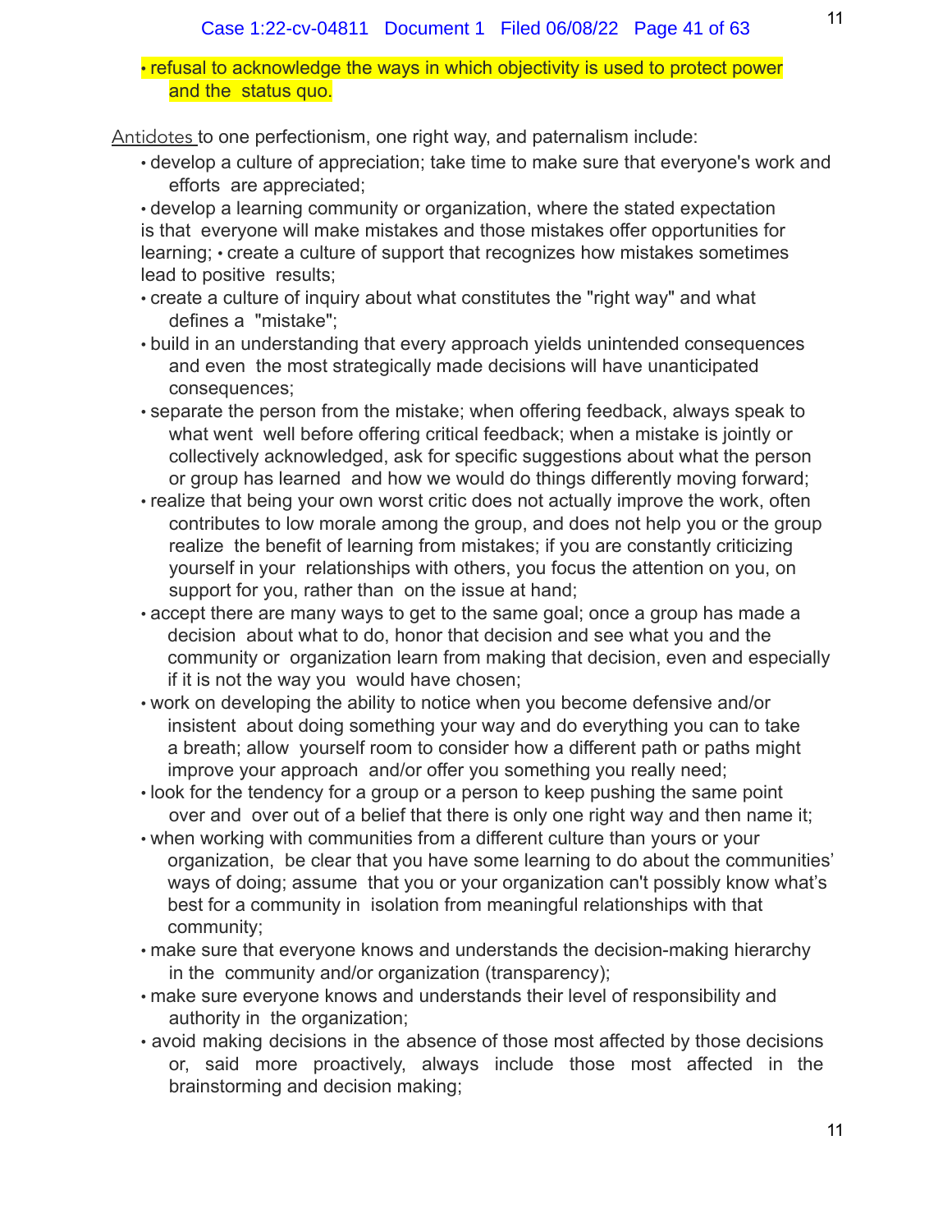- refusal to acknowledge the ways in which objectivity is used to protect power and the status quo.

Antidotes to one perfectionism, one right way, and paternalism include:

- develop a culture of appreciation; take time to make sure that everyone's work and efforts are appreciated;
- develop a learning community or organization, where the stated expectation is that everyone will make mistakes and those mistakes offer opportunities for learning;
- create a culture of support that recognizes how mistakes sometimes lead to positive results;
- create a culture of inquiry about what constitutes the "right way" and what defines a "mistake";
- build in an understanding that every approach yields unintended consequences and even the most strategically made decisions will have unanticipated consequences;
- separate the person from the mistake; when offering feedback, always speak to what went well before offering critical feedback; when a mistake is jointly or collectively acknowledged, ask for specific suggestions about what the person or group has learned and how we would do things differently moving forward;
- realize that being your own worst critic does not actually improve the work, often contributes to low morale among the group, and does not help you or the group realize the benefit of learning from mistakes; if you are constantly criticizing yourself in your relationships with others, you focus the attention on you, on support for you, rather than on the issue at hand;
- accept there are many ways to get to the same goal; once a group has made a decision about what to do, honor that decision and see what you and the community or organization learn from making that decision, even and especially if it is not the way you would have chosen;
- work on developing the ability to notice when you become defensive and/or insistent about doing something your way and do everything you can to take a breath; allow yourself room to consider how a different path or paths might improve your approach and/or offer you something you really need;
- look for the tendency for a group or a person to keep pushing the same point over and over out of a belief that there is only one right way and then name it;
- when working with communities from a different culture than yours or your organization, be clear that you have some learning to do about the communities' ways of doing; assume that you or your organization can't possibly know what's best for a community in isolation from meaningful relationships with that community;
- make sure that everyone knows and understands the decision-making hierarchy in the community and/or organization (transparency);
- make sure everyone knows and understands their level of responsibility and authority in the organization;
- avoid making decisions in the absence of those most affected by those decisions or, said more proactively, always include those most affected in the brainstorming and decision making;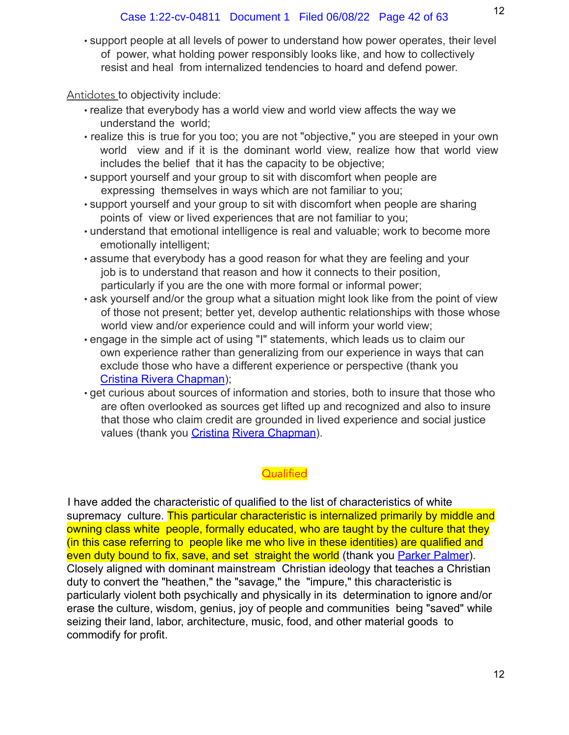- support people at all levels of power to understand how power operates, their level of power, what holding power responsibly looks like, and how to collectively resist and heal from internalized tendencies to hoard and defend power.

Antidotes to objectivity include:

- realize that everybody has a world view and world view affects the way we understand the world;
- realize this is true for you too; you are not "objective," you are steeped in your own world view and if it is the dominant world view, realize how that world view includes the belief that it has the capacity to be objective;
- support yourself and your group to sit with discomfort when people are expressing themselves in ways which are not familiar to you;
- support yourself and your group to sit with discomfort when people are sharing points of view or lived experiences that are not familiar to you;
- understand that emotional intelligence is real and valuable; work to become more emotionally intelligent;
- assume that everybody has a good reason for what they are feeling and your job is to understand that reason and how it connects to their position, particularly if you are the one with more formal or informal power;
- ask yourself and/or the group what a situation might look like from the point of view of those not present; better yet, develop authentic relationships with those whose world view and/or experience could and will inform your world view;
- engage in the simple act of using "I" statements, which leads us to claim our own experience rather than generalizing from our experience in ways that can exclude those who have a different experience or perspective (thank you Cristina Rivera Chapman);
- get curious about sources of information and stories, both to insure that those who are often overlooked as sources get lifted up and recognized and also to insure that those who claim credit are grounded in lived experience and social justice values (thank you Cristina Rivera Chapman).

## Qualified

I have added the characteristic of qualified to the list of characteristics of white supremacy culture. This particular characteristic is internalized primarily by middle and owning class white people, formally educated, who are taught by the culture that they (in this case referring to people like me who live in these identities) are qualified and even duty bound to fix, save, and set straight the world (thank you Parker Palmer). Closely aligned with dominant mainstream Christian ideology that teaches a Christian duty to convert the "heathen," the "savage," the "impure," this characteristic is particularly violent both psychically and physically in its determination to ignore and/or erase the culture, wisdom, genius, joy of people and communities being "saved" while seizing their land, labor, architecture, music, food, and other material goods to commodify for profit.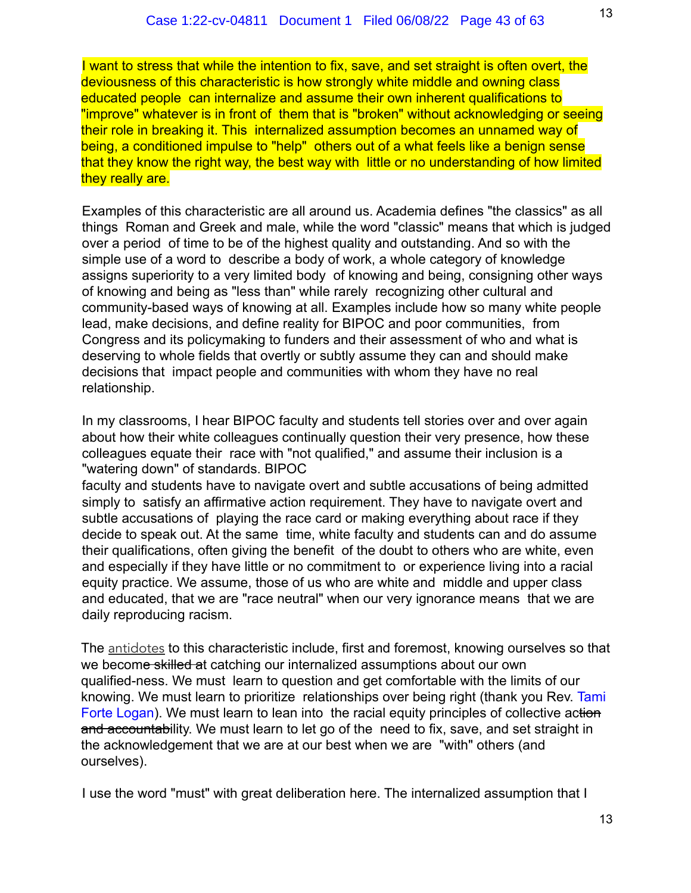I want to stress that while the intention to fix, save, and set straight is often overt, the deviousness of this characteristic is how strongly white middle and owning class educated people can internalize and assume their own inherent qualifications to "improve" whatever is in front of them that is "broken" without acknowledging or seeing their role in breaking it. This internalized assumption becomes an unnamed way of being, a conditioned impulse to "help" others out of a what feels like a benign sense that they know the right way, the best way with little or no understanding of how limited they really are.

Examples of this characteristic are all around us. Academia defines "the classics" as all things Roman and Greek and male, while the word "classic" means that which is judged over a period of time to be of the highest quality and outstanding. And so with the simple use of a word to describe a body of work, a whole category of knowledge assigns superiority to a very limited body of knowing and being, consigning other ways of knowing and being as "less than" while rarely recognizing other cultural and community-based ways of knowing at all. Examples include how so many white people lead, make decisions, and define reality for BIPOC and poor communities, from Congress and its policymaking to funders and their assessment of who and what is deserving to whole fields that overtly or subtly assume they can and should make decisions that impact people and communities with whom they have no real relationship.

In my classrooms, I hear BIPOC faculty and students tell stories over and over again about how their white colleagues continually question their very presence, how these colleagues equate their race with "not qualified," and assume their inclusion is a "watering down" of standards. BIPOC faculty and students have to navigate overt and subtle accusations of being admitted simply to satisfy an affirmative action requirement. They have to navigate overt and subtle accusations of playing the race card or making everything about race if they decide to speak out. At the same time, white faculty and students can and do assume their qualifications, often giving the benefit of the doubt to others who are white, even and especially if they have little or no commitment to or experience living into a racial equity practice. We assume, those of us who are white and middle and upper class and educated, that we are "race neutral" when our very ignorance means that we are daily reproducing racism.

The antidotes to this characteristic include, first and foremost, knowing ourselves so that we become ~~skilled a~~t catching our internalized assumptions about our own qualified-ness. We must learn to question and get comfortable with the limits of our knowing. We must learn to prioritize relationships over being right (thank you Rev. Tami Forte Logan). We must learn to lean into the racial equity principles of collective ac~~tion and accountab~~ility. We must learn to let go of the need to fix, save, and set straight in the acknowledgement that we are at our best when we are "with" others (and ourselves).

I use the word "must" with great deliberation here. The internalized assumption that I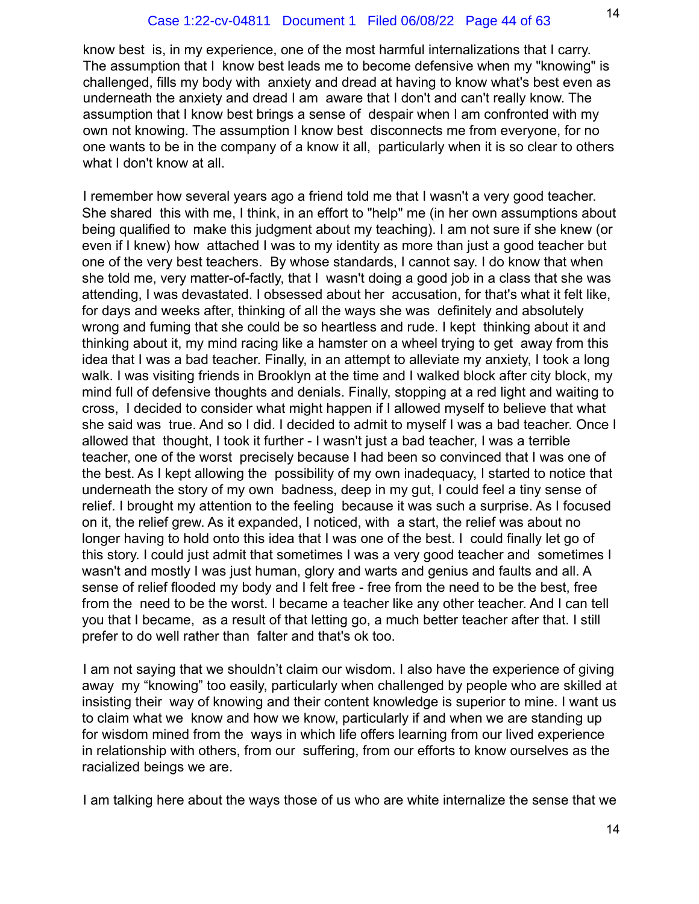know best is, in my experience, one of the most harmful internalizations that I carry. The assumption that I know best leads me to become defensive when my "knowing" is challenged, fills my body with anxiety and dread at having to know what's best even as underneath the anxiety and dread I am aware that I don't and can't really know. The assumption that I know best brings a sense of despair when I am confronted with my own not knowing. The assumption I know best disconnects me from everyone, for no one wants to be in the company of a know it all, particularly when it is so clear to others what I don't know at all.

I remember how several years ago a friend told me that I wasn't a very good teacher. She shared this with me, I think, in an effort to "help" me (in her own assumptions about being qualified to make this judgment about my teaching). I am not sure if she knew (or even if I knew) how attached I was to my identity as more than just a good teacher but one of the very best teachers. By whose standards, I cannot say. I do know that when she told me, very matter-of-factly, that I wasn't doing a good job in a class that she was attending, I was devastated. I obsessed about her accusation, for that's what it felt like, for days and weeks after, thinking of all the ways she was definitely and absolutely wrong and fuming that she could be so heartless and rude. I kept thinking about it and thinking about it, my mind racing like a hamster on a wheel trying to get away from this idea that I was a bad teacher. Finally, in an attempt to alleviate my anxiety, I took a long walk. I was visiting friends in Brooklyn at the time and I walked block after city block, my mind full of defensive thoughts and denials. Finally, stopping at a red light and waiting to cross, I decided to consider what might happen if I allowed myself to believe that what she said was true. And so I did. I decided to admit to myself I was a bad teacher. Once I allowed that thought, I took it further - I wasn't just a bad teacher, I was a terrible teacher, one of the worst precisely because I had been so convinced that I was one of the best. As I kept allowing the possibility of my own inadequacy, I started to notice that underneath the story of my own badness, deep in my gut, I could feel a tiny sense of relief. I brought my attention to the feeling because it was such a surprise. As I focused on it, the relief grew. As it expanded, I noticed, with a start, the relief was about no longer having to hold onto this idea that I was one of the best. I could finally let go of this story. I could just admit that sometimes I was a very good teacher and sometimes I wasn't and mostly I was just human, glory and warts and genius and faults and all. A sense of relief flooded my body and I felt free - free from the need to be the best, free from the need to be the worst. I became a teacher like any other teacher. And I can tell you that I became, as a result of that letting go, a much better teacher after that. I still prefer to do well rather than falter and that's ok too.

I am not saying that we shouldn't claim our wisdom. I also have the experience of giving away my "knowing" too easily, particularly when challenged by people who are skilled at insisting their way of knowing and their content knowledge is superior to mine. I want us to claim what we know and how we know, particularly if and when we are standing up for wisdom mined from the ways in which life offers learning from our lived experience in relationship with others, from our suffering, from our efforts to know ourselves as the racialized beings we are.

I am talking here about the ways those of us who are white internalize the sense that we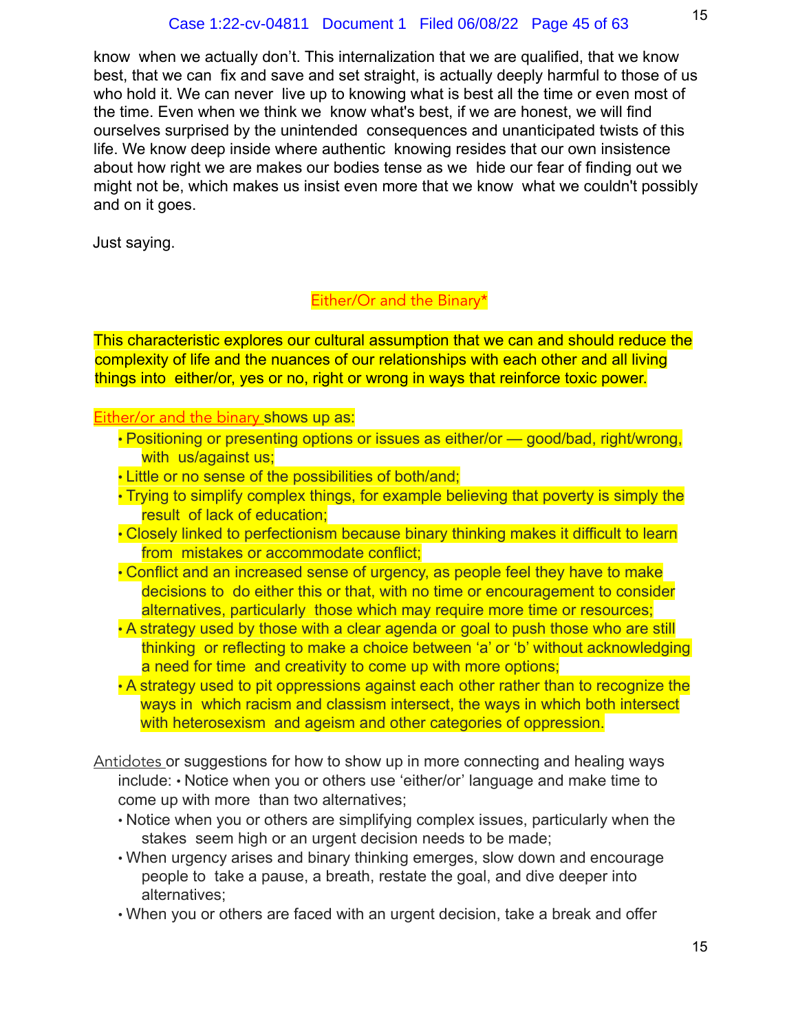know when we actually don't. This internalization that we are qualified, that we know best, that we can fix and save and set straight, is actually deeply harmful to those of us who hold it. We can never live up to knowing what is best all the time or even most of the time. Even when we think we know what's best, if we are honest, we will find ourselves surprised by the unintended consequences and unanticipated twists of this life. We know deep inside where authentic knowing resides that our own insistence about how right we are makes our bodies tense as we hide our fear of finding out we might not be, which makes us insist even more that we know what we couldn't possibly and on it goes.

Just saying.

## Either/Or and the Binary*

This characteristic explores our cultural assumption that we can and should reduce the complexity of life and the nuances of our relationships with each other and all living things into either/or, yes or no, right or wrong in ways that reinforce toxic power.

Either/or and the binary shows up as:

- Positioning or presenting options or issues as either/or — good/bad, right/wrong, with us/against us;
- Little or no sense of the possibilities of both/and;
- Trying to simplify complex things, for example believing that poverty is simply the result of lack of education;
- Closely linked to perfectionism because binary thinking makes it difficult to learn from mistakes or accommodate conflict;
- Conflict and an increased sense of urgency, as people feel they have to make decisions to do either this or that, with no time or encouragement to consider alternatives, particularly those which may require more time or resources;
- A strategy used by those with a clear agenda or goal to push those who are still thinking or reflecting to make a choice between 'a' or 'b' without acknowledging a need for time and creativity to come up with more options;
- A strategy used to pit oppressions against each other rather than to recognize the ways in which racism and classism intersect, the ways in which both intersect with heterosexism and ageism and other categories of oppression.

Antidotes or suggestions for how to show up in more connecting and healing ways include:

- Notice when you or others use 'either/or' language and make time to come up with more than two alternatives;
- Notice when you or others are simplifying complex issues, particularly when the stakes seem high or an urgent decision needs to be made;
- When urgency arises and binary thinking emerges, slow down and encourage people to take a pause, a breath, restate the goal, and dive deeper into alternatives;
- When you or others are faced with an urgent decision, take a break and offer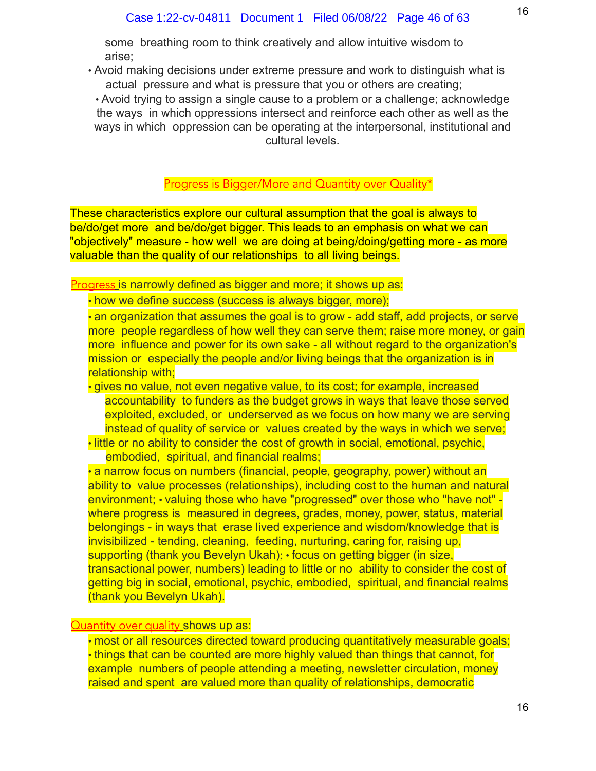some breathing room to think creatively and allow intuitive wisdom to arise;

- Avoid making decisions under extreme pressure and work to distinguish what is actual pressure and what is pressure that you or others are creating;
- Avoid trying to assign a single cause to a problem or a challenge; acknowledge the ways in which oppressions intersect and reinforce each other as well as the ways in which oppression can be operating at the interpersonal, institutional and cultural levels.

## Progress is Bigger/More and Quantity over Quality*

These characteristics explore our cultural assumption that the goal is always to be/do/get more and be/do/get bigger. This leads to an emphasis on what we can "objectively" measure - how well we are doing at being/doing/getting more - as more valuable than the quality of our relationships to all living beings.

Progress is narrowly defined as bigger and more; it shows up as:

- how we define success (success is always bigger, more);
- an organization that assumes the goal is to grow - add staff, add projects, or serve more people regardless of how well they can serve them; raise more money, or gain more influence and power for its own sake - all without regard to the organization's mission or especially the people and/or living beings that the organization is in relationship with;
- gives no value, not even negative value, to its cost; for example, increased accountability to funders as the budget grows in ways that leave those served exploited, excluded, or underserved as we focus on how many we are serving instead of quality of service or values created by the ways in which we serve;
- little or no ability to consider the cost of growth in social, emotional, psychic, embodied, spiritual, and financial realms;
- a narrow focus on numbers (financial, people, geography, power) without an ability to value processes (relationships), including cost to the human and natural environment; • valuing those who have "progressed" over those who "have not" - where progress is measured in degrees, grades, money, power, status, material belongings - in ways that erase lived experience and wisdom/knowledge that is invisibilized - tending, cleaning, feeding, nurturing, caring for, raising up, supporting (thank you Bevelyn Ukah); • focus on getting bigger (in size, transactional power, numbers) leading to little or no ability to consider the cost of getting big in social, emotional, psychic, embodied, spiritual, and financial realms (thank you Bevelyn Ukah).

Quantity over quality shows up as:

- most or all resources directed toward producing quantitatively measurable goals;
- things that can be counted are more highly valued than things that cannot, for example numbers of people attending a meeting, newsletter circulation, money raised and spent are valued more than quality of relationships, democratic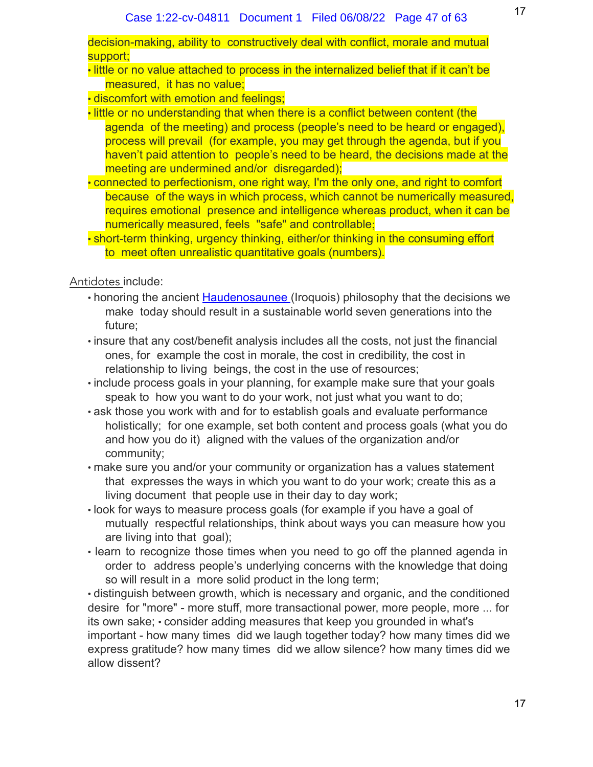decision-making, ability to constructively deal with conflict, morale and mutual support;

- little or no value attached to process in the internalized belief that if it can't be measured, it has no value;
- discomfort with emotion and feelings;
- little or no understanding that when there is a conflict between content (the agenda of the meeting) and process (people's need to be heard or engaged), process will prevail (for example, you may get through the agenda, but if you haven't paid attention to people's need to be heard, the decisions made at the meeting are undermined and/or disregarded);
- connected to perfectionism, one right way, I'm the only one, and right to comfort because of the ways in which process, which cannot be numerically measured, requires emotional presence and intelligence whereas product, when it can be numerically measured, feels "safe" and controllable;
- short-term thinking, urgency thinking, either/or thinking in the consuming effort to meet often unrealistic quantitative goals (numbers).

Antidotes include:

- honoring the ancient Haudenosaunee (Iroquois) philosophy that the decisions we make today should result in a sustainable world seven generations into the future;
- insure that any cost/benefit analysis includes all the costs, not just the financial ones, for example the cost in morale, the cost in credibility, the cost in relationship to living beings, the cost in the use of resources;
- include process goals in your planning, for example make sure that your goals speak to how you want to do your work, not just what you want to do;
- ask those you work with and for to establish goals and evaluate performance holistically; for one example, set both content and process goals (what you do and how you do it) aligned with the values of the organization and/or community;
- make sure you and/or your community or organization has a values statement that expresses the ways in which you want to do your work; create this as a living document that people use in their day to day work;
- look for ways to measure process goals (for example if you have a goal of mutually respectful relationships, think about ways you can measure how you are living into that goal);
- learn to recognize those times when you need to go off the planned agenda in order to address people's underlying concerns with the knowledge that doing so will result in a more solid product in the long term;
- distinguish between growth, which is necessary and organic, and the conditioned desire for "more" - more stuff, more transactional power, more people, more ... for its own sake; • consider adding measures that keep you grounded in what's important - how many times did we laugh together today? how many times did we express gratitude? how many times did we allow silence? how many times did we allow dissent?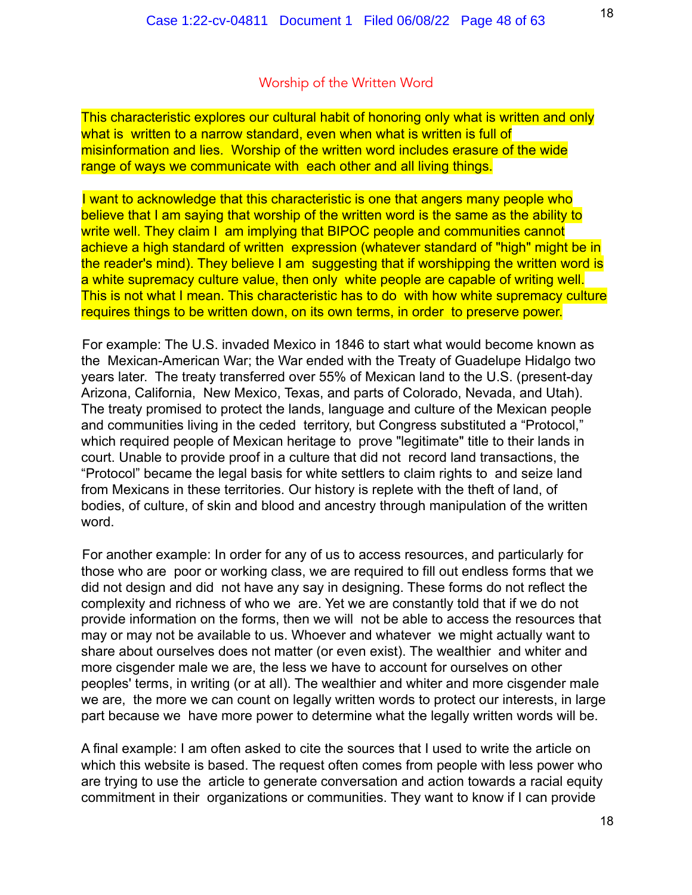## Worship of the Written Word

This characteristic explores our cultural habit of honoring only what is written and only what is written to a narrow standard, even when what is written is full of misinformation and lies. Worship of the written word includes erasure of the wide range of ways we communicate with each other and all living things.

I want to acknowledge that this characteristic is one that angers many people who believe that I am saying that worship of the written word is the same as the ability to write well. They claim I am implying that BIPOC people and communities cannot achieve a high standard of written expression (whatever standard of "high" might be in the reader's mind). They believe I am suggesting that if worshipping the written word is a white supremacy culture value, then only white people are capable of writing well. This is not what I mean. This characteristic has to do with how white supremacy culture requires things to be written down, on its own terms, in order to preserve power.

For example: The U.S. invaded Mexico in 1846 to start what would become known as the Mexican-American War; the War ended with the Treaty of Guadelupe Hidalgo two years later. The treaty transferred over 55% of Mexican land to the U.S. (present-day Arizona, California, New Mexico, Texas, and parts of Colorado, Nevada, and Utah). The treaty promised to protect the lands, language and culture of the Mexican people and communities living in the ceded territory, but Congress substituted a "Protocol," which required people of Mexican heritage to prove "legitimate" title to their lands in court. Unable to provide proof in a culture that did not record land transactions, the "Protocol" became the legal basis for white settlers to claim rights to and seize land from Mexicans in these territories. Our history is replete with the theft of land, of bodies, of culture, of skin and blood and ancestry through manipulation of the written word.

For another example: In order for any of us to access resources, and particularly for those who are poor or working class, we are required to fill out endless forms that we did not design and did not have any say in designing. These forms do not reflect the complexity and richness of who we are. Yet we are constantly told that if we do not provide information on the forms, then we will not be able to access the resources that may or may not be available to us. Whoever and whatever we might actually want to share about ourselves does not matter (or even exist). The wealthier and whiter and more cisgender male we are, the less we have to account for ourselves on other peoples' terms, in writing (or at all). The wealthier and whiter and more cisgender male we are, the more we can count on legally written words to protect our interests, in large part because we have more power to determine what the legally written words will be.

A final example: I am often asked to cite the sources that I used to write the article on which this website is based. The request often comes from people with less power who are trying to use the article to generate conversation and action towards a racial equity commitment in their organizations or communities. They want to know if I can provide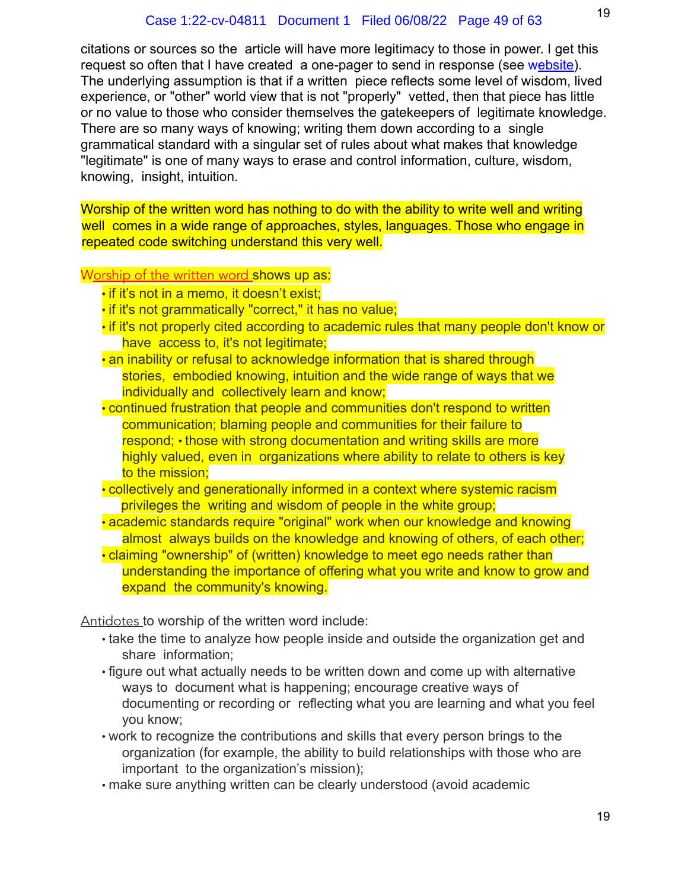citations or sources so the article will have more legitimacy to those in power. I get this request so often that I have created a one-pager to send in response (see website). The underlying assumption is that if a written piece reflects some level of wisdom, lived experience, or "other" world view that is not "properly" vetted, then that piece has little or no value to those who consider themselves the gatekeepers of legitimate knowledge. There are so many ways of knowing; writing them down according to a single grammatical standard with a singular set of rules about what makes that knowledge "legitimate" is one of many ways to erase and control information, culture, wisdom, knowing, insight, intuition.

Worship of the written word has nothing to do with the ability to write well and writing well comes in a wide range of approaches, styles, languages. Those who engage in repeated code switching understand this very well.

Worship of the written word shows up as:

- if it's not in a memo, it doesn't exist;
- if it's not grammatically "correct," it has no value;
- if it's not properly cited according to academic rules that many people don't know or have access to, it's not legitimate;
- an inability or refusal to acknowledge information that is shared through stories, embodied knowing, intuition and the wide range of ways that we individually and collectively learn and know;
- continued frustration that people and communities don't respond to written communication; blaming people and communities for their failure to respond; • those with strong documentation and writing skills are more highly valued, even in organizations where ability to relate to others is key to the mission;
- collectively and generationally informed in a context where systemic racism privileges the writing and wisdom of people in the white group;
- academic standards require "original" work when our knowledge and knowing almost always builds on the knowledge and knowing of others, of each other;
- claiming "ownership" of (written) knowledge to meet ego needs rather than understanding the importance of offering what you write and know to grow and expand the community's knowing.

Antidotes to worship of the written word include:

- take the time to analyze how people inside and outside the organization get and share information;
- figure out what actually needs to be written down and come up with alternative ways to document what is happening; encourage creative ways of documenting or recording or reflecting what you are learning and what you feel you know;
- work to recognize the contributions and skills that every person brings to the organization (for example, the ability to build relationships with those who are important to the organization's mission);
- make sure anything written can be clearly understood (avoid academic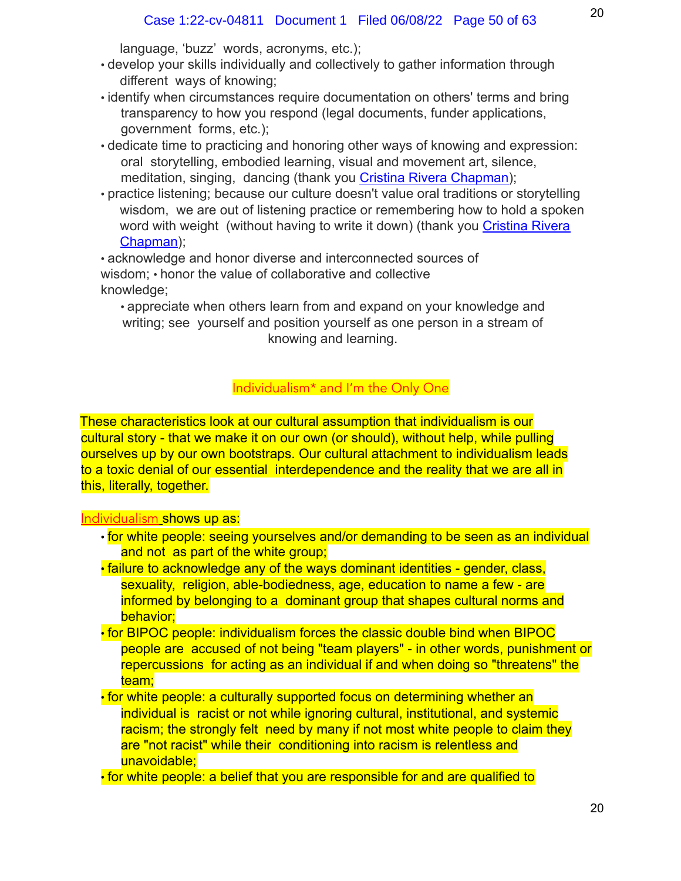language, 'buzz' words, acronyms, etc.);

- develop your skills individually and collectively to gather information through different ways of knowing;
- identify when circumstances require documentation on others' terms and bring transparency to how you respond (legal documents, funder applications, government forms, etc.);
- dedicate time to practicing and honoring other ways of knowing and expression: oral storytelling, embodied learning, visual and movement art, silence, meditation, singing, dancing (thank you Cristina Rivera Chapman);
- practice listening; because our culture doesn't value oral traditions or storytelling wisdom, we are out of listening practice or remembering how to hold a spoken word with weight (without having to write it down) (thank you Cristina Rivera Chapman);
- acknowledge and honor diverse and interconnected sources of wisdom;
- honor the value of collaborative and collective knowledge;
- appreciate when others learn from and expand on your knowledge and writing; see yourself and position yourself as one person in a stream of knowing and learning.

## Individualism* and I'm the Only One

These characteristics look at our cultural assumption that individualism is our cultural story - that we make it on our own (or should), without help, while pulling ourselves up by our own bootstraps. Our cultural attachment to individualism leads to a toxic denial of our essential interdependence and the reality that we are all in this, literally, together.

Individualism shows up as:

- for white people: seeing yourselves and/or demanding to be seen as an individual and not as part of the white group;
- failure to acknowledge any of the ways dominant identities - gender, class, sexuality, religion, able-bodiedness, age, education to name a few - are informed by belonging to a dominant group that shapes cultural norms and behavior;
- for BIPOC people: individualism forces the classic double bind when BIPOC people are accused of not being "team players" - in other words, punishment or repercussions for acting as an individual if and when doing so "threatens" the team;
- for white people: a culturally supported focus on determining whether an individual is racist or not while ignoring cultural, institutional, and systemic racism; the strongly felt need by many if not most white people to claim they are "not racist" while their conditioning into racism is relentless and unavoidable;
- for white people: a belief that you are responsible for and are qualified to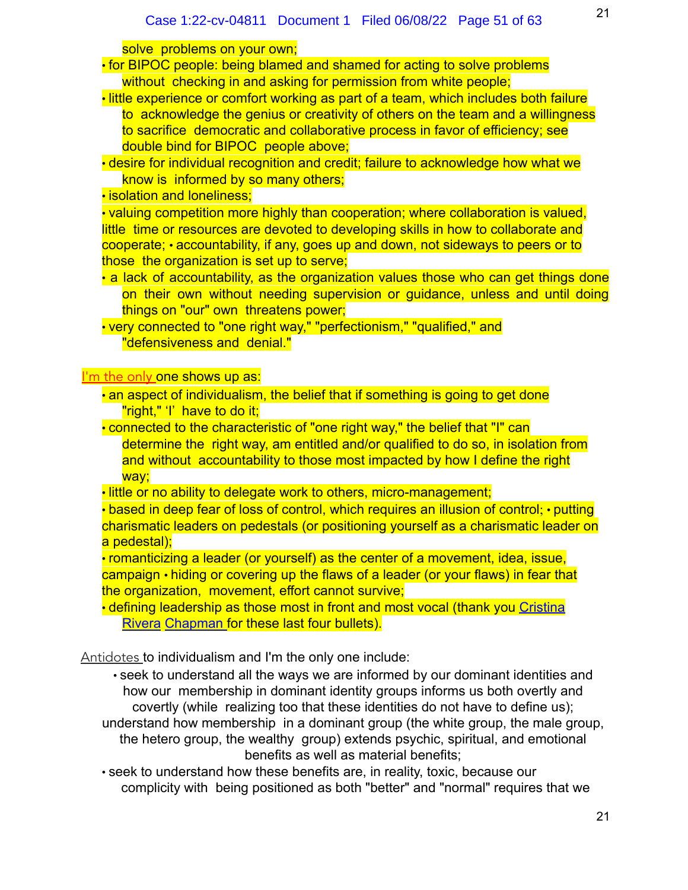solve problems on your own;

- for BIPOC people: being blamed and shamed for acting to solve problems without checking in and asking for permission from white people;
- little experience or comfort working as part of a team, which includes both failure to acknowledge the genius or creativity of others on the team and a willingness to sacrifice democratic and collaborative process in favor of efficiency; see double bind for BIPOC people above;
- desire for individual recognition and credit; failure to acknowledge how what we know is informed by so many others;
- isolation and loneliness;
- valuing competition more highly than cooperation; where collaboration is valued, little time or resources are devoted to developing skills in how to collaborate and cooperate; • accountability, if any, goes up and down, not sideways to peers or to those the organization is set up to serve;
- a lack of accountability, as the organization values those who can get things done on their own without needing supervision or guidance, unless and until doing things on "our" own threatens power;
- very connected to "one right way," "perfectionism," "qualified," and "defensiveness and denial."

I'm the only one shows up as:

- an aspect of individualism, the belief that if something is going to get done "right," 'I' have to do it;
- connected to the characteristic of "one right way," the belief that "I" can determine the right way, am entitled and/or qualified to do so, in isolation from and without accountability to those most impacted by how I define the right way;
- little or no ability to delegate work to others, micro-management;
- based in deep fear of loss of control, which requires an illusion of control; • putting charismatic leaders on pedestals (or positioning yourself as a charismatic leader on a pedestal);
- romanticizing a leader (or yourself) as the center of a movement, idea, issue, campaign • hiding or covering up the flaws of a leader (or your flaws) in fear that the organization, movement, effort cannot survive;
- defining leadership as those most in front and most vocal (thank you Cristina Rivera Chapman for these last four bullets).

Antidotes to individualism and I'm the only one include:

- seek to understand all the ways we are informed by our dominant identities and how our membership in dominant identity groups informs us both overtly and covertly (while realizing too that these identities do not have to define us); understand how membership in a dominant group (the white group, the male group, the hetero group, the wealthy group) extends psychic, spiritual, and emotional benefits as well as material benefits;
- seek to understand how these benefits are, in reality, toxic, because our complicity with being positioned as both "better" and "normal" requires that we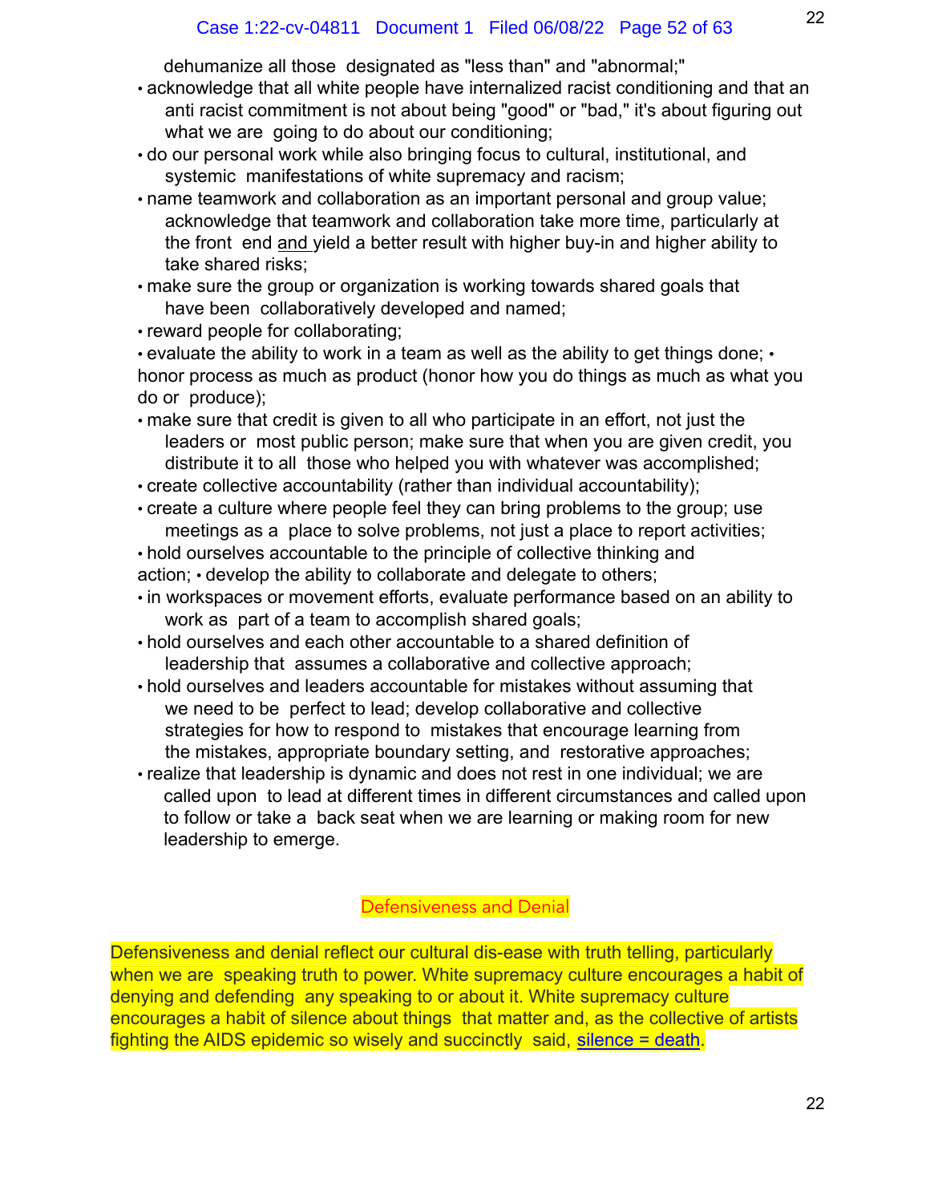dehumanize all those designated as "less than" and "abnormal;"

- acknowledge that all white people have internalized racist conditioning and that an anti racist commitment is not about being "good" or "bad," it's about figuring out what we are going to do about our conditioning;
- do our personal work while also bringing focus to cultural, institutional, and systemic manifestations of white supremacy and racism;
- name teamwork and collaboration as an important personal and group value; acknowledge that teamwork and collaboration take more time, particularly at the front end and yield a better result with higher buy-in and higher ability to take shared risks;
- make sure the group or organization is working towards shared goals that have been collaboratively developed and named;
- reward people for collaborating;
- evaluate the ability to work in a team as well as the ability to get things done;
- honor process as much as product (honor how you do things as much as what you do or produce);
- make sure that credit is given to all who participate in an effort, not just the leaders or most public person; make sure that when you are given credit, you distribute it to all those who helped you with whatever was accomplished;
- create collective accountability (rather than individual accountability);
- create a culture where people feel they can bring problems to the group; use meetings as a place to solve problems, not just a place to report activities;
- hold ourselves accountable to the principle of collective thinking and action;
- develop the ability to collaborate and delegate to others;
- in workspaces or movement efforts, evaluate performance based on an ability to work as part of a team to accomplish shared goals;
- hold ourselves and each other accountable to a shared definition of leadership that assumes a collaborative and collective approach;
- hold ourselves and leaders accountable for mistakes without assuming that we need to be perfect to lead; develop collaborative and collective strategies for how to respond to mistakes that encourage learning from the mistakes, appropriate boundary setting, and restorative approaches;
- realize that leadership is dynamic and does not rest in one individual; we are called upon to lead at different times in different circumstances and called upon to follow or take a back seat when we are learning or making room for new leadership to emerge.

## Defensiveness and Denial

Defensiveness and denial reflect our cultural dis-ease with truth telling, particularly when we are speaking truth to power. White supremacy culture encourages a habit of denying and defending any speaking to or about it. White supremacy culture encourages a habit of silence about things that matter and, as the collective of artists fighting the AIDS epidemic so wisely and succinctly said, silence = death.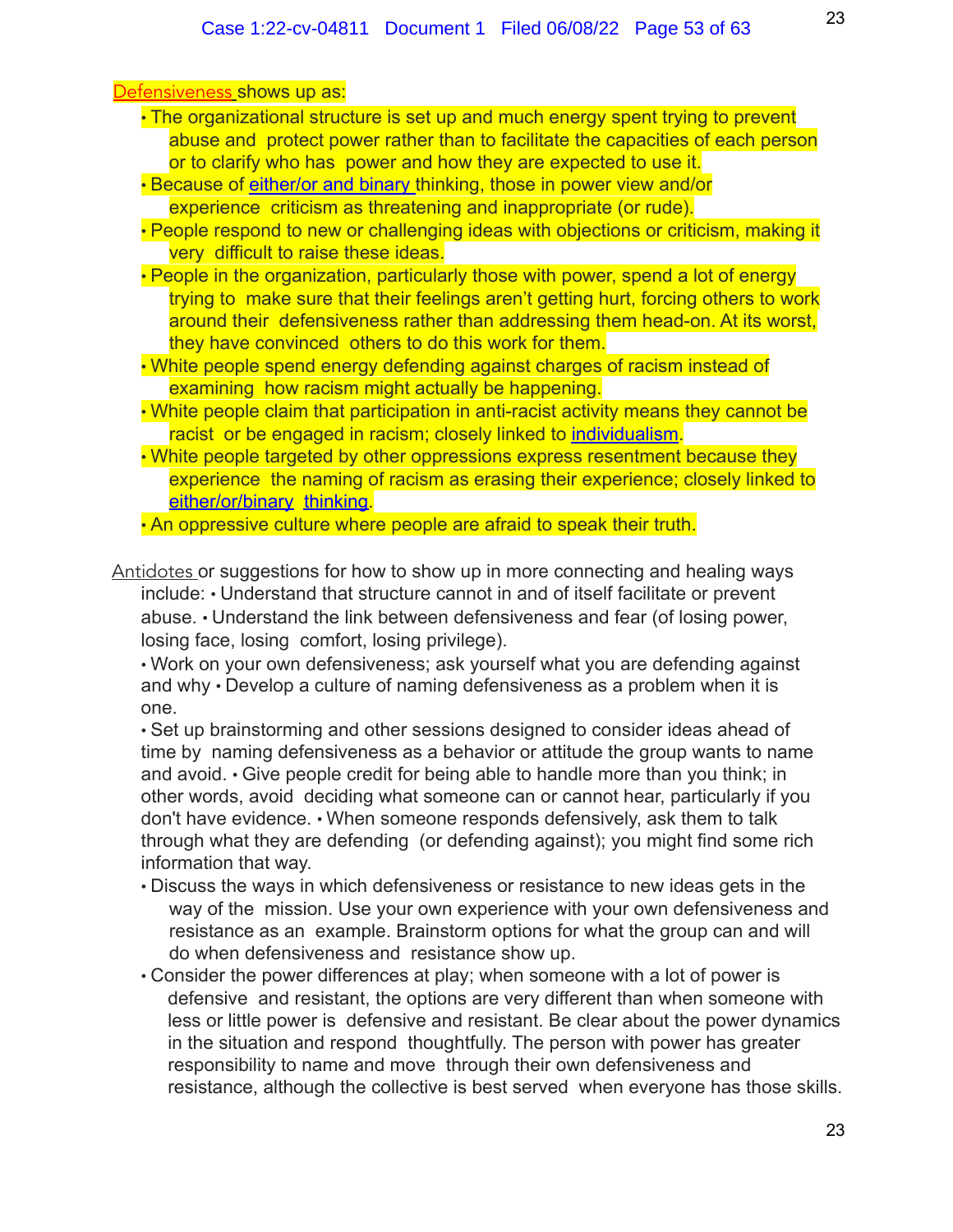Defensiveness shows up as:

- The organizational structure is set up and much energy spent trying to prevent abuse and protect power rather than to facilitate the capacities of each person or to clarify who has power and how they are expected to use it.
- Because of either/or and binary thinking, those in power view and/or experience criticism as threatening and inappropriate (or rude).
- People respond to new or challenging ideas with objections or criticism, making it very difficult to raise these ideas.
- People in the organization, particularly those with power, spend a lot of energy trying to make sure that their feelings aren't getting hurt, forcing others to work around their defensiveness rather than addressing them head-on. At its worst, they have convinced others to do this work for them.
- White people spend energy defending against charges of racism instead of examining how racism might actually be happening.
- White people claim that participation in anti-racist activity means they cannot be racist or be engaged in racism; closely linked to individualism.
- White people targeted by other oppressions express resentment because they experience the naming of racism as erasing their experience; closely linked to either/or/binary thinking.
- An oppressive culture where people are afraid to speak their truth.

Antidotes or suggestions for how to show up in more connecting and healing ways include: • Understand that structure cannot in and of itself facilitate or prevent abuse. • Understand the link between defensiveness and fear (of losing power, losing face, losing comfort, losing privilege).

• Work on your own defensiveness; ask yourself what you are defending against and why • Develop a culture of naming defensiveness as a problem when it is one.

• Set up brainstorming and other sessions designed to consider ideas ahead of time by naming defensiveness as a behavior or attitude the group wants to name and avoid. • Give people credit for being able to handle more than you think; in other words, avoid deciding what someone can or cannot hear, particularly if you don't have evidence. • When someone responds defensively, ask them to talk through what they are defending (or defending against); you might find some rich information that way.

- Discuss the ways in which defensiveness or resistance to new ideas gets in the way of the mission. Use your own experience with your own defensiveness and resistance as an example. Brainstorm options for what the group can and will do when defensiveness and resistance show up.
- Consider the power differences at play; when someone with a lot of power is defensive and resistant, the options are very different than when someone with less or little power is defensive and resistant. Be clear about the power dynamics in the situation and respond thoughtfully. The person with power has greater responsibility to name and move through their own defensiveness and resistance, although the collective is best served when everyone has those skills.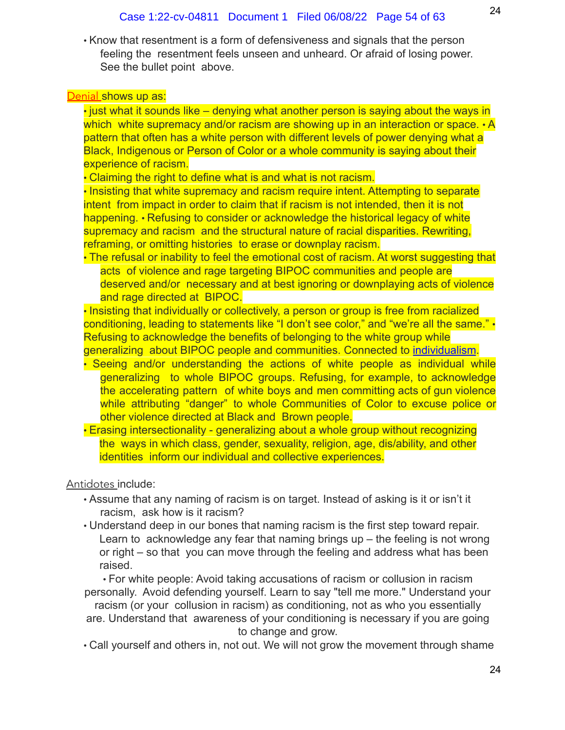- Know that resentment is a form of defensiveness and signals that the person feeling the resentment feels unseen and unheard. Or afraid of losing power. See the bullet point above.

Denial shows up as:

- just what it sounds like – denying what another person is saying about the ways in which white supremacy and/or racism are showing up in an interaction or space.
- A pattern that often has a white person with different levels of power denying what a Black, Indigenous or Person of Color or a whole community is saying about their experience of racism.
- Claiming the right to define what is and what is not racism.
- Insisting that white supremacy and racism require intent. Attempting to separate intent from impact in order to claim that if racism is not intended, then it is not happening.
- Refusing to consider or acknowledge the historical legacy of white supremacy and racism and the structural nature of racial disparities. Rewriting, reframing, or omitting histories to erase or downplay racism.
- The refusal or inability to feel the emotional cost of racism. At worst suggesting that acts of violence and rage targeting BIPOC communities and people are deserved and/or necessary and at best ignoring or downplaying acts of violence and rage directed at BIPOC.
- Insisting that individually or collectively, a person or group is free from racialized conditioning, leading to statements like "I don't see color," and "we're all the same."
- Refusing to acknowledge the benefits of belonging to the white group while generalizing about BIPOC people and communities. Connected to individualism.
- Seeing and/or understanding the actions of white people as individual while generalizing to whole BIPOC groups. Refusing, for example, to acknowledge the accelerating pattern of white boys and men committing acts of gun violence while attributing "danger" to whole Communities of Color to excuse police or other violence directed at Black and Brown people.
- Erasing intersectionality - generalizing about a whole group without recognizing the ways in which class, gender, sexuality, religion, age, dis/ability, and other identities inform our individual and collective experiences.

Antidotes include:

- Assume that any naming of racism is on target. Instead of asking is it or isn't it racism, ask how is it racism?
- Understand deep in our bones that naming racism is the first step toward repair. Learn to acknowledge any fear that naming brings up – the feeling is not wrong or right – so that you can move through the feeling and address what has been raised.
- For white people: Avoid taking accusations of racism or collusion in racism personally. Avoid defending yourself. Learn to say "tell me more." Understand your racism (or your collusion in racism) as conditioning, not as who you essentially are. Understand that awareness of your conditioning is necessary if you are going to change and grow.
- Call yourself and others in, not out. We will not grow the movement through shame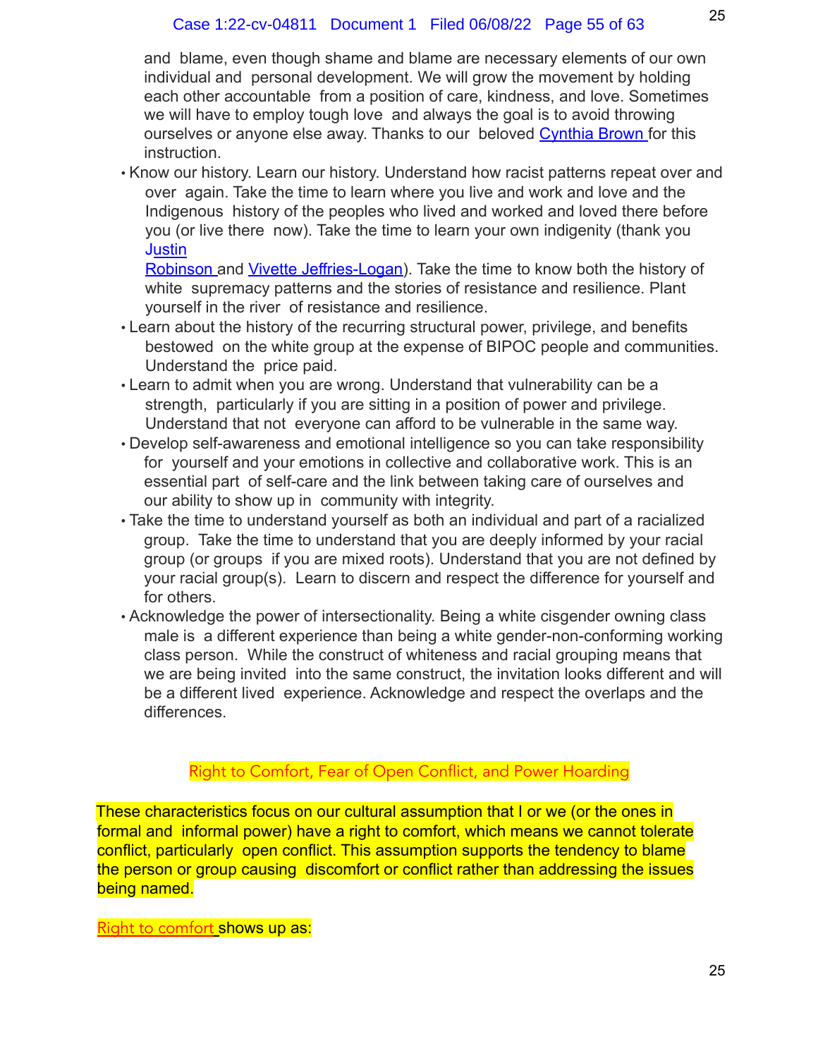and blame, even though shame and blame are necessary elements of our own individual and personal development. We will grow the movement by holding each other accountable from a position of care, kindness, and love. Sometimes we will have to employ tough love and always the goal is to avoid throwing ourselves or anyone else away. Thanks to our beloved Cynthia Brown for this instruction.

- Know our history. Learn our history. Understand how racist patterns repeat over and over again. Take the time to learn where you live and work and love and the Indigenous history of the peoples who lived and worked and loved there before you (or live there now). Take the time to learn your own indigenity (thank you Justin Robinson and Vivette Jeffries-Logan). Take the time to know both the history of white supremacy patterns and the stories of resistance and resilience. Plant yourself in the river of resistance and resilience.
- Learn about the history of the recurring structural power, privilege, and benefits bestowed on the white group at the expense of BIPOC people and communities. Understand the price paid.
- Learn to admit when you are wrong. Understand that vulnerability can be a strength, particularly if you are sitting in a position of power and privilege. Understand that not everyone can afford to be vulnerable in the same way.
- Develop self-awareness and emotional intelligence so you can take responsibility for yourself and your emotions in collective and collaborative work. This is an essential part of self-care and the link between taking care of ourselves and our ability to show up in community with integrity.
- Take the time to understand yourself as both an individual and part of a racialized group. Take the time to understand that you are deeply informed by your racial group (or groups if you are mixed roots). Understand that you are not defined by your racial group(s). Learn to discern and respect the difference for yourself and for others.
- Acknowledge the power of intersectionality. Being a white cisgender owning class male is a different experience than being a white gender-non-conforming working class person. While the construct of whiteness and racial grouping means that we are being invited into the same construct, the invitation looks different and will be a different lived experience. Acknowledge and respect the overlaps and the differences.

## Right to Comfort, Fear of Open Conflict, and Power Hoarding

These characteristics focus on our cultural assumption that I or we (or the ones in formal and informal power) have a right to comfort, which means we cannot tolerate conflict, particularly open conflict. This assumption supports the tendency to blame the person or group causing discomfort or conflict rather than addressing the issues being named.

Right to comfort shows up as: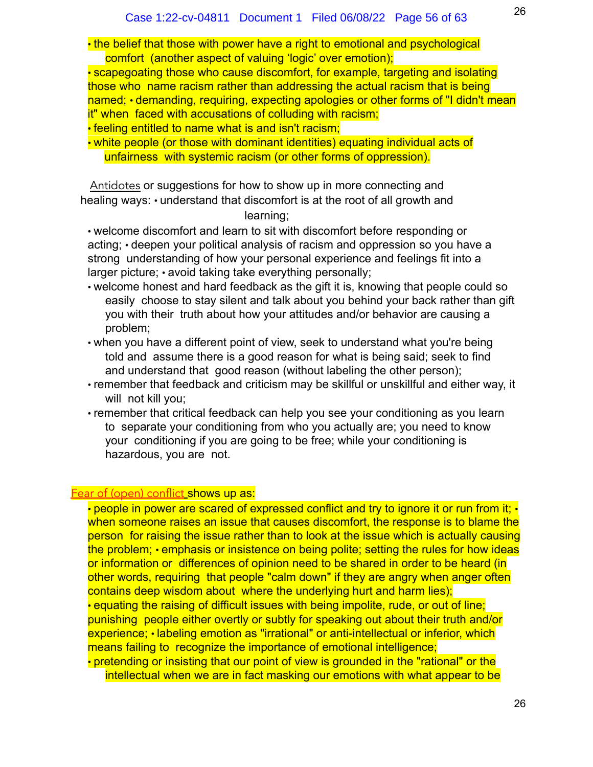- the belief that those with power have a right to emotional and psychological comfort (another aspect of valuing 'logic' over emotion);
- scapegoating those who cause discomfort, for example, targeting and isolating those who name racism rather than addressing the actual racism that is being named;
- demanding, requiring, expecting apologies or other forms of "I didn't mean it" when faced with accusations of colluding with racism;
- feeling entitled to name what is and isn't racism;
- white people (or those with dominant identities) equating individual acts of unfairness with systemic racism (or other forms of oppression).

Antidotes or suggestions for how to show up in more connecting and healing ways:

- understand that discomfort is at the root of all growth and learning;
- welcome discomfort and learn to sit with discomfort before responding or acting;
- deepen your political analysis of racism and oppression so you have a strong understanding of how your personal experience and feelings fit into a larger picture;
- avoid taking take everything personally;
- welcome honest and hard feedback as the gift it is, knowing that people could so easily choose to stay silent and talk about you behind your back rather than gift you with their truth about how your attitudes and/or behavior are causing a problem;
- when you have a different point of view, seek to understand what you're being told and assume there is a good reason for what is being said; seek to find and understand that good reason (without labeling the other person);
- remember that feedback and criticism may be skillful or unskillful and either way, it will not kill you;
- remember that critical feedback can help you see your conditioning as you learn to separate your conditioning from who you actually are; you need to know your conditioning if you are going to be free; while your conditioning is hazardous, you are not.

Fear of (open) conflict shows up as:

- people in power are scared of expressed conflict and try to ignore it or run from it;
- when someone raises an issue that causes discomfort, the response is to blame the person for raising the issue rather than to look at the issue which is actually causing the problem;
- emphasis or insistence on being polite; setting the rules for how ideas or information or differences of opinion need to be shared in order to be heard (in other words, requiring that people "calm down" if they are angry when anger often contains deep wisdom about where the underlying hurt and harm lies);
- equating the raising of difficult issues with being impolite, rude, or out of line; punishing people either overtly or subtly for speaking out about their truth and/or experience;
- labeling emotion as "irrational" or anti-intellectual or inferior, which means failing to recognize the importance of emotional intelligence;
- pretending or insisting that our point of view is grounded in the "rational" or the intellectual when we are in fact masking our emotions with what appear to be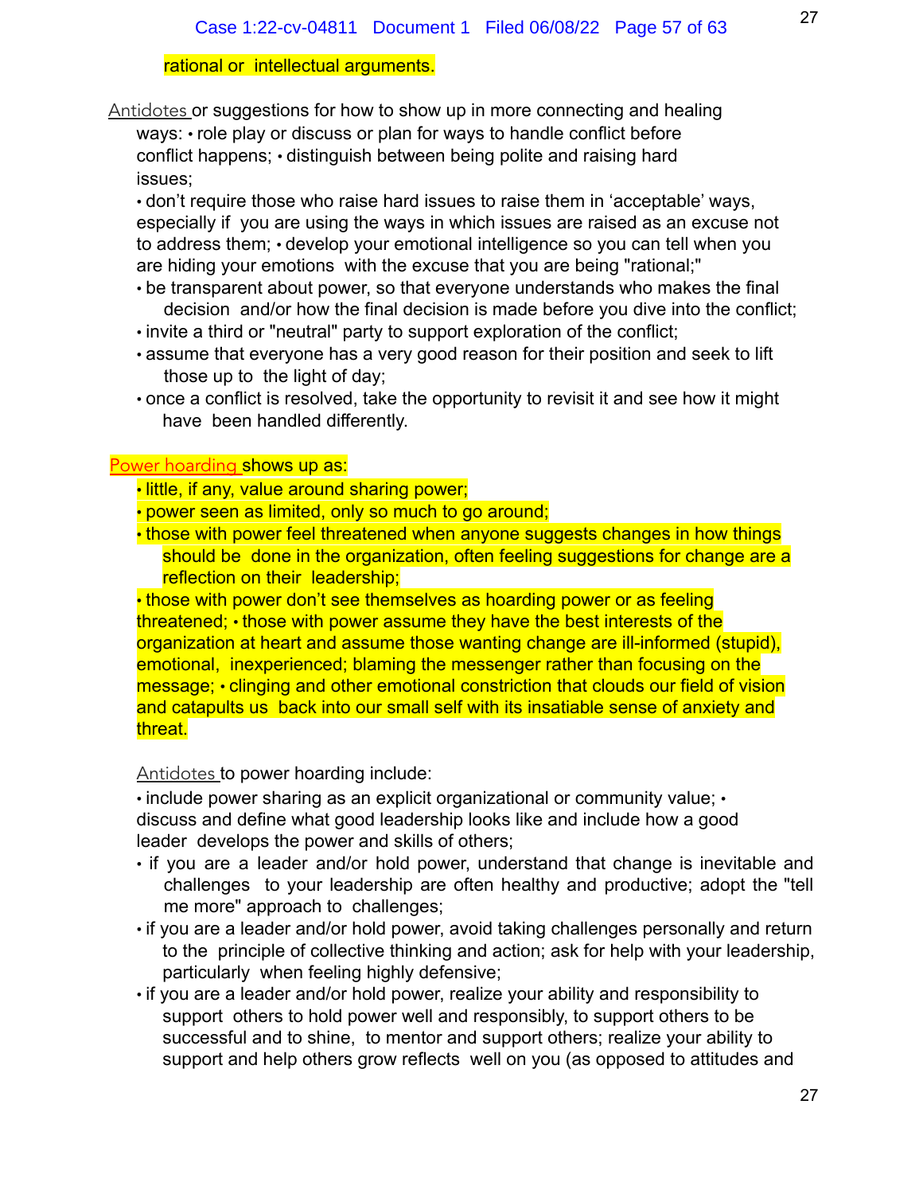rational or intellectual arguments.

Antidotes or suggestions for how to show up in more connecting and healing ways: • role play or discuss or plan for ways to handle conflict before conflict happens; • distinguish between being polite and raising hard issues;

• don't require those who raise hard issues to raise them in 'acceptable' ways, especially if you are using the ways in which issues are raised as an excuse not to address them; • develop your emotional intelligence so you can tell when you are hiding your emotions with the excuse that you are being "rational;"

- be transparent about power, so that everyone understands who makes the final decision and/or how the final decision is made before you dive into the conflict;
- invite a third or "neutral" party to support exploration of the conflict;
- assume that everyone has a very good reason for their position and seek to lift those up to the light of day;
- once a conflict is resolved, take the opportunity to revisit it and see how it might have been handled differently.

Power hoarding shows up as:

- little, if any, value around sharing power;
- power seen as limited, only so much to go around;
- those with power feel threatened when anyone suggests changes in how things should be done in the organization, often feeling suggestions for change are a reflection on their leadership;
- those with power don't see themselves as hoarding power or as feeling threatened; • those with power assume they have the best interests of the organization at heart and assume those wanting change are ill-informed (stupid), emotional, inexperienced; blaming the messenger rather than focusing on the message; • clinging and other emotional constriction that clouds our field of vision and catapults us back into our small self with its insatiable sense of anxiety and threat.

Antidotes to power hoarding include:

• include power sharing as an explicit organizational or community value; • discuss and define what good leadership looks like and include how a good leader develops the power and skills of others;

- if you are a leader and/or hold power, understand that change is inevitable and challenges to your leadership are often healthy and productive; adopt the "tell me more" approach to challenges;
- if you are a leader and/or hold power, avoid taking challenges personally and return to the principle of collective thinking and action; ask for help with your leadership, particularly when feeling highly defensive;
- if you are a leader and/or hold power, realize your ability and responsibility to support others to hold power well and responsibly, to support others to be successful and to shine, to mentor and support others; realize your ability to support and help others grow reflects well on you (as opposed to attitudes and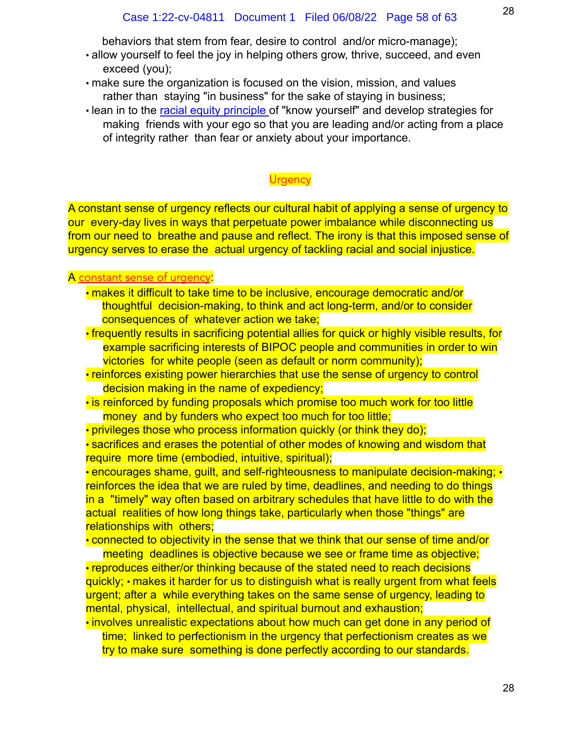behaviors that stem from fear, desire to control and/or micro-manage);

- allow yourself to feel the joy in helping others grow, thrive, succeed, and even exceed (you);
- make sure the organization is focused on the vision, mission, and values rather than staying "in business" for the sake of staying in business;
- lean in to the racial equity principle of "know yourself" and develop strategies for making friends with your ego so that you are leading and/or acting from a place of integrity rather than fear or anxiety about your importance.

## Urgency

A constant sense of urgency reflects our cultural habit of applying a sense of urgency to our every-day lives in ways that perpetuate power imbalance while disconnecting us from our need to breathe and pause and reflect. The irony is that this imposed sense of urgency serves to erase the actual urgency of tackling racial and social injustice.

A constant sense of urgency:

- makes it difficult to take time to be inclusive, encourage democratic and/or thoughtful decision-making, to think and act long-term, and/or to consider consequences of whatever action we take;
- frequently results in sacrificing potential allies for quick or highly visible results, for example sacrificing interests of BIPOC people and communities in order to win victories for white people (seen as default or norm community);
- reinforces existing power hierarchies that use the sense of urgency to control decision making in the name of expediency;
- is reinforced by funding proposals which promise too much work for too little money and by funders who expect too much for too little;
- privileges those who process information quickly (or think they do);
- sacrifices and erases the potential of other modes of knowing and wisdom that require more time (embodied, intuitive, spiritual);
- encourages shame, guilt, and self-righteousness to manipulate decision-making;
- reinforces the idea that we are ruled by time, deadlines, and needing to do things in a "timely" way often based on arbitrary schedules that have little to do with the actual realities of how long things take, particularly when those "things" are relationships with others;
- connected to objectivity in the sense that we think that our sense of time and/or meeting deadlines is objective because we see or frame time as objective;
- reproduces either/or thinking because of the stated need to reach decisions quickly;
- makes it harder for us to distinguish what is really urgent from what feels urgent; after a while everything takes on the same sense of urgency, leading to mental, physical, intellectual, and spiritual burnout and exhaustion;
- involves unrealistic expectations about how much can get done in any period of time; linked to perfectionism in the urgency that perfectionism creates as we try to make sure something is done perfectly according to our standards.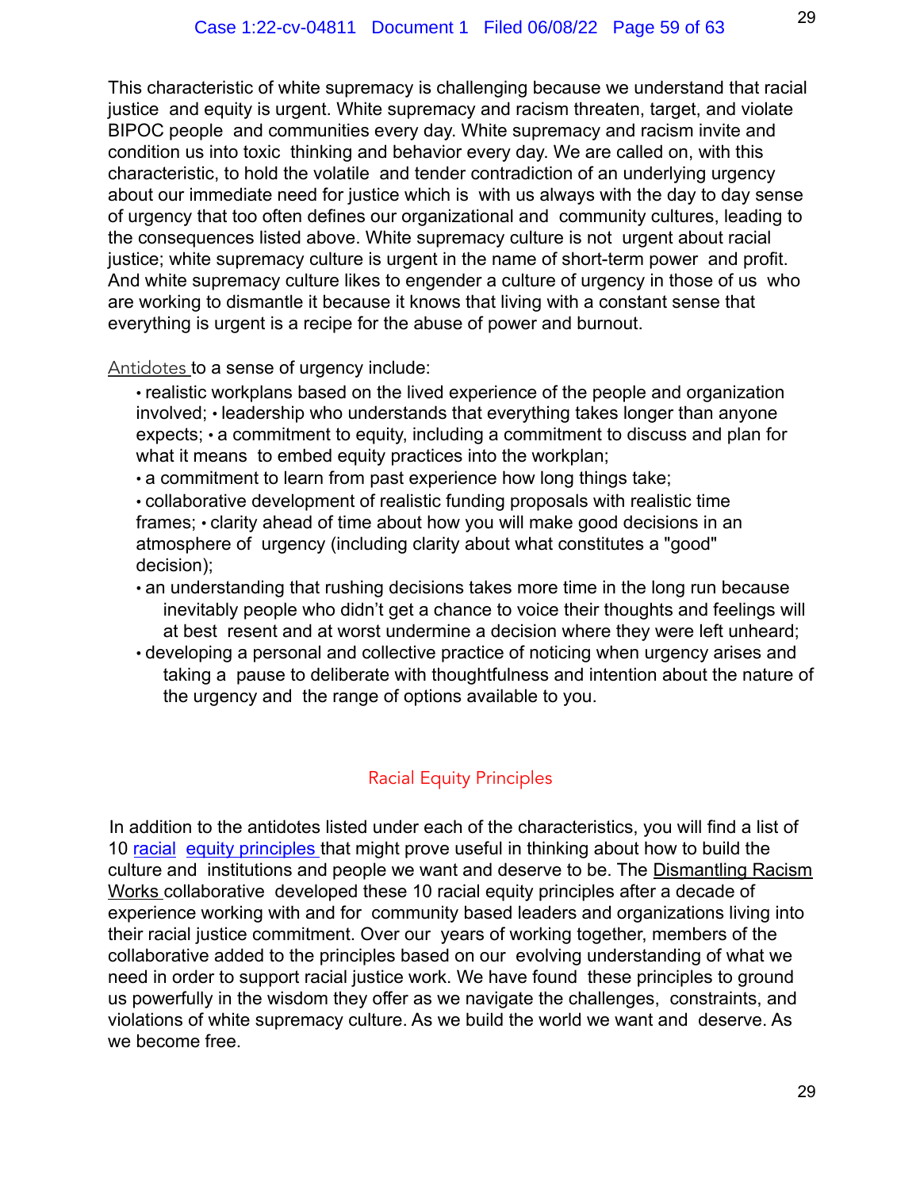This characteristic of white supremacy is challenging because we understand that racial justice and equity is urgent. White supremacy and racism threaten, target, and violate BIPOC people and communities every day. White supremacy and racism invite and condition us into toxic thinking and behavior every day. We are called on, with this characteristic, to hold the volatile and tender contradiction of an underlying urgency about our immediate need for justice which is with us always with the day to day sense of urgency that too often defines our organizational and community cultures, leading to the consequences listed above. White supremacy culture is not urgent about racial justice; white supremacy culture is urgent in the name of short-term power and profit. And white supremacy culture likes to engender a culture of urgency in those of us who are working to dismantle it because it knows that living with a constant sense that everything is urgent is a recipe for the abuse of power and burnout.

Antidotes to a sense of urgency include:

- realistic workplans based on the lived experience of the people and organization involved;
- leadership who understands that everything takes longer than anyone expects;
- a commitment to equity, including a commitment to discuss and plan for what it means to embed equity practices into the workplan;
- a commitment to learn from past experience how long things take;
- collaborative development of realistic funding proposals with realistic time frames;
- clarity ahead of time about how you will make good decisions in an atmosphere of urgency (including clarity about what constitutes a "good" decision);
- an understanding that rushing decisions takes more time in the long run because inevitably people who didn't get a chance to voice their thoughts and feelings will at best resent and at worst undermine a decision where they were left unheard;
- developing a personal and collective practice of noticing when urgency arises and taking a pause to deliberate with thoughtfulness and intention about the nature of the urgency and the range of options available to you.

## Racial Equity Principles

In addition to the antidotes listed under each of the characteristics, you will find a list of 10 racial equity principles that might prove useful in thinking about how to build the culture and institutions and people we want and deserve to be. The Dismantling Racism Works collaborative developed these 10 racial equity principles after a decade of experience working with and for community based leaders and organizations living into their racial justice commitment. Over our years of working together, members of the collaborative added to the principles based on our evolving understanding of what we need in order to support racial justice work. We have found these principles to ground us powerfully in the wisdom they offer as we navigate the challenges, constraints, and violations of white supremacy culture. As we build the world we want and deserve. As we become free.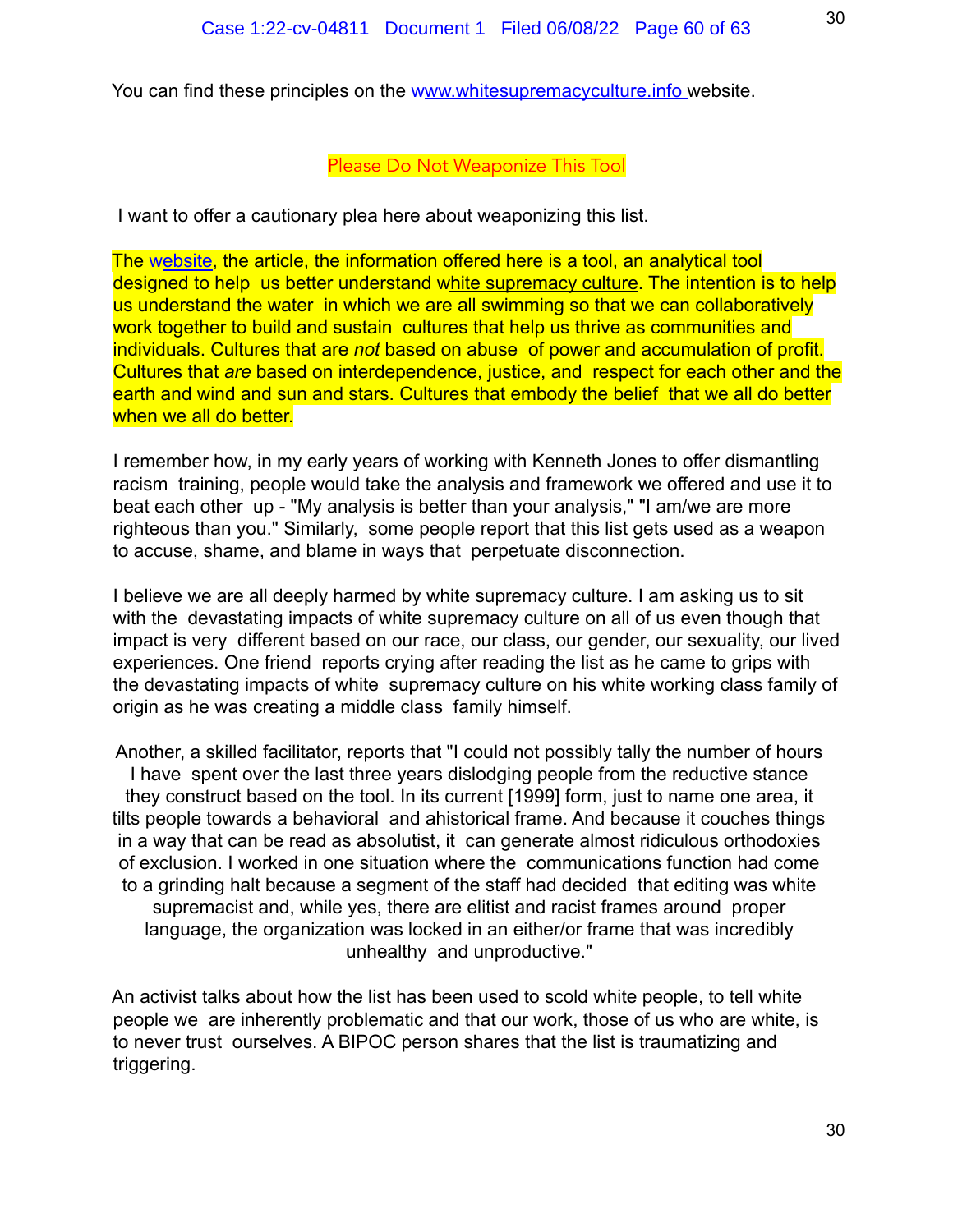You can find these principles on the www.whitesupremacyculture.info website.

## Please Do Not Weaponize This Tool

I want to offer a cautionary plea here about weaponizing this list.

The website, the article, the information offered here is a tool, an analytical tool designed to help us better understand white supremacy culture. The intention is to help us understand the water in which we are all swimming so that we can collaboratively work together to build and sustain cultures that help us thrive as communities and individuals. Cultures that are *not* based on abuse of power and accumulation of profit. Cultures that *are* based on interdependence, justice, and respect for each other and the earth and wind and sun and stars. Cultures that embody the belief that we all do better when we all do better.

I remember how, in my early years of working with Kenneth Jones to offer dismantling racism training, people would take the analysis and framework we offered and use it to beat each other up - "My analysis is better than your analysis," "I am/we are more righteous than you." Similarly, some people report that this list gets used as a weapon to accuse, shame, and blame in ways that perpetuate disconnection.

I believe we are all deeply harmed by white supremacy culture. I am asking us to sit with the devastating impacts of white supremacy culture on all of us even though that impact is very different based on our race, our class, our gender, our sexuality, our lived experiences. One friend reports crying after reading the list as he came to grips with the devastating impacts of white supremacy culture on his white working class family of origin as he was creating a middle class family himself.

> Another, a skilled facilitator, reports that "I could not possibly tally the number of hours I have spent over the last three years dislodging people from the reductive stance they construct based on the tool. In its current [1999] form, just to name one area, it tilts people towards a behavioral and ahistorical frame. And because it couches things in a way that can be read as absolutist, it can generate almost ridiculous orthodoxies of exclusion. I worked in one situation where the communications function had come to a grinding halt because a segment of the staff had decided that editing was white supremacist and, while yes, there are elitist and racist frames around proper language, the organization was locked in an either/or frame that was incredibly unhealthy and unproductive."

An activist talks about how the list has been used to scold white people, to tell white people we are inherently problematic and that our work, those of us who are white, is to never trust ourselves. A BIPOC person shares that the list is traumatizing and triggering.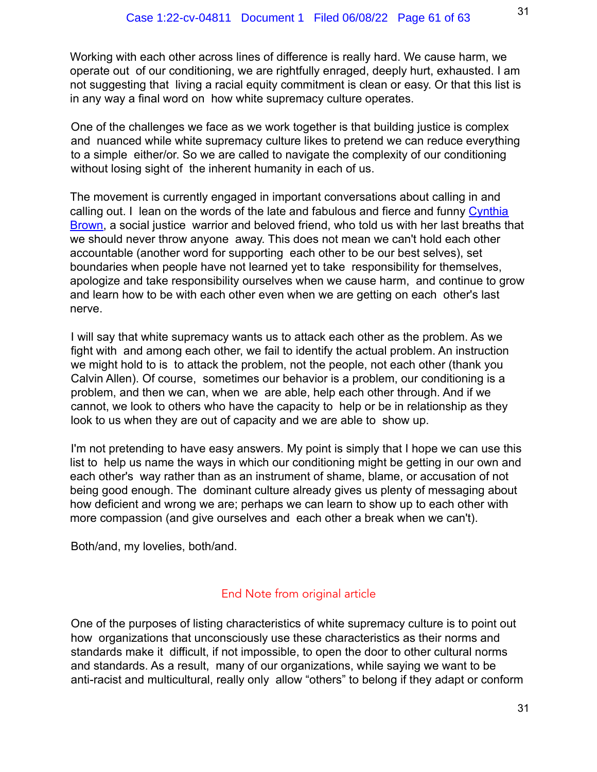Working with each other across lines of difference is really hard. We cause harm, we operate out of our conditioning, we are rightfully enraged, deeply hurt, exhausted. I am not suggesting that living a racial equity commitment is clean or easy. Or that this list is in any way a final word on how white supremacy culture operates.

One of the challenges we face as we work together is that building justice is complex and nuanced while white supremacy culture likes to pretend we can reduce everything to a simple either/or. So we are called to navigate the complexity of our conditioning without losing sight of the inherent humanity in each of us.

The movement is currently engaged in important conversations about calling in and calling out. I lean on the words of the late and fabulous and fierce and funny Cynthia Brown, a social justice warrior and beloved friend, who told us with her last breaths that we should never throw anyone away. This does not mean we can't hold each other accountable (another word for supporting each other to be our best selves), set boundaries when people have not learned yet to take responsibility for themselves, apologize and take responsibility ourselves when we cause harm, and continue to grow and learn how to be with each other even when we are getting on each other's last nerve.

I will say that white supremacy wants us to attack each other as the problem. As we fight with and among each other, we fail to identify the actual problem. An instruction we might hold to is to attack the problem, not the people, not each other (thank you Calvin Allen). Of course, sometimes our behavior is a problem, our conditioning is a problem, and then we can, when we are able, help each other through. And if we cannot, we look to others who have the capacity to help or be in relationship as they look to us when they are out of capacity and we are able to show up.

I'm not pretending to have easy answers. My point is simply that I hope we can use this list to help us name the ways in which our conditioning might be getting in our own and each other's way rather than as an instrument of shame, blame, or accusation of not being good enough. The dominant culture already gives us plenty of messaging about how deficient and wrong we are; perhaps we can learn to show up to each other with more compassion (and give ourselves and each other a break when we can't).

Both/and, my lovelies, both/and.

## End Note from original article

One of the purposes of listing characteristics of white supremacy culture is to point out how organizations that unconsciously use these characteristics as their norms and standards make it difficult, if not impossible, to open the door to other cultural norms and standards. As a result, many of our organizations, while saying we want to be anti-racist and multicultural, really only allow "others" to belong if they adapt or conform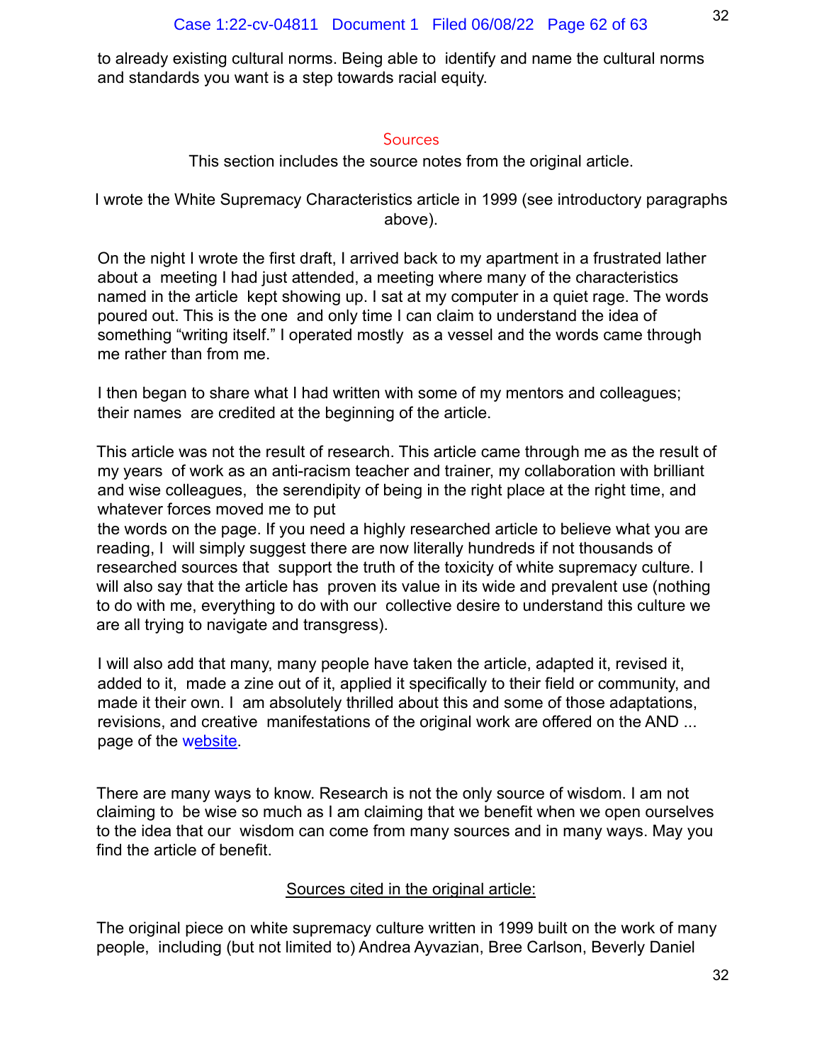to already existing cultural norms. Being able to identify and name the cultural norms and standards you want is a step towards racial equity.

## Sources

This section includes the source notes from the original article.

I wrote the White Supremacy Characteristics article in 1999 (see introductory paragraphs above).

On the night I wrote the first draft, I arrived back to my apartment in a frustrated lather about a meeting I had just attended, a meeting where many of the characteristics named in the article kept showing up. I sat at my computer in a quiet rage. The words poured out. This is the one and only time I can claim to understand the idea of something "writing itself." I operated mostly as a vessel and the words came through me rather than from me.

I then began to share what I had written with some of my mentors and colleagues; their names are credited at the beginning of the article.

This article was not the result of research. This article came through me as the result of my years of work as an anti-racism teacher and trainer, my collaboration with brilliant and wise colleagues, the serendipity of being in the right place at the right time, and whatever forces moved me to put the words on the page. If you need a highly researched article to believe what you are reading, I will simply suggest there are now literally hundreds if not thousands of researched sources that support the truth of the toxicity of white supremacy culture. I will also say that the article has proven its value in its wide and prevalent use (nothing to do with me, everything to do with our collective desire to understand this culture we are all trying to navigate and transgress).

I will also add that many, many people have taken the article, adapted it, revised it, added to it, made a zine out of it, applied it specifically to their field or community, and made it their own. I am absolutely thrilled about this and some of those adaptations, revisions, and creative manifestations of the original work are offered on the AND ... page of the website.

There are many ways to know. Research is not the only source of wisdom. I am not claiming to be wise so much as I am claiming that we benefit when we open ourselves to the idea that our wisdom can come from many sources and in many ways. May you find the article of benefit.

Sources cited in the original article:

The original piece on white supremacy culture written in 1999 built on the work of many people, including (but not limited to) Andrea Ayvazian, Bree Carlson, Beverly Daniel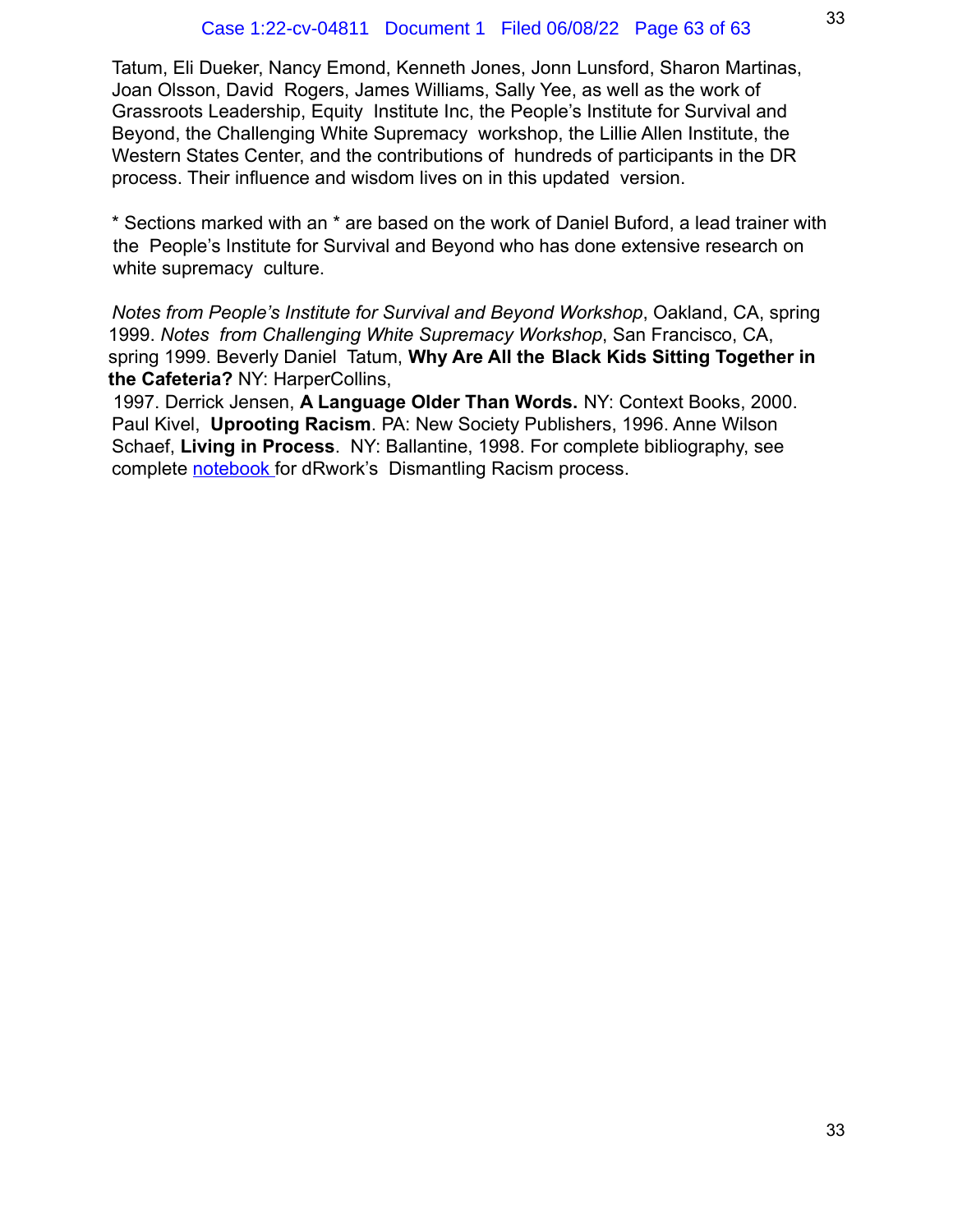Tatum, Eli Dueker, Nancy Emond, Kenneth Jones, Jonn Lunsford, Sharon Martinas, Joan Olsson, David Rogers, James Williams, Sally Yee, as well as the work of Grassroots Leadership, Equity Institute Inc, the People's Institute for Survival and Beyond, the Challenging White Supremacy workshop, the Lillie Allen Institute, the Western States Center, and the contributions of hundreds of participants in the DR process. Their influence and wisdom lives on in this updated version.

* Sections marked with an * are based on the work of Daniel Buford, a lead trainer with the People's Institute for Survival and Beyond who has done extensive research on white supremacy culture.

*Notes from People's Institute for Survival and Beyond Workshop*, Oakland, CA, spring 1999. *Notes from Challenging White Supremacy Workshop*, San Francisco, CA, spring 1999. Beverly Daniel Tatum, **Why Are All the Black Kids Sitting Together in the Cafeteria?** NY: HarperCollins, 1997. Derrick Jensen, **A Language Older Than Words.** NY: Context Books, 2000. Paul Kivel, **Uprooting Racism**. PA: New Society Publishers, 1996. Anne Wilson Schaef, **Living in Process**. NY: Ballantine, 1998. For complete bibliography, see complete notebook for dRwork's Dismantling Racism process.